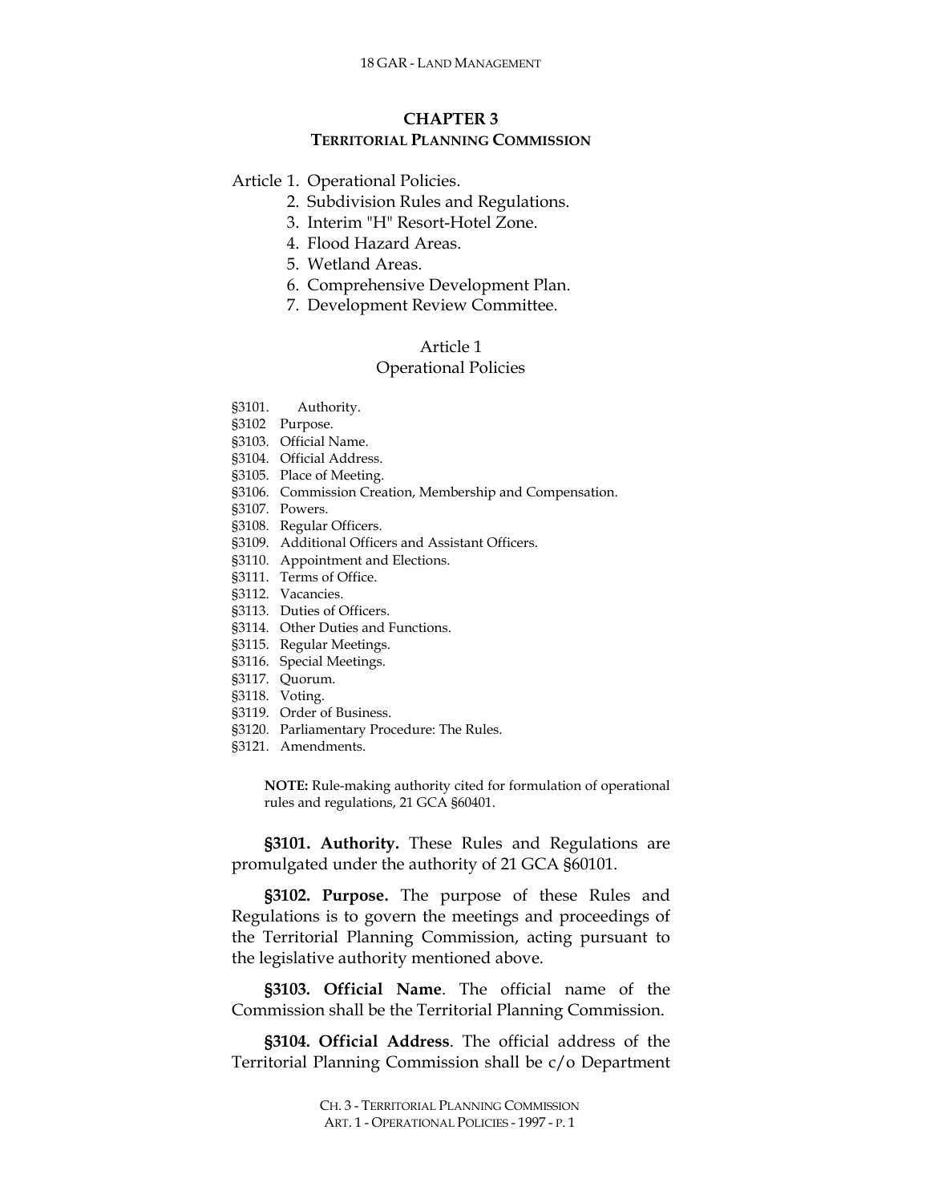# CHAPTER 3
## TERRITORIAL PLANNING COMMISSION

Article 1. Operational Policies.
2. Subdivision Rules and Regulations.
3. Interim "H" Resort-Hotel Zone.
4. Flood Hazard Areas.
5. Wetland Areas.
6. Comprehensive Development Plan.
7. Development Review Committee.

### Article 1
### Operational Policies

§3101. Authority.
§3102 Purpose.
§3103. Official Name.
§3104. Official Address.
§3105. Place of Meeting.
§3106. Commission Creation, Membership and Compensation.
§3107. Powers.
§3108. Regular Officers.
§3109. Additional Officers and Assistant Officers.
§3110. Appointment and Elections.
§3111. Terms of Office.
§3112. Vacancies.
§3113. Duties of Officers.
§3114. Other Duties and Functions.
§3115. Regular Meetings.
§3116. Special Meetings.
§3117. Quorum.
§3118. Voting.
§3119. Order of Business.
§3120. Parliamentary Procedure: The Rules.
§3121. Amendments.

**NOTE:** Rule-making authority cited for formulation of operational rules and regulations, 21 GCA §60401.

**§3101. Authority.** These Rules and Regulations are promulgated under the authority of 21 GCA §60101.

**§3102. Purpose.** The purpose of these Rules and Regulations is to govern the meetings and proceedings of the Territorial Planning Commission, acting pursuant to the legislative authority mentioned above.

**§3103. Official Name**. The official name of the Commission shall be the Territorial Planning Commission.

**§3104. Official Address**. The official address of the Territorial Planning Commission shall be c/o Department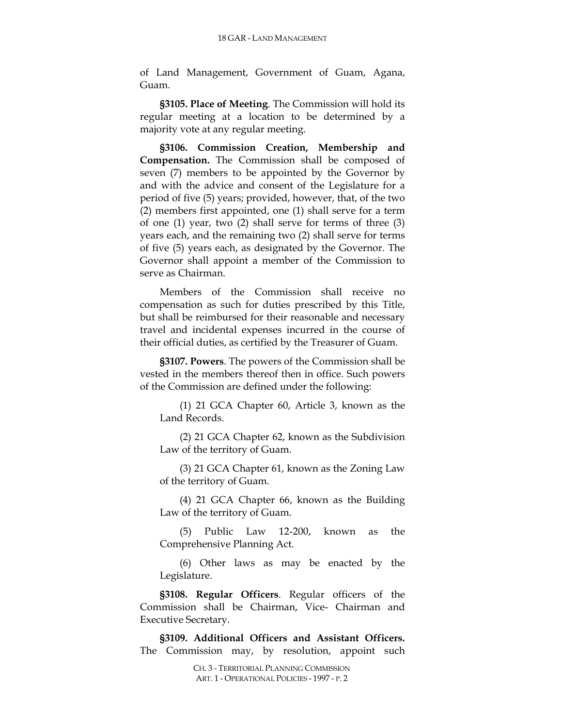of Land Management, Government of Guam, Agana, Guam.

**§3105. Place of Meeting**. The Commission will hold its regular meeting at a location to be determined by a majority vote at any regular meeting.

**§3106. Commission Creation, Membership and Compensation.** The Commission shall be composed of seven (7) members to be appointed by the Governor by and with the advice and consent of the Legislature for a period of five (5) years; provided, however, that, of the two (2) members first appointed, one (1) shall serve for a term of one (1) year, two (2) shall serve for terms of three (3) years each, and the remaining two (2) shall serve for terms of five (5) years each, as designated by the Governor. The Governor shall appoint a member of the Commission to serve as Chairman.

Members of the Commission shall receive no compensation as such for duties prescribed by this Title, but shall be reimbursed for their reasonable and necessary travel and incidental expenses incurred in the course of their official duties, as certified by the Treasurer of Guam.

**§3107. Powers**. The powers of the Commission shall be vested in the members thereof then in office. Such powers of the Commission are defined under the following:

(1) 21 GCA Chapter 60, Article 3, known as the Land Records.

(2) 21 GCA Chapter 62, known as the Subdivision Law of the territory of Guam.

(3) 21 GCA Chapter 61, known as the Zoning Law of the territory of Guam.

(4) 21 GCA Chapter 66, known as the Building Law of the territory of Guam.

(5) Public Law 12-200, known as the Comprehensive Planning Act.

(6) Other laws as may be enacted by the Legislature.

**§3108. Regular Officers**. Regular officers of the Commission shall be Chairman, Vice- Chairman and Executive Secretary.

**§3109. Additional Officers and Assistant Officers.** The Commission may, by resolution, appoint such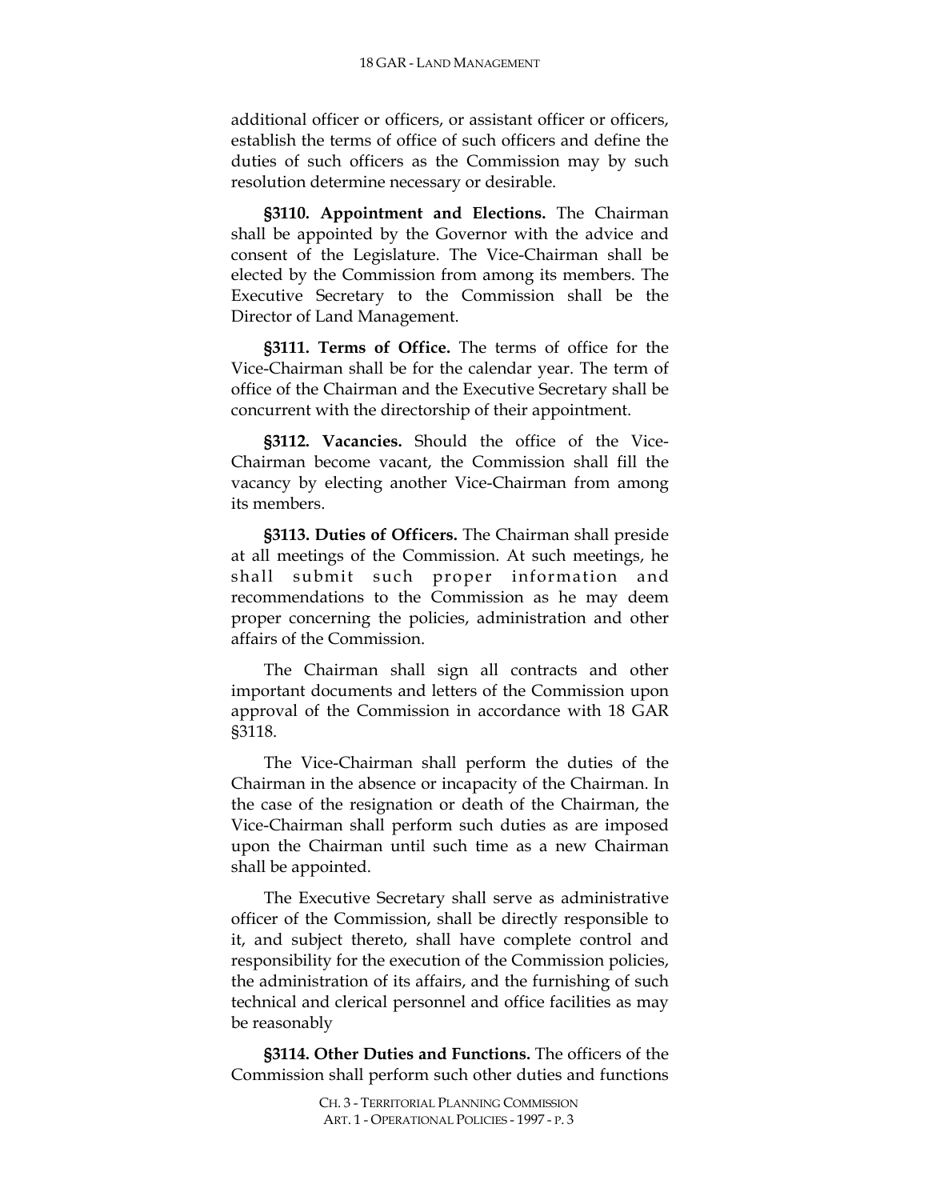additional officer or officers, or assistant officer or officers, establish the terms of office of such officers and define the duties of such officers as the Commission may by such resolution determine necessary or desirable.

**§3110. Appointment and Elections.** The Chairman shall be appointed by the Governor with the advice and consent of the Legislature. The Vice-Chairman shall be elected by the Commission from among its members. The Executive Secretary to the Commission shall be the Director of Land Management.

**§3111. Terms of Office.** The terms of office for the Vice-Chairman shall be for the calendar year. The term of office of the Chairman and the Executive Secretary shall be concurrent with the directorship of their appointment.

**§3112. Vacancies.** Should the office of the Vice-Chairman become vacant, the Commission shall fill the vacancy by electing another Vice-Chairman from among its members.

**§3113. Duties of Officers.** The Chairman shall preside at all meetings of the Commission. At such meetings, he shall submit such proper information and recommendations to the Commission as he may deem proper concerning the policies, administration and other affairs of the Commission.

The Chairman shall sign all contracts and other important documents and letters of the Commission upon approval of the Commission in accordance with 18 GAR §3118.

The Vice-Chairman shall perform the duties of the Chairman in the absence or incapacity of the Chairman. In the case of the resignation or death of the Chairman, the Vice-Chairman shall perform such duties as are imposed upon the Chairman until such time as a new Chairman shall be appointed.

The Executive Secretary shall serve as administrative officer of the Commission, shall be directly responsible to it, and subject thereto, shall have complete control and responsibility for the execution of the Commission policies, the administration of its affairs, and the furnishing of such technical and clerical personnel and office facilities as may be reasonably

**§3114. Other Duties and Functions.** The officers of the Commission shall perform such other duties and functions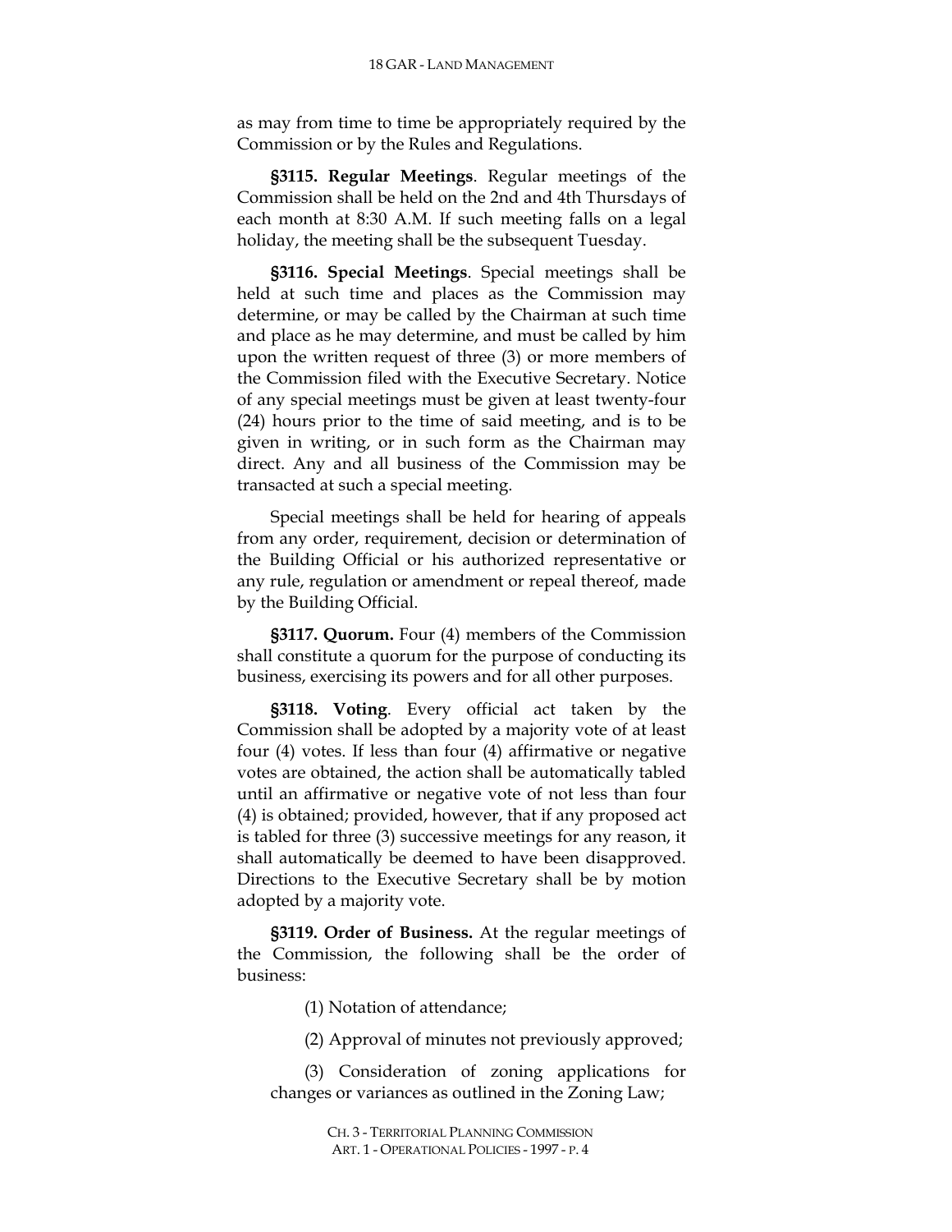as may from time to time be appropriately required by the Commission or by the Rules and Regulations.

**§3115. Regular Meetings**. Regular meetings of the Commission shall be held on the 2nd and 4th Thursdays of each month at 8:30 A.M. If such meeting falls on a legal holiday, the meeting shall be the subsequent Tuesday.

**§3116. Special Meetings**. Special meetings shall be held at such time and places as the Commission may determine, or may be called by the Chairman at such time and place as he may determine, and must be called by him upon the written request of three (3) or more members of the Commission filed with the Executive Secretary. Notice of any special meetings must be given at least twenty-four (24) hours prior to the time of said meeting, and is to be given in writing, or in such form as the Chairman may direct. Any and all business of the Commission may be transacted at such a special meeting.

Special meetings shall be held for hearing of appeals from any order, requirement, decision or determination of the Building Official or his authorized representative or any rule, regulation or amendment or repeal thereof, made by the Building Official.

**§3117. Quorum.** Four (4) members of the Commission shall constitute a quorum for the purpose of conducting its business, exercising its powers and for all other purposes.

**§3118. Voting**. Every official act taken by the Commission shall be adopted by a majority vote of at least four (4) votes. If less than four (4) affirmative or negative votes are obtained, the action shall be automatically tabled until an affirmative or negative vote of not less than four (4) is obtained; provided, however, that if any proposed act is tabled for three (3) successive meetings for any reason, it shall automatically be deemed to have been disapproved. Directions to the Executive Secretary shall be by motion adopted by a majority vote.

**§3119. Order of Business.** At the regular meetings of the Commission, the following shall be the order of business:

(1) Notation of attendance;

(2) Approval of minutes not previously approved;

(3) Consideration of zoning applications for changes or variances as outlined in the Zoning Law;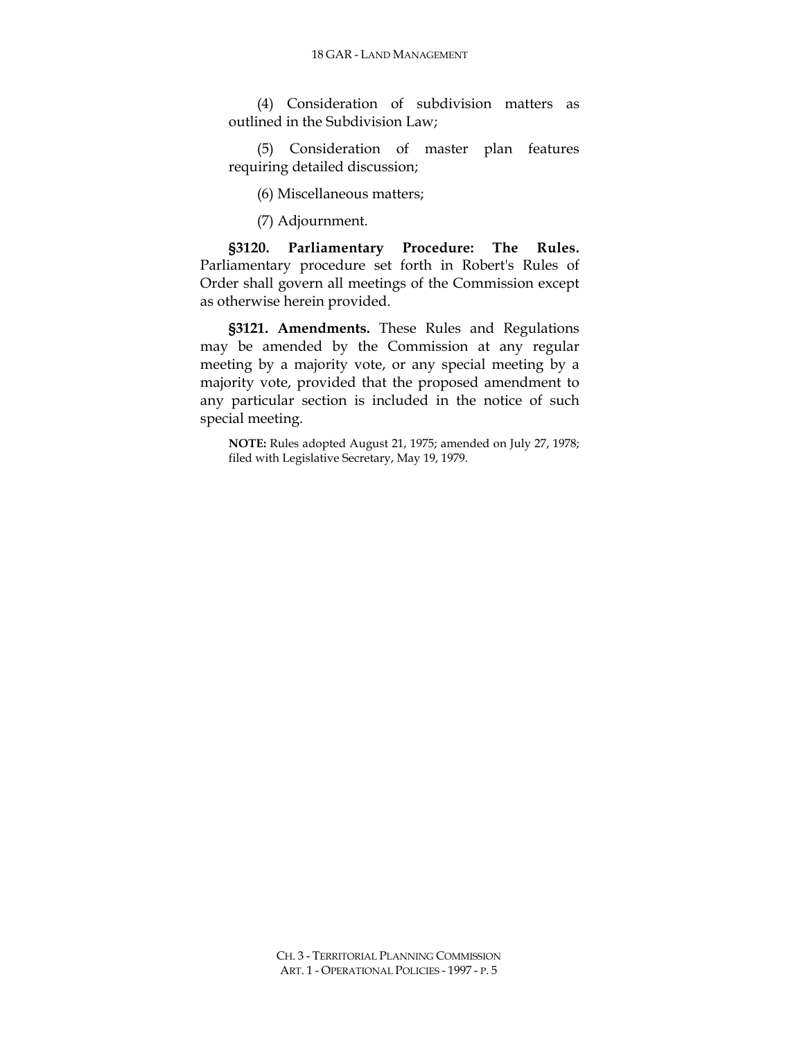(4) Consideration of subdivision matters as outlined in the Subdivision Law;

(5) Consideration of master plan features requiring detailed discussion;

(6) Miscellaneous matters;

(7) Adjournment.

**§3120. Parliamentary Procedure: The Rules.** Parliamentary procedure set forth in Robert's Rules of Order shall govern all meetings of the Commission except as otherwise herein provided.

**§3121. Amendments.** These Rules and Regulations may be amended by the Commission at any regular meeting by a majority vote, or any special meeting by a majority vote, provided that the proposed amendment to any particular section is included in the notice of such special meeting.

**NOTE:** Rules adopted August 21, 1975; amended on July 27, 1978; filed with Legislative Secretary, May 19, 1979.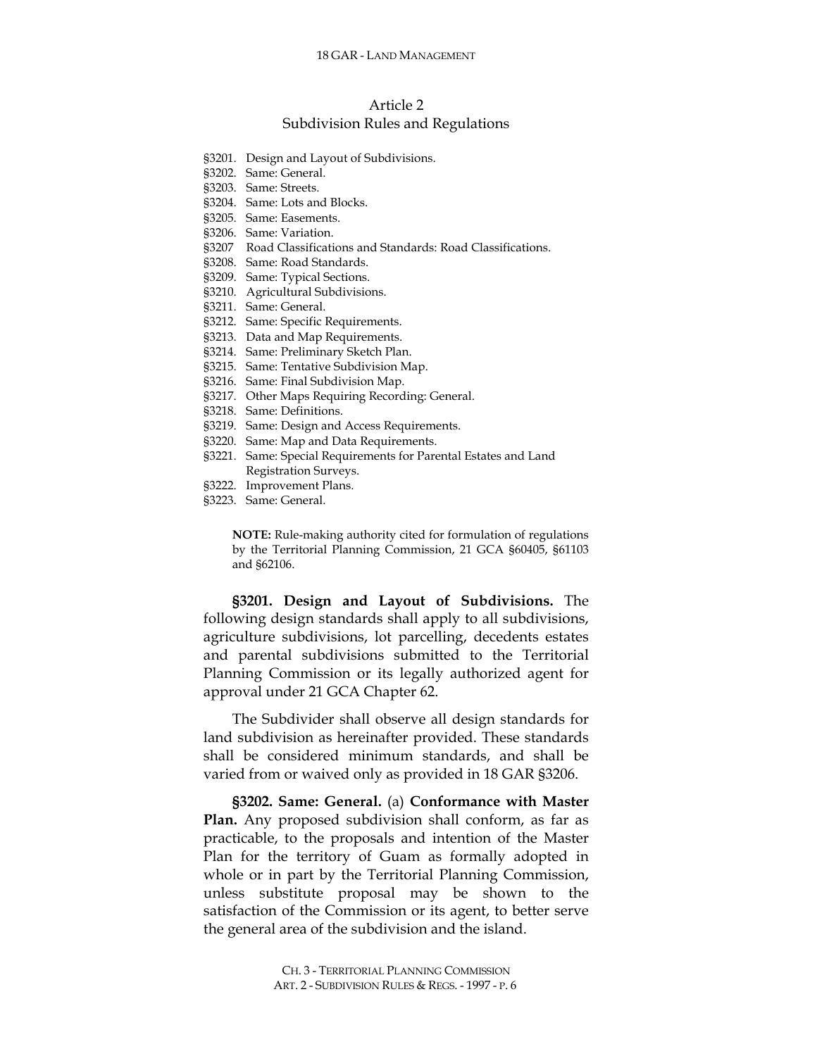## Article 2
## Subdivision Rules and Regulations

§3201. Design and Layout of Subdivisions.
§3202. Same: General.
§3203. Same: Streets.
§3204. Same: Lots and Blocks.
§3205. Same: Easements.
§3206. Same: Variation.
§3207 Road Classifications and Standards: Road Classifications.
§3208. Same: Road Standards.
§3209. Same: Typical Sections.
§3210. Agricultural Subdivisions.
§3211. Same: General.
§3212. Same: Specific Requirements.
§3213. Data and Map Requirements.
§3214. Same: Preliminary Sketch Plan.
§3215. Same: Tentative Subdivision Map.
§3216. Same: Final Subdivision Map.
§3217. Other Maps Requiring Recording: General.
§3218. Same: Definitions.
§3219. Same: Design and Access Requirements.
§3220. Same: Map and Data Requirements.
§3221. Same: Special Requirements for Parental Estates and Land Registration Surveys.
§3222. Improvement Plans.
§3223. Same: General.

**NOTE:** Rule-making authority cited for formulation of regulations by the Territorial Planning Commission, 21 GCA §60405, §61103 and §62106.

**§3201. Design and Layout of Subdivisions.** The following design standards shall apply to all subdivisions, agriculture subdivisions, lot parcelling, decedents estates and parental subdivisions submitted to the Territorial Planning Commission or its legally authorized agent for approval under 21 GCA Chapter 62.

The Subdivider shall observe all design standards for land subdivision as hereinafter provided. These standards shall be considered minimum standards, and shall be varied from or waived only as provided in 18 GAR §3206.

**§3202. Same: General.** (a) **Conformance with Master Plan.** Any proposed subdivision shall conform, as far as practicable, to the proposals and intention of the Master Plan for the territory of Guam as formally adopted in whole or in part by the Territorial Planning Commission, unless substitute proposal may be shown to the satisfaction of the Commission or its agent, to better serve the general area of the subdivision and the island.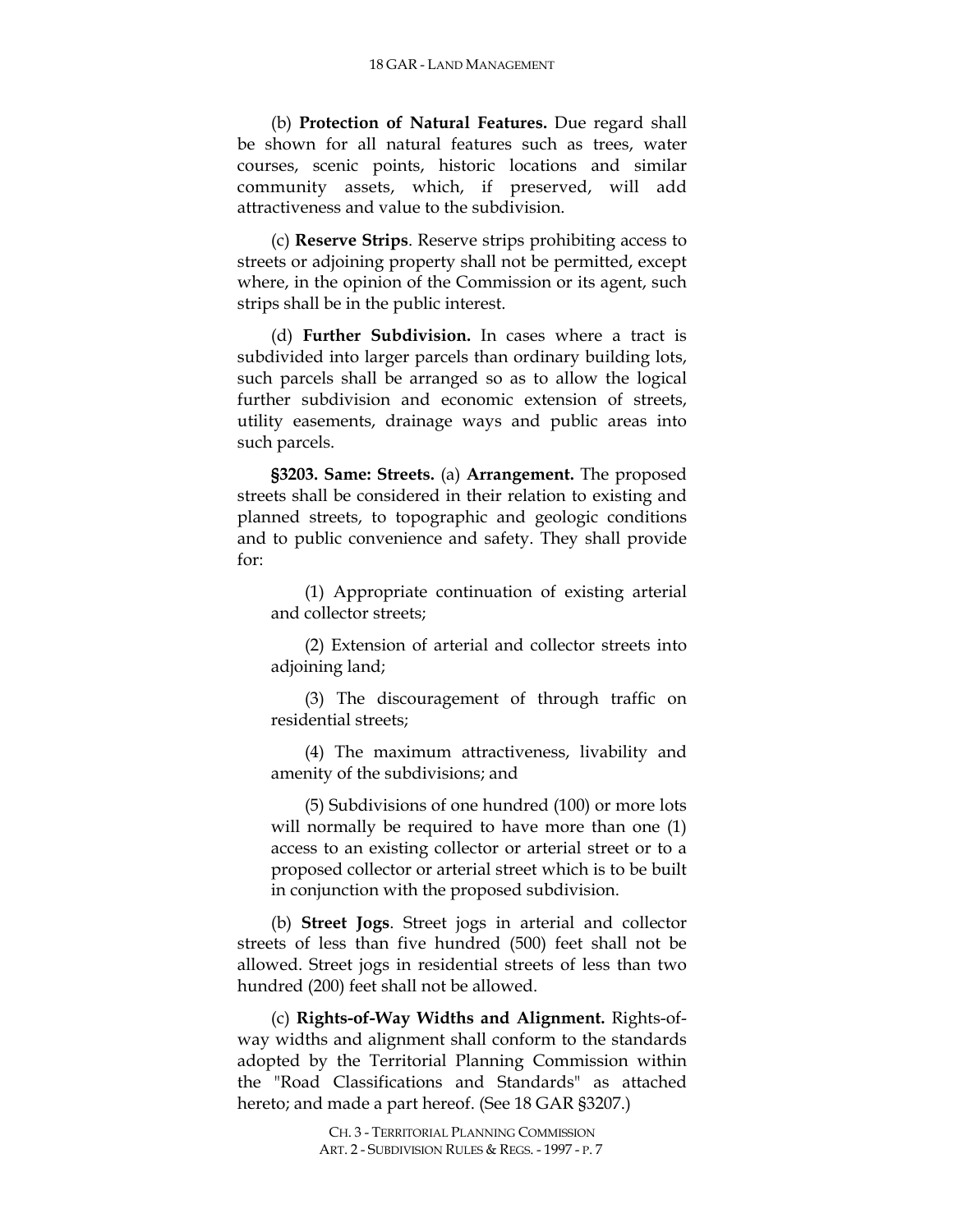(b) **Protection of Natural Features.** Due regard shall be shown for all natural features such as trees, water courses, scenic points, historic locations and similar community assets, which, if preserved, will add attractiveness and value to the subdivision.

(c) **Reserve Strips**. Reserve strips prohibiting access to streets or adjoining property shall not be permitted, except where, in the opinion of the Commission or its agent, such strips shall be in the public interest.

(d) **Further Subdivision.** In cases where a tract is subdivided into larger parcels than ordinary building lots, such parcels shall be arranged so as to allow the logical further subdivision and economic extension of streets, utility easements, drainage ways and public areas into such parcels.

**§3203. Same: Streets.** (a) **Arrangement.** The proposed streets shall be considered in their relation to existing and planned streets, to topographic and geologic conditions and to public convenience and safety. They shall provide for:

(1) Appropriate continuation of existing arterial and collector streets;

(2) Extension of arterial and collector streets into adjoining land;

(3) The discouragement of through traffic on residential streets;

(4) The maximum attractiveness, livability and amenity of the subdivisions; and

(5) Subdivisions of one hundred (100) or more lots will normally be required to have more than one (1) access to an existing collector or arterial street or to a proposed collector or arterial street which is to be built in conjunction with the proposed subdivision.

(b) **Street Jogs**. Street jogs in arterial and collector streets of less than five hundred (500) feet shall not be allowed. Street jogs in residential streets of less than two hundred (200) feet shall not be allowed.

(c) **Rights-of-Way Widths and Alignment.** Rights-of-way widths and alignment shall conform to the standards adopted by the Territorial Planning Commission within the "Road Classifications and Standards" as attached hereto; and made a part hereof. (See 18 GAR §3207.)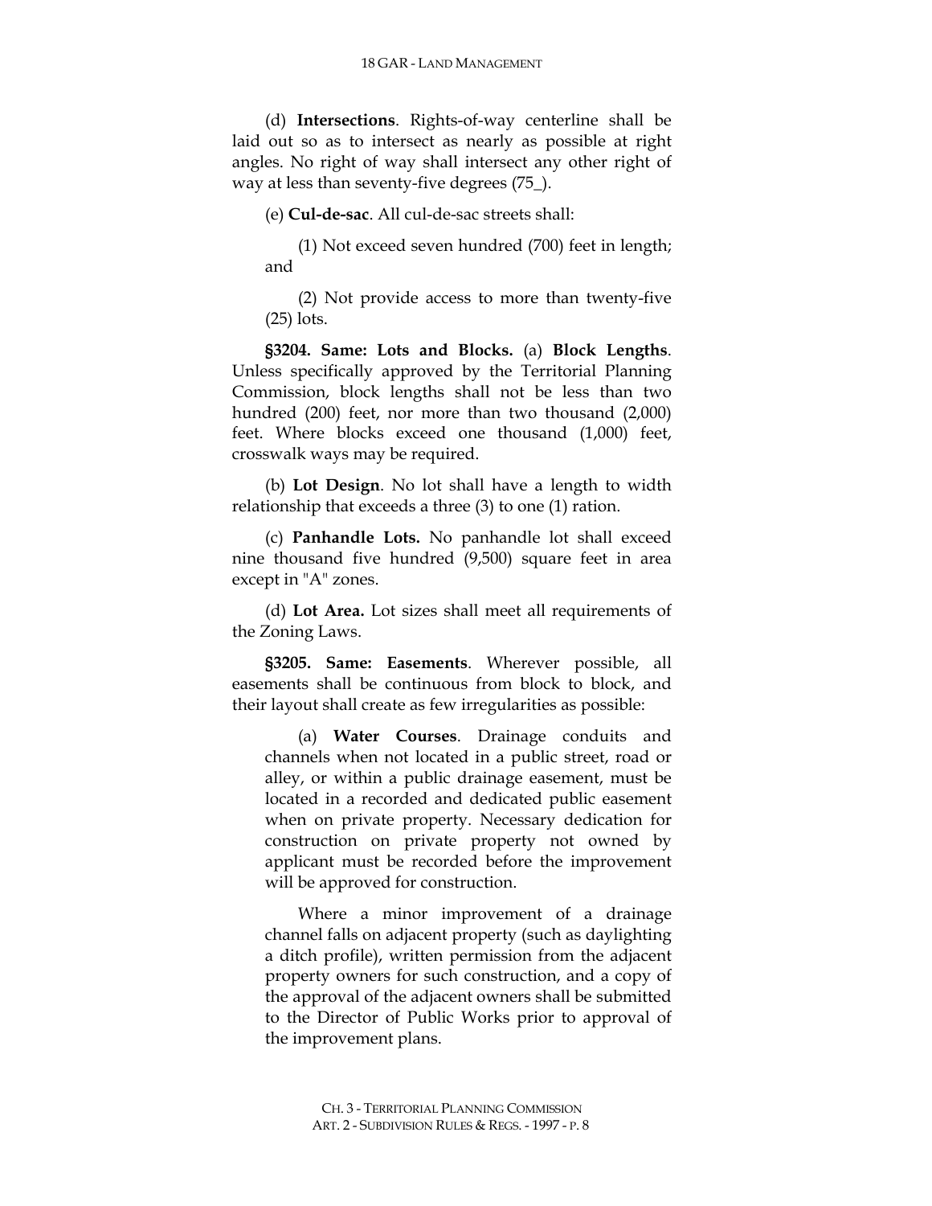(d) **Intersections**. Rights-of-way centerline shall be laid out so as to intersect as nearly as possible at right angles. No right of way shall intersect any other right of way at less than seventy-five degrees (75_).

(e) **Cul-de-sac**. All cul-de-sac streets shall:

(1) Not exceed seven hundred (700) feet in length; and

(2) Not provide access to more than twenty-five (25) lots.

**§3204. Same: Lots and Blocks.** (a) **Block Lengths**. Unless specifically approved by the Territorial Planning Commission, block lengths shall not be less than two hundred (200) feet, nor more than two thousand (2,000) feet. Where blocks exceed one thousand (1,000) feet, crosswalk ways may be required.

(b) **Lot Design**. No lot shall have a length to width relationship that exceeds a three (3) to one (1) ration.

(c) **Panhandle Lots.** No panhandle lot shall exceed nine thousand five hundred (9,500) square feet in area except in "A" zones.

(d) **Lot Area.** Lot sizes shall meet all requirements of the Zoning Laws.

**§3205. Same: Easements**. Wherever possible, all easements shall be continuous from block to block, and their layout shall create as few irregularities as possible:

> (a) **Water Courses**. Drainage conduits and channels when not located in a public street, road or alley, or within a public drainage easement, must be located in a recorded and dedicated public easement when on private property. Necessary dedication for construction on private property not owned by applicant must be recorded before the improvement will be approved for construction.
>
> Where a minor improvement of a drainage channel falls on adjacent property (such as daylighting a ditch profile), written permission from the adjacent property owners for such construction, and a copy of the approval of the adjacent owners shall be submitted to the Director of Public Works prior to approval of the improvement plans.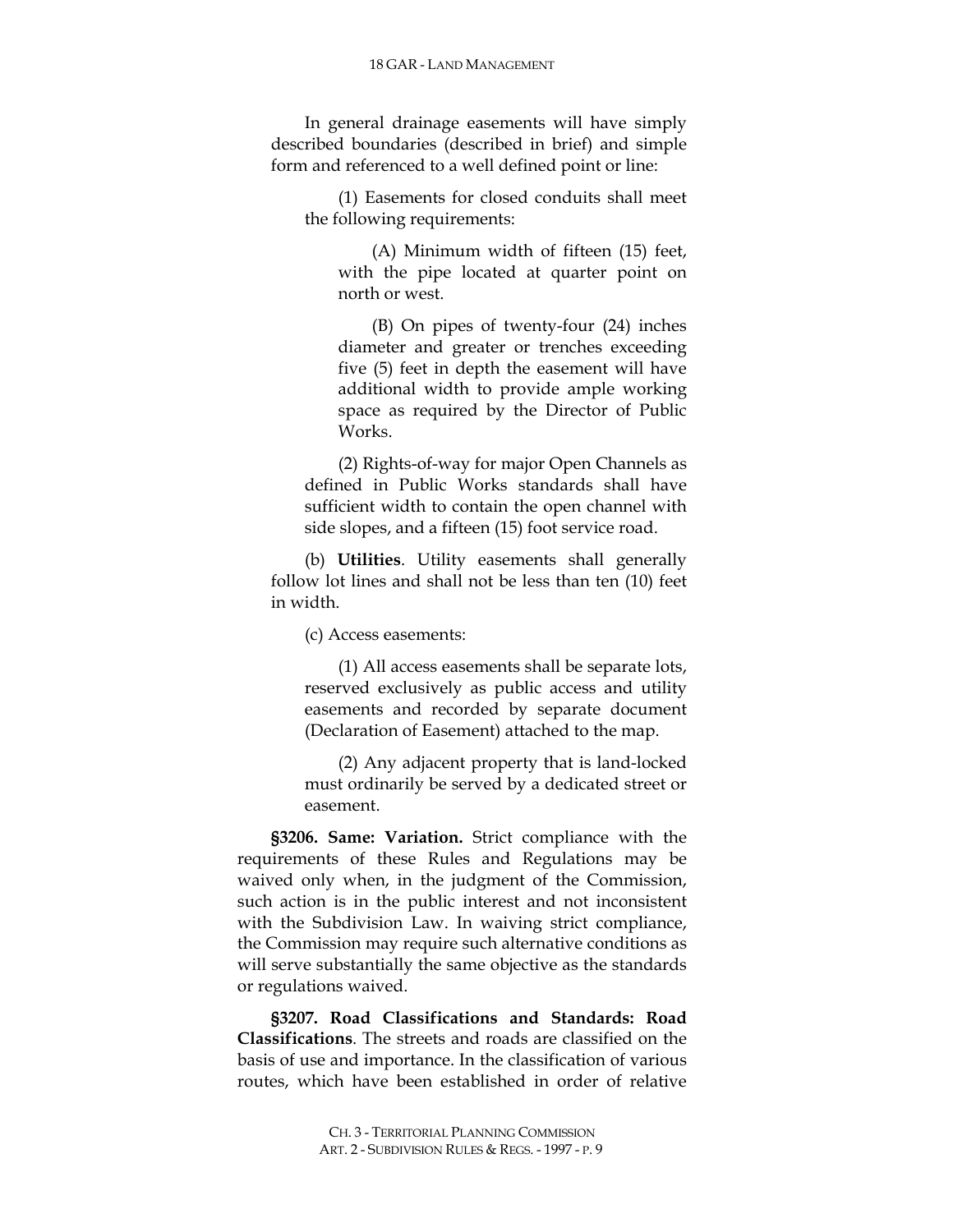In general drainage easements will have simply described boundaries (described in brief) and simple form and referenced to a well defined point or line:

(1) Easements for closed conduits shall meet the following requirements:

(A) Minimum width of fifteen (15) feet, with the pipe located at quarter point on north or west.

(B) On pipes of twenty-four (24) inches diameter and greater or trenches exceeding five (5) feet in depth the easement will have additional width to provide ample working space as required by the Director of Public Works.

(2) Rights-of-way for major Open Channels as defined in Public Works standards shall have sufficient width to contain the open channel with side slopes, and a fifteen (15) foot service road.

(b) **Utilities**. Utility easements shall generally follow lot lines and shall not be less than ten (10) feet in width.

(c) Access easements:

(1) All access easements shall be separate lots, reserved exclusively as public access and utility easements and recorded by separate document (Declaration of Easement) attached to the map.

(2) Any adjacent property that is land-locked must ordinarily be served by a dedicated street or easement.

**§3206. Same: Variation.** Strict compliance with the requirements of these Rules and Regulations may be waived only when, in the judgment of the Commission, such action is in the public interest and not inconsistent with the Subdivision Law. In waiving strict compliance, the Commission may require such alternative conditions as will serve substantially the same objective as the standards or regulations waived.

**§3207. Road Classifications and Standards: Road Classifications**. The streets and roads are classified on the basis of use and importance. In the classification of various routes, which have been established in order of relative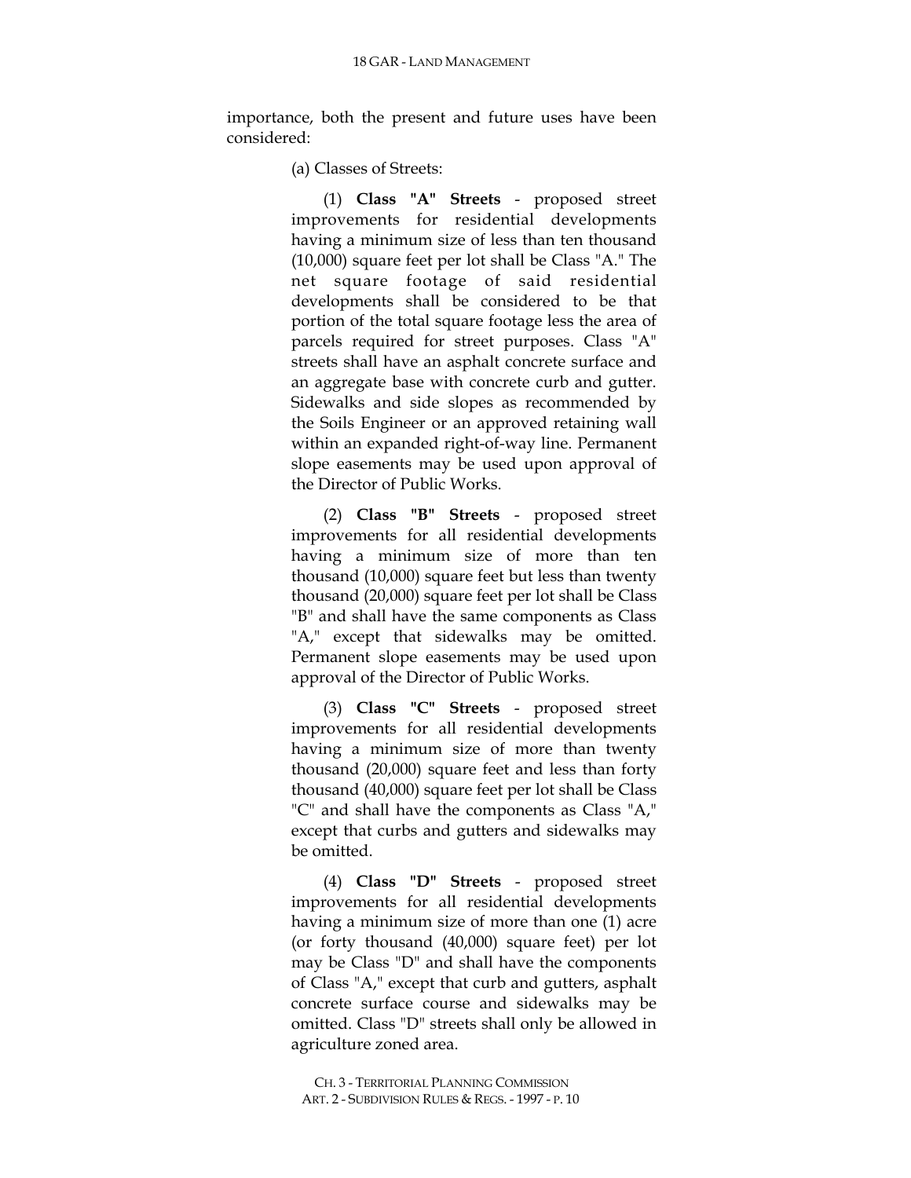importance, both the present and future uses have been considered:

(a) Classes of Streets:

(1) **Class "A" Streets** - proposed street improvements for residential developments having a minimum size of less than ten thousand (10,000) square feet per lot shall be Class "A." The net square footage of said residential developments shall be considered to be that portion of the total square footage less the area of parcels required for street purposes. Class "A" streets shall have an asphalt concrete surface and an aggregate base with concrete curb and gutter. Sidewalks and side slopes as recommended by the Soils Engineer or an approved retaining wall within an expanded right-of-way line. Permanent slope easements may be used upon approval of the Director of Public Works.

(2) **Class "B" Streets** - proposed street improvements for all residential developments having a minimum size of more than ten thousand (10,000) square feet but less than twenty thousand (20,000) square feet per lot shall be Class "B" and shall have the same components as Class "A," except that sidewalks may be omitted. Permanent slope easements may be used upon approval of the Director of Public Works.

(3) **Class "C" Streets** - proposed street improvements for all residential developments having a minimum size of more than twenty thousand (20,000) square feet and less than forty thousand (40,000) square feet per lot shall be Class "C" and shall have the components as Class "A," except that curbs and gutters and sidewalks may be omitted.

(4) **Class "D" Streets** - proposed street improvements for all residential developments having a minimum size of more than one (1) acre (or forty thousand (40,000) square feet) per lot may be Class "D" and shall have the components of Class "A," except that curb and gutters, asphalt concrete surface course and sidewalks may be omitted. Class "D" streets shall only be allowed in agriculture zoned area.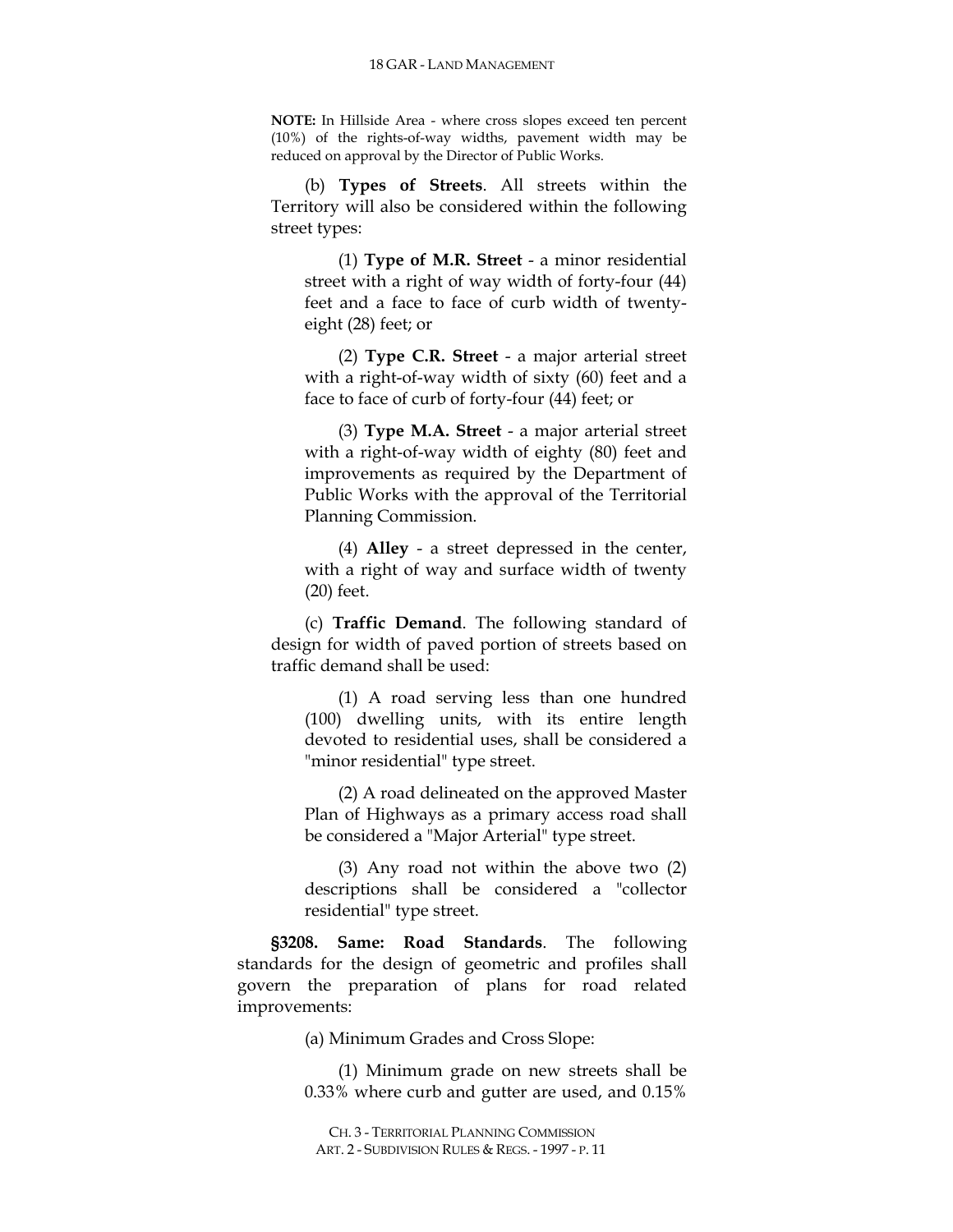**NOTE:** In Hillside Area - where cross slopes exceed ten percent (10%) of the rights-of-way widths, pavement width may be reduced on approval by the Director of Public Works.

(b) **Types of Streets**. All streets within the Territory will also be considered within the following street types:

(1) **Type of M.R. Street** - a minor residential street with a right of way width of forty-four (44) feet and a face to face of curb width of twenty-eight (28) feet; or

(2) **Type C.R. Street** - a major arterial street with a right-of-way width of sixty (60) feet and a face to face of curb of forty-four (44) feet; or

(3) **Type M.A. Street** - a major arterial street with a right-of-way width of eighty (80) feet and improvements as required by the Department of Public Works with the approval of the Territorial Planning Commission.

(4) **Alley** - a street depressed in the center, with a right of way and surface width of twenty (20) feet.

(c) **Traffic Demand**. The following standard of design for width of paved portion of streets based on traffic demand shall be used:

(1) A road serving less than one hundred (100) dwelling units, with its entire length devoted to residential uses, shall be considered a "minor residential" type street.

(2) A road delineated on the approved Master Plan of Highways as a primary access road shall be considered a "Major Arterial" type street.

(3) Any road not within the above two (2) descriptions shall be considered a "collector residential" type street.

**§3208. Same: Road Standards**. The following standards for the design of geometric and profiles shall govern the preparation of plans for road related improvements:

(a) Minimum Grades and Cross Slope:

(1) Minimum grade on new streets shall be 0.33% where curb and gutter are used, and 0.15%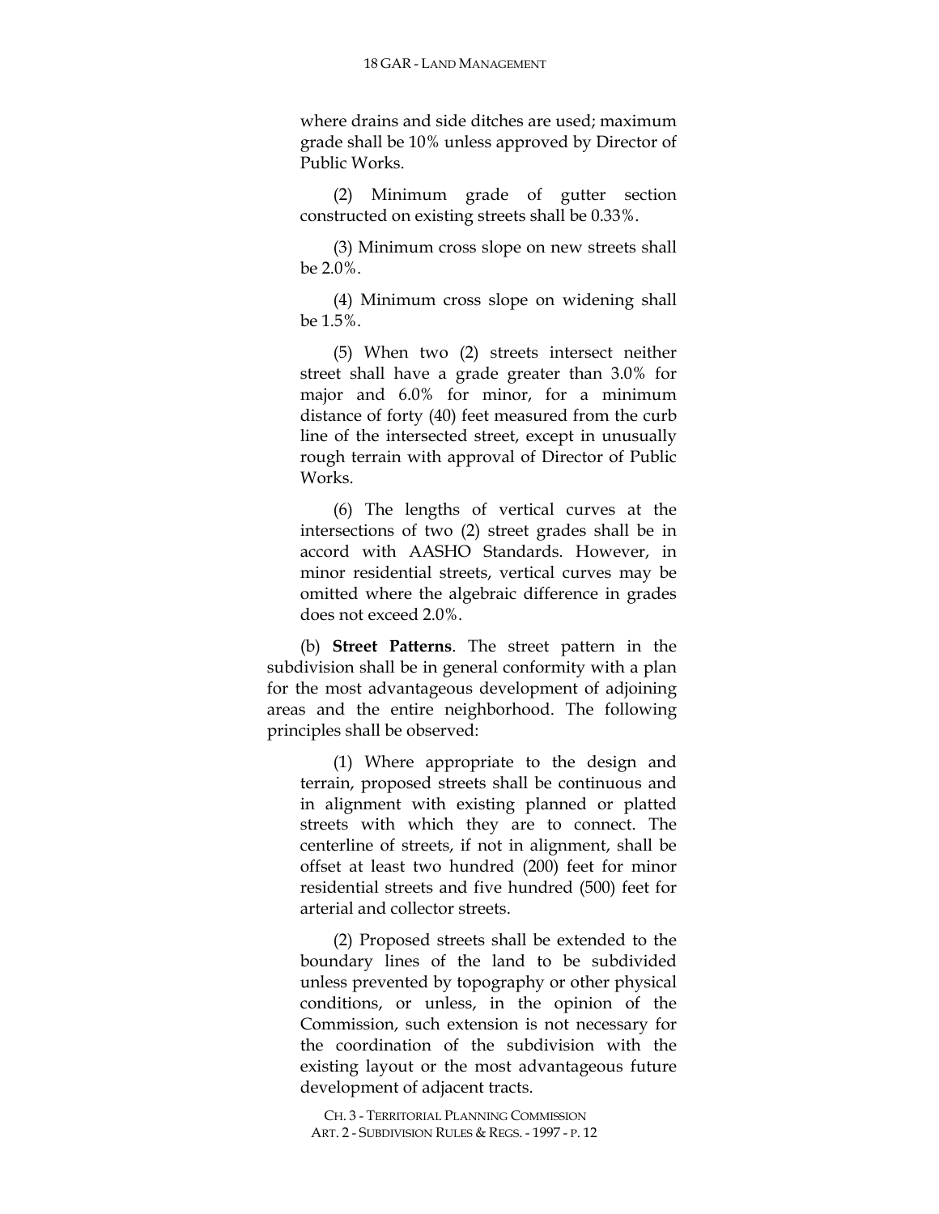where drains and side ditches are used; maximum grade shall be 10% unless approved by Director of Public Works.

(2) Minimum grade of gutter section constructed on existing streets shall be 0.33%.

(3) Minimum cross slope on new streets shall be 2.0%.

(4) Minimum cross slope on widening shall be 1.5%.

(5) When two (2) streets intersect neither street shall have a grade greater than 3.0% for major and 6.0% for minor, for a minimum distance of forty (40) feet measured from the curb line of the intersected street, except in unusually rough terrain with approval of Director of Public Works.

(6) The lengths of vertical curves at the intersections of two (2) street grades shall be in accord with AASHO Standards. However, in minor residential streets, vertical curves may be omitted where the algebraic difference in grades does not exceed 2.0%.

(b) **Street Patterns**. The street pattern in the subdivision shall be in general conformity with a plan for the most advantageous development of adjoining areas and the entire neighborhood. The following principles shall be observed:

(1) Where appropriate to the design and terrain, proposed streets shall be continuous and in alignment with existing planned or platted streets with which they are to connect. The centerline of streets, if not in alignment, shall be offset at least two hundred (200) feet for minor residential streets and five hundred (500) feet for arterial and collector streets.

(2) Proposed streets shall be extended to the boundary lines of the land to be subdivided unless prevented by topography or other physical conditions, or unless, in the opinion of the Commission, such extension is not necessary for the coordination of the subdivision with the existing layout or the most advantageous future development of adjacent tracts.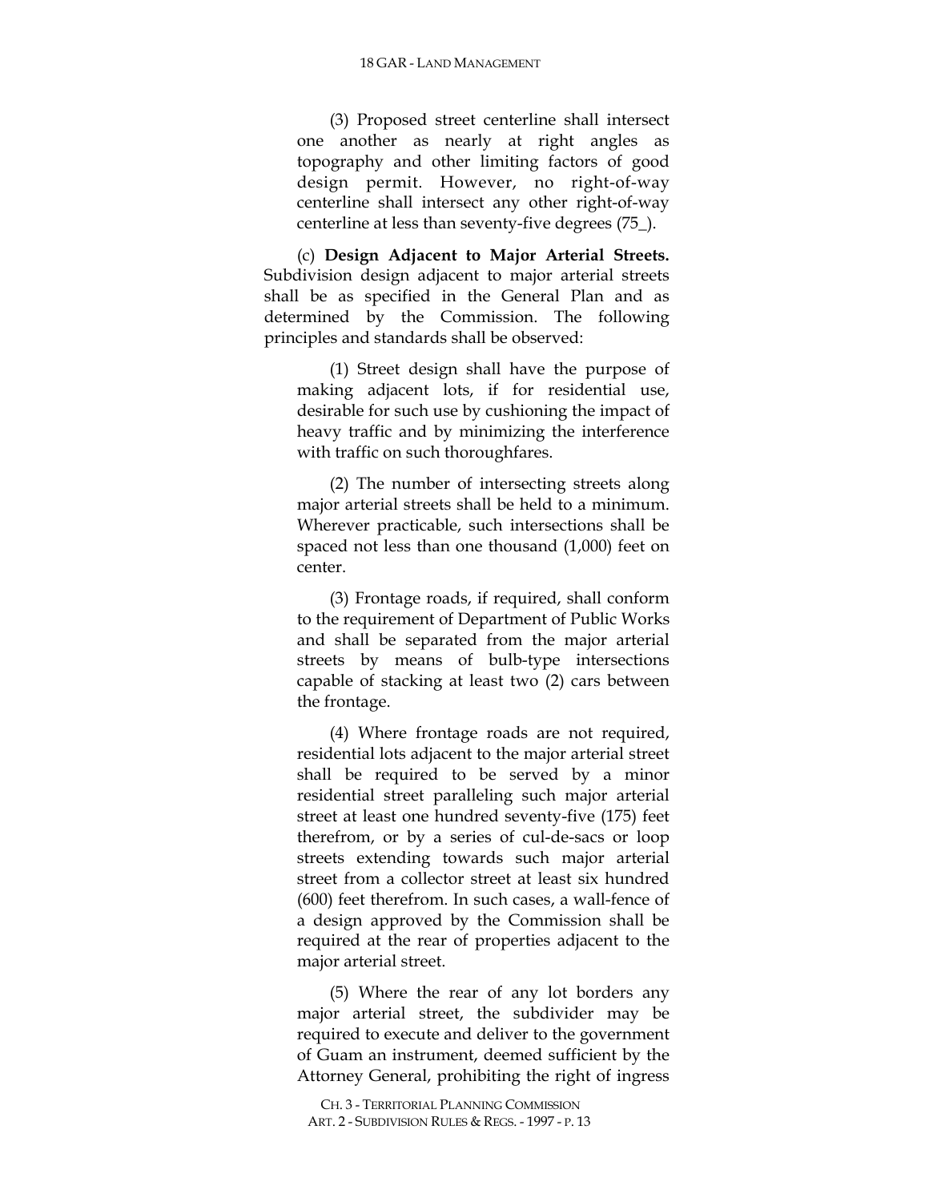(3) Proposed street centerline shall intersect one another as nearly at right angles as topography and other limiting factors of good design permit. However, no right-of-way centerline shall intersect any other right-of-way centerline at less than seventy-five degrees (75_).

(c) **Design Adjacent to Major Arterial Streets.** Subdivision design adjacent to major arterial streets shall be as specified in the General Plan and as determined by the Commission. The following principles and standards shall be observed:

(1) Street design shall have the purpose of making adjacent lots, if for residential use, desirable for such use by cushioning the impact of heavy traffic and by minimizing the interference with traffic on such thoroughfares.

(2) The number of intersecting streets along major arterial streets shall be held to a minimum. Wherever practicable, such intersections shall be spaced not less than one thousand (1,000) feet on center.

(3) Frontage roads, if required, shall conform to the requirement of Department of Public Works and shall be separated from the major arterial streets by means of bulb-type intersections capable of stacking at least two (2) cars between the frontage.

(4) Where frontage roads are not required, residential lots adjacent to the major arterial street shall be required to be served by a minor residential street paralleling such major arterial street at least one hundred seventy-five (175) feet therefrom, or by a series of cul-de-sacs or loop streets extending towards such major arterial street from a collector street at least six hundred (600) feet therefrom. In such cases, a wall-fence of a design approved by the Commission shall be required at the rear of properties adjacent to the major arterial street.

(5) Where the rear of any lot borders any major arterial street, the subdivider may be required to execute and deliver to the government of Guam an instrument, deemed sufficient by the Attorney General, prohibiting the right of ingress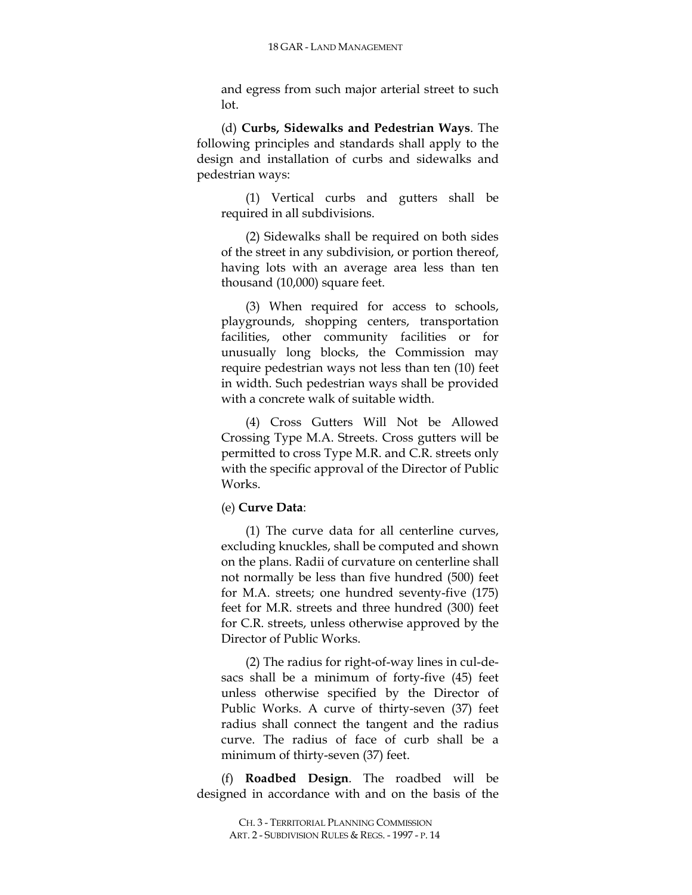and egress from such major arterial street to such lot.

(d) **Curbs, Sidewalks and Pedestrian Ways**. The following principles and standards shall apply to the design and installation of curbs and sidewalks and pedestrian ways:

(1) Vertical curbs and gutters shall be required in all subdivisions.

(2) Sidewalks shall be required on both sides of the street in any subdivision, or portion thereof, having lots with an average area less than ten thousand (10,000) square feet.

(3) When required for access to schools, playgrounds, shopping centers, transportation facilities, other community facilities or for unusually long blocks, the Commission may require pedestrian ways not less than ten (10) feet in width. Such pedestrian ways shall be provided with a concrete walk of suitable width.

(4) Cross Gutters Will Not be Allowed Crossing Type M.A. Streets. Cross gutters will be permitted to cross Type M.R. and C.R. streets only with the specific approval of the Director of Public Works.

(e) **Curve Data**:

(1) The curve data for all centerline curves, excluding knuckles, shall be computed and shown on the plans. Radii of curvature on centerline shall not normally be less than five hundred (500) feet for M.A. streets; one hundred seventy-five (175) feet for M.R. streets and three hundred (300) feet for C.R. streets, unless otherwise approved by the Director of Public Works.

(2) The radius for right-of-way lines in cul-de-sacs shall be a minimum of forty-five (45) feet unless otherwise specified by the Director of Public Works. A curve of thirty-seven (37) feet radius shall connect the tangent and the radius curve. The radius of face of curb shall be a minimum of thirty-seven (37) feet.

(f) **Roadbed Design**. The roadbed will be designed in accordance with and on the basis of the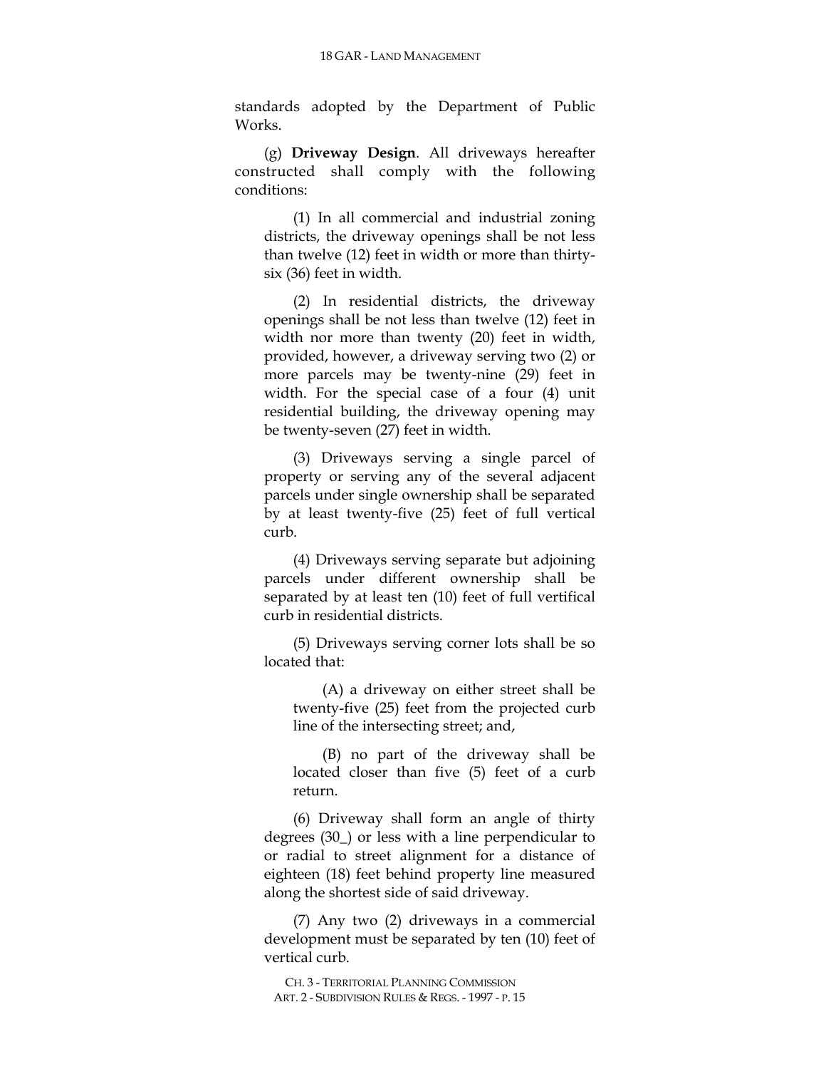standards adopted by the Department of Public Works.

(g) **Driveway Design**. All driveways hereafter constructed shall comply with the following conditions:

(1) In all commercial and industrial zoning districts, the driveway openings shall be not less than twelve (12) feet in width or more than thirty-six (36) feet in width.

(2) In residential districts, the driveway openings shall be not less than twelve (12) feet in width nor more than twenty (20) feet in width, provided, however, a driveway serving two (2) or more parcels may be twenty-nine (29) feet in width. For the special case of a four (4) unit residential building, the driveway opening may be twenty-seven (27) feet in width.

(3) Driveways serving a single parcel of property or serving any of the several adjacent parcels under single ownership shall be separated by at least twenty-five (25) feet of full vertical curb.

(4) Driveways serving separate but adjoining parcels under different ownership shall be separated by at least ten (10) feet of full vertifical curb in residential districts.

(5) Driveways serving corner lots shall be so located that:

(A) a driveway on either street shall be twenty-five (25) feet from the projected curb line of the intersecting street; and,

(B) no part of the driveway shall be located closer than five (5) feet of a curb return.

(6) Driveway shall form an angle of thirty degrees (30_) or less with a line perpendicular to or radial to street alignment for a distance of eighteen (18) feet behind property line measured along the shortest side of said driveway.

(7) Any two (2) driveways in a commercial development must be separated by ten (10) feet of vertical curb.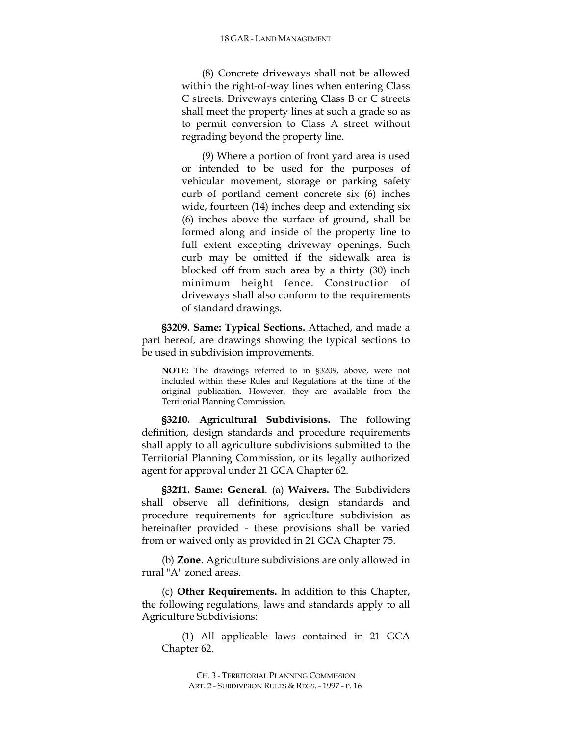(8) Concrete driveways shall not be allowed within the right-of-way lines when entering Class C streets. Driveways entering Class B or C streets shall meet the property lines at such a grade so as to permit conversion to Class A street without regrading beyond the property line.

(9) Where a portion of front yard area is used or intended to be used for the purposes of vehicular movement, storage or parking safety curb of portland cement concrete six (6) inches wide, fourteen (14) inches deep and extending six (6) inches above the surface of ground, shall be formed along and inside of the property line to full extent excepting driveway openings. Such curb may be omitted if the sidewalk area is blocked off from such area by a thirty (30) inch minimum height fence. Construction of driveways shall also conform to the requirements of standard drawings.

**§3209. Same: Typical Sections.** Attached, and made a part hereof, are drawings showing the typical sections to be used in subdivision improvements.

**NOTE:** The drawings referred to in §3209, above, were not included within these Rules and Regulations at the time of the original publication. However, they are available from the Territorial Planning Commission.

**§3210. Agricultural Subdivisions.** The following definition, design standards and procedure requirements shall apply to all agriculture subdivisions submitted to the Territorial Planning Commission, or its legally authorized agent for approval under 21 GCA Chapter 62.

**§3211. Same: General**. (a) **Waivers.** The Subdividers shall observe all definitions, design standards and procedure requirements for agriculture subdivision as hereinafter provided - these provisions shall be varied from or waived only as provided in 21 GCA Chapter 75.

(b) **Zone**. Agriculture subdivisions are only allowed in rural "A" zoned areas.

(c) **Other Requirements.** In addition to this Chapter, the following regulations, laws and standards apply to all Agriculture Subdivisions:

(1) All applicable laws contained in 21 GCA Chapter 62.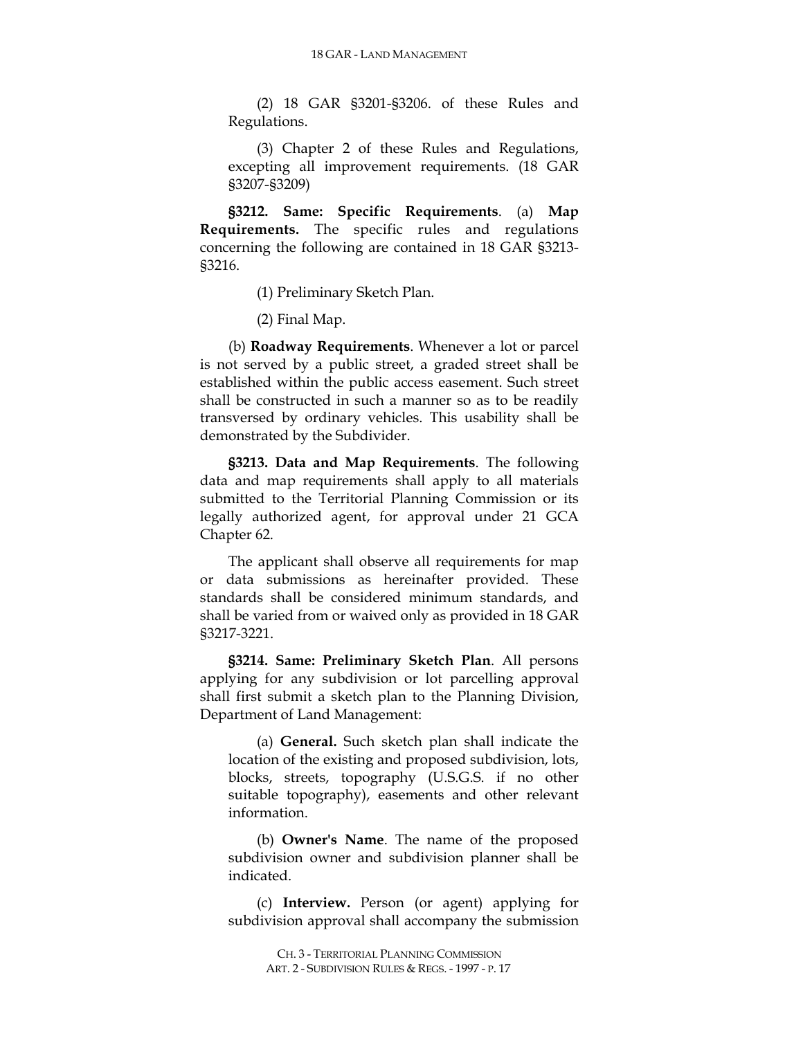(2) 18 GAR §3201-§3206. of these Rules and Regulations.

(3) Chapter 2 of these Rules and Regulations, excepting all improvement requirements. (18 GAR §3207-§3209)

**§3212. Same: Specific Requirements**. (a) **Map Requirements.** The specific rules and regulations concerning the following are contained in 18 GAR §3213-§3216.

(1) Preliminary Sketch Plan.

(2) Final Map.

(b) **Roadway Requirements**. Whenever a lot or parcel is not served by a public street, a graded street shall be established within the public access easement. Such street shall be constructed in such a manner so as to be readily transversed by ordinary vehicles. This usability shall be demonstrated by the Subdivider.

**§3213. Data and Map Requirements**. The following data and map requirements shall apply to all materials submitted to the Territorial Planning Commission or its legally authorized agent, for approval under 21 GCA Chapter 62.

The applicant shall observe all requirements for map or data submissions as hereinafter provided. These standards shall be considered minimum standards, and shall be varied from or waived only as provided in 18 GAR §3217-3221.

**§3214. Same: Preliminary Sketch Plan**. All persons applying for any subdivision or lot parcelling approval shall first submit a sketch plan to the Planning Division, Department of Land Management:

(a) **General.** Such sketch plan shall indicate the location of the existing and proposed subdivision, lots, blocks, streets, topography (U.S.G.S. if no other suitable topography), easements and other relevant information.

(b) **Owner's Name**. The name of the proposed subdivision owner and subdivision planner shall be indicated.

(c) **Interview.** Person (or agent) applying for subdivision approval shall accompany the submission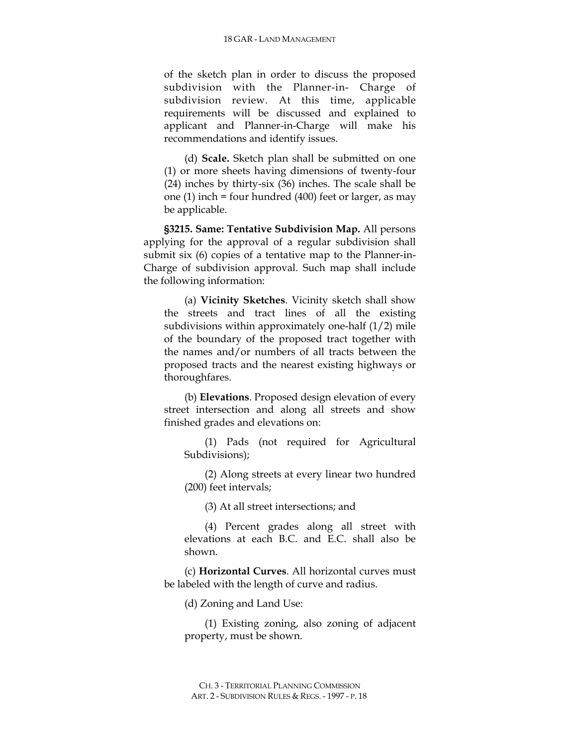of the sketch plan in order to discuss the proposed subdivision with the Planner-in- Charge of subdivision review. At this time, applicable requirements will be discussed and explained to applicant and Planner-in-Charge will make his recommendations and identify issues.

(d) **Scale.** Sketch plan shall be submitted on one (1) or more sheets having dimensions of twenty-four (24) inches by thirty-six (36) inches. The scale shall be one (1) inch = four hundred (400) feet or larger, as may be applicable.

**§3215. Same: Tentative Subdivision Map.** All persons applying for the approval of a regular subdivision shall submit six (6) copies of a tentative map to the Planner-in-Charge of subdivision approval. Such map shall include the following information:

(a) **Vicinity Sketches**. Vicinity sketch shall show the streets and tract lines of all the existing subdivisions within approximately one-half (1/2) mile of the boundary of the proposed tract together with the names and/or numbers of all tracts between the proposed tracts and the nearest existing highways or thoroughfares.

(b) **Elevations**. Proposed design elevation of every street intersection and along all streets and show finished grades and elevations on:

(1) Pads (not required for Agricultural Subdivisions);

(2) Along streets at every linear two hundred (200) feet intervals;

(3) At all street intersections; and

(4) Percent grades along all street with elevations at each B.C. and E.C. shall also be shown.

(c) **Horizontal Curves**. All horizontal curves must be labeled with the length of curve and radius.

(d) Zoning and Land Use:

(1) Existing zoning, also zoning of adjacent property, must be shown.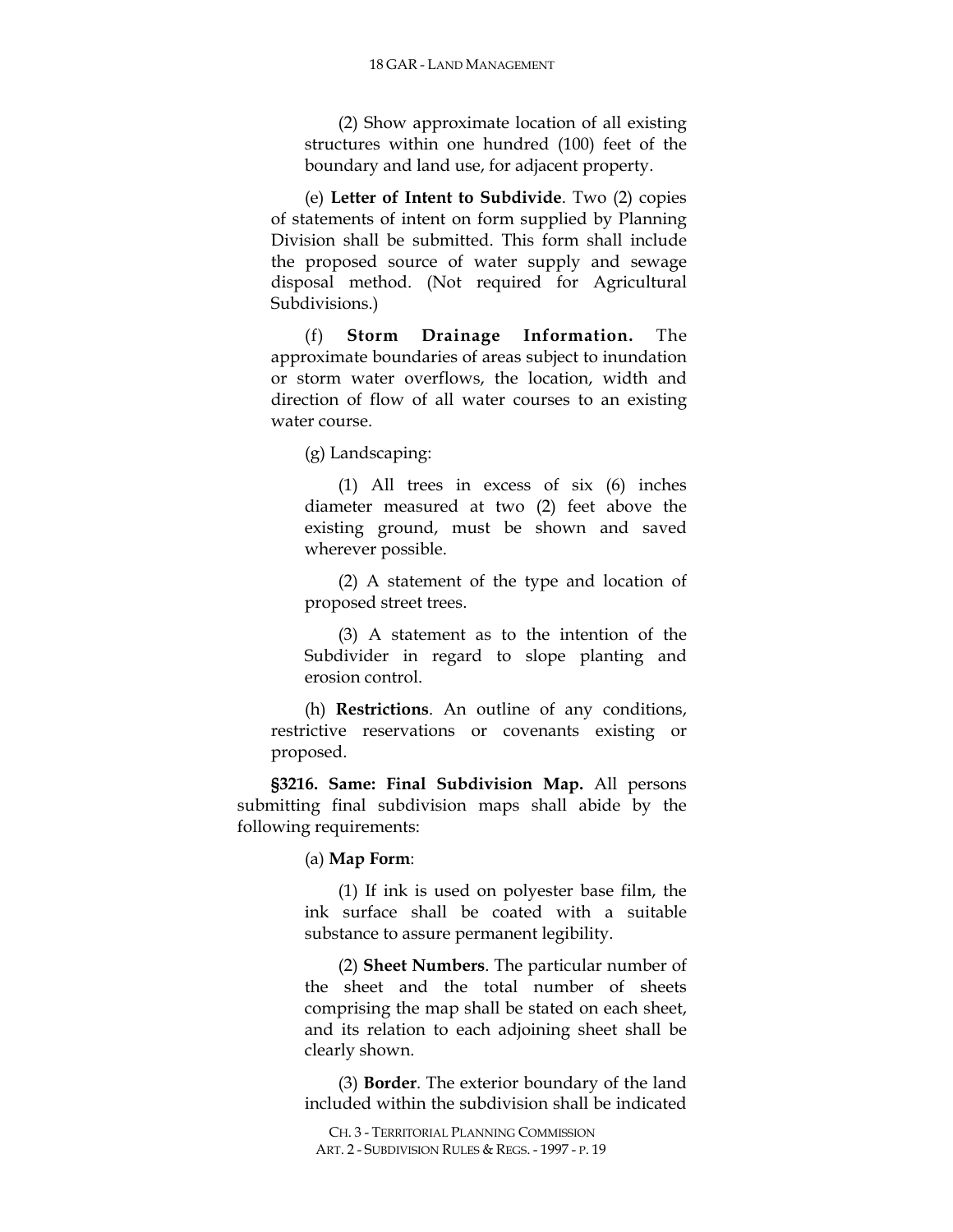(2) Show approximate location of all existing structures within one hundred (100) feet of the boundary and land use, for adjacent property.

(e) **Letter of Intent to Subdivide**. Two (2) copies of statements of intent on form supplied by Planning Division shall be submitted. This form shall include the proposed source of water supply and sewage disposal method. (Not required for Agricultural Subdivisions.)

(f) **Storm Drainage Information.** The approximate boundaries of areas subject to inundation or storm water overflows, the location, width and direction of flow of all water courses to an existing water course.

(g) Landscaping:

(1) All trees in excess of six (6) inches diameter measured at two (2) feet above the existing ground, must be shown and saved wherever possible.

(2) A statement of the type and location of proposed street trees.

(3) A statement as to the intention of the Subdivider in regard to slope planting and erosion control.

(h) **Restrictions**. An outline of any conditions, restrictive reservations or covenants existing or proposed.

**§3216. Same: Final Subdivision Map.** All persons submitting final subdivision maps shall abide by the following requirements:

(a) **Map Form**:

(1) If ink is used on polyester base film, the ink surface shall be coated with a suitable substance to assure permanent legibility.

(2) **Sheet Numbers**. The particular number of the sheet and the total number of sheets comprising the map shall be stated on each sheet, and its relation to each adjoining sheet shall be clearly shown.

(3) **Border**. The exterior boundary of the land included within the subdivision shall be indicated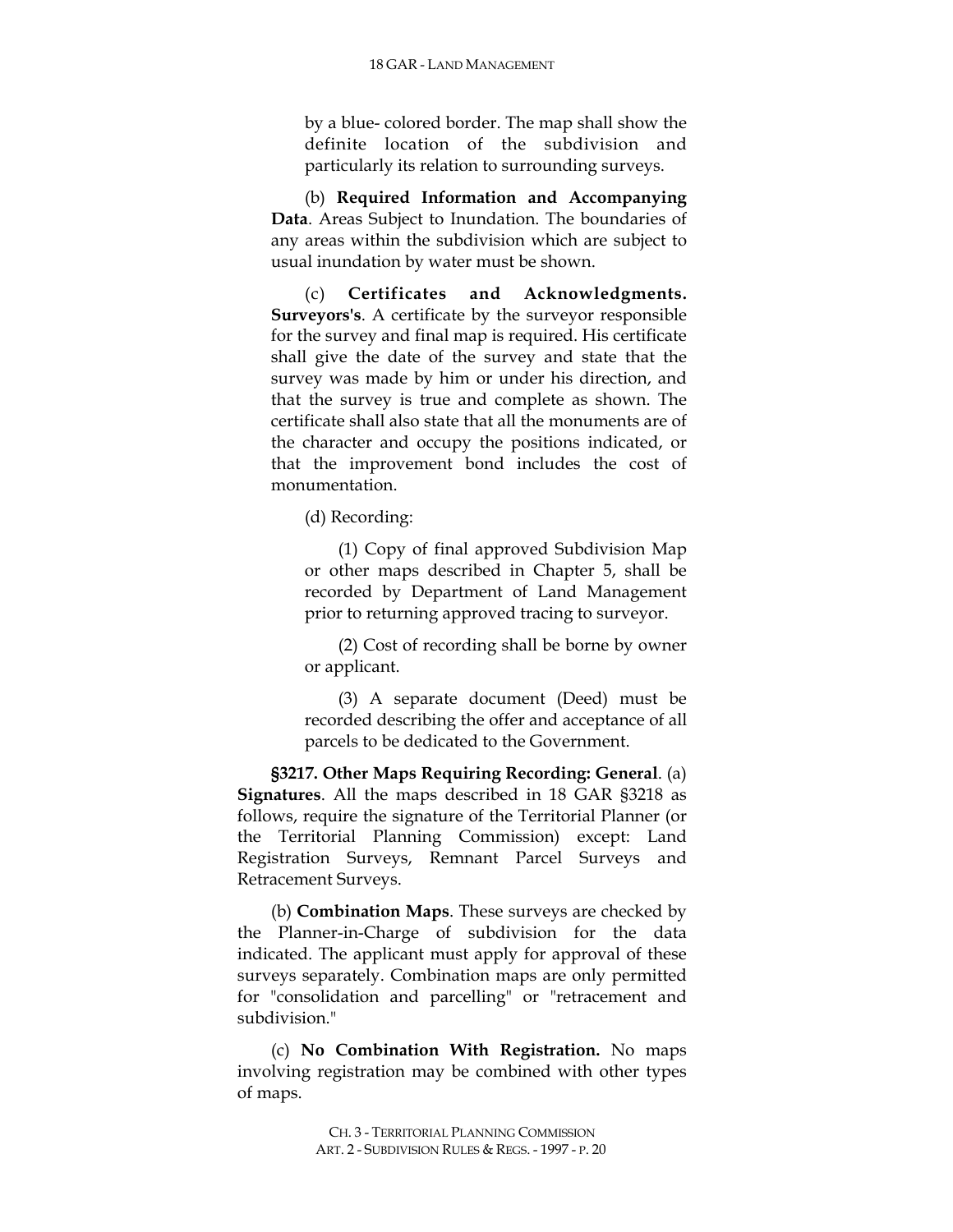by a blue- colored border. The map shall show the definite location of the subdivision and particularly its relation to surrounding surveys.

(b) **Required Information and Accompanying Data**. Areas Subject to Inundation. The boundaries of any areas within the subdivision which are subject to usual inundation by water must be shown.

(c) **Certificates and Acknowledgments. Surveyors's**. A certificate by the surveyor responsible for the survey and final map is required. His certificate shall give the date of the survey and state that the survey was made by him or under his direction, and that the survey is true and complete as shown. The certificate shall also state that all the monuments are of the character and occupy the positions indicated, or that the improvement bond includes the cost of monumentation.

(d) Recording:

(1) Copy of final approved Subdivision Map or other maps described in Chapter 5, shall be recorded by Department of Land Management prior to returning approved tracing to surveyor.

(2) Cost of recording shall be borne by owner or applicant.

(3) A separate document (Deed) must be recorded describing the offer and acceptance of all parcels to be dedicated to the Government.

**§3217. Other Maps Requiring Recording: General**. (a) **Signatures**. All the maps described in 18 GAR §3218 as follows, require the signature of the Territorial Planner (or the Territorial Planning Commission) except: Land Registration Surveys, Remnant Parcel Surveys and Retracement Surveys.

(b) **Combination Maps**. These surveys are checked by the Planner-in-Charge of subdivision for the data indicated. The applicant must apply for approval of these surveys separately. Combination maps are only permitted for "consolidation and parcelling" or "retracement and subdivision."

(c) **No Combination With Registration.** No maps involving registration may be combined with other types of maps.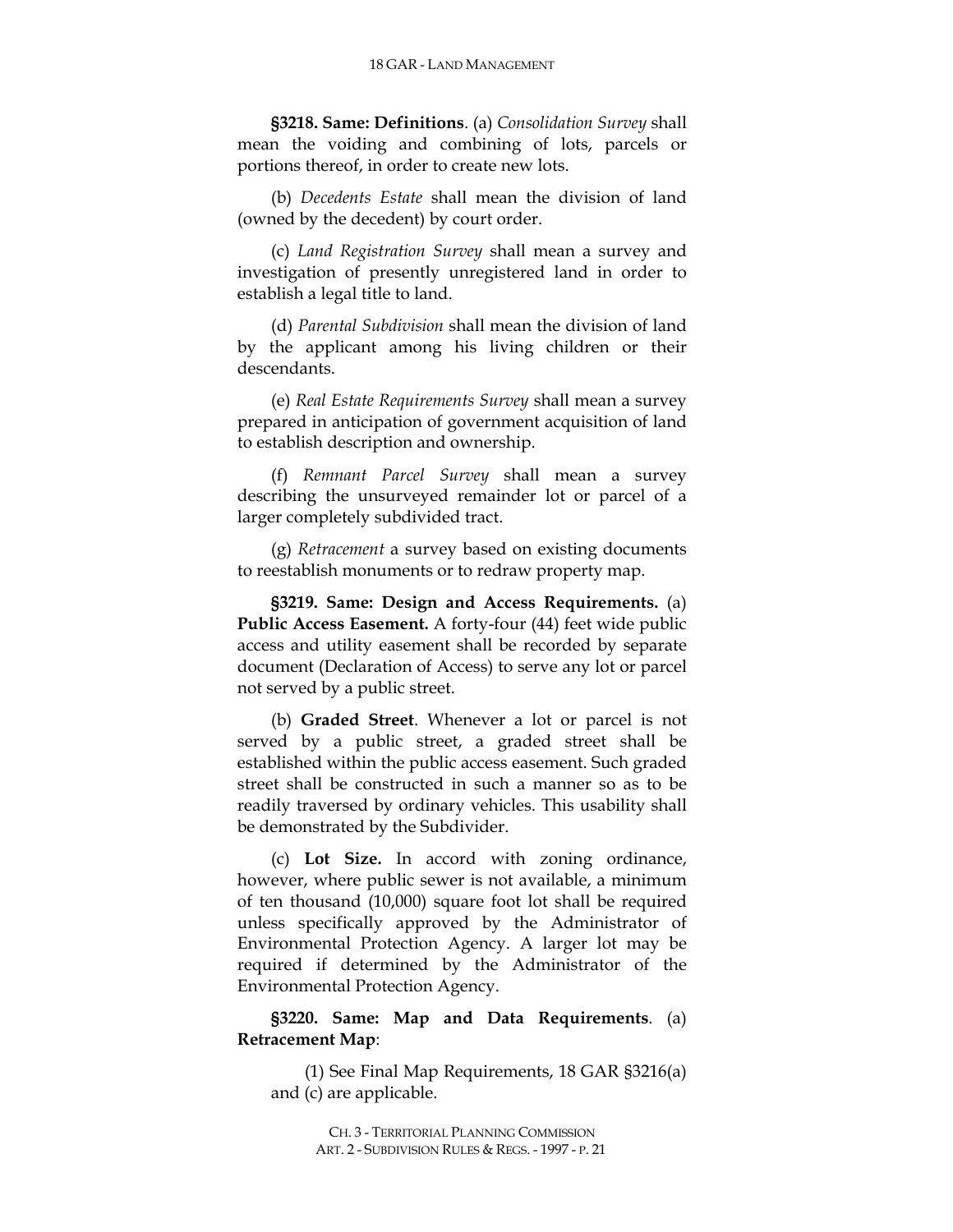**§3218. Same: Definitions**. (a) *Consolidation Survey* shall mean the voiding and combining of lots, parcels or portions thereof, in order to create new lots.

(b) *Decedents Estate* shall mean the division of land (owned by the decedent) by court order.

(c) *Land Registration Survey* shall mean a survey and investigation of presently unregistered land in order to establish a legal title to land.

(d) *Parental Subdivision* shall mean the division of land by the applicant among his living children or their descendants.

(e) *Real Estate Requirements Survey* shall mean a survey prepared in anticipation of government acquisition of land to establish description and ownership.

(f) *Remnant Parcel Survey* shall mean a survey describing the unsurveyed remainder lot or parcel of a larger completely subdivided tract.

(g) *Retracement* a survey based on existing documents to reestablish monuments or to redraw property map.

**§3219. Same: Design and Access Requirements.** (a) **Public Access Easement.** A forty-four (44) feet wide public access and utility easement shall be recorded by separate document (Declaration of Access) to serve any lot or parcel not served by a public street.

(b) **Graded Street**. Whenever a lot or parcel is not served by a public street, a graded street shall be established within the public access easement. Such graded street shall be constructed in such a manner so as to be readily traversed by ordinary vehicles. This usability shall be demonstrated by the Subdivider.

(c) **Lot Size.** In accord with zoning ordinance, however, where public sewer is not available, a minimum of ten thousand (10,000) square foot lot shall be required unless specifically approved by the Administrator of Environmental Protection Agency. A larger lot may be required if determined by the Administrator of the Environmental Protection Agency.

**§3220. Same: Map and Data Requirements**. (a) **Retracement Map**:

(1) See Final Map Requirements, 18 GAR §3216(a) and (c) are applicable.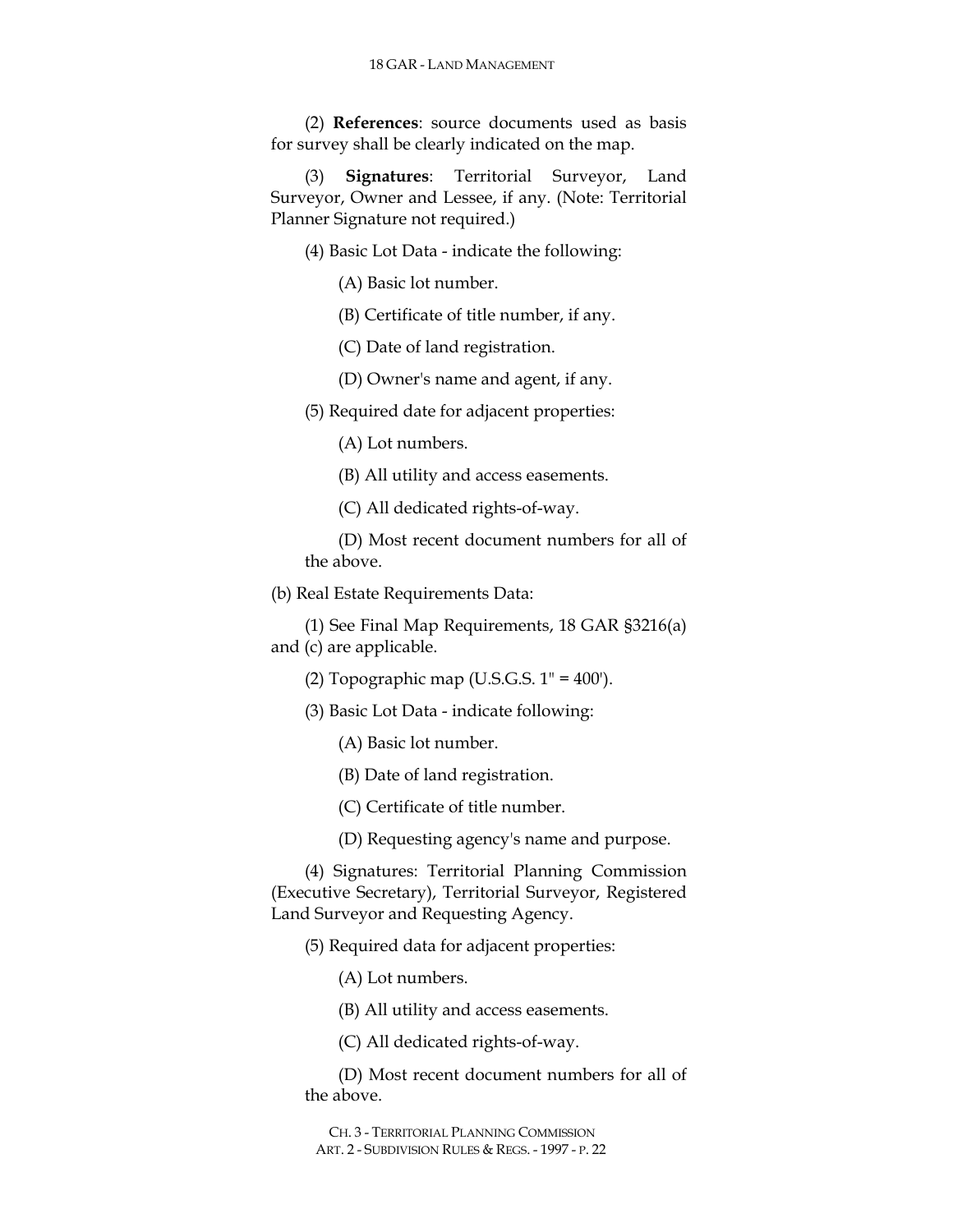(2) **References**: source documents used as basis for survey shall be clearly indicated on the map.

(3) **Signatures**: Territorial Surveyor, Land Surveyor, Owner and Lessee, if any. (Note: Territorial Planner Signature not required.)

(4) Basic Lot Data - indicate the following:

(A) Basic lot number.

(B) Certificate of title number, if any.

(C) Date of land registration.

(D) Owner's name and agent, if any.

(5) Required date for adjacent properties:

(A) Lot numbers.

(B) All utility and access easements.

(C) All dedicated rights-of-way.

(D) Most recent document numbers for all of the above.

(b) Real Estate Requirements Data:

(1) See Final Map Requirements, 18 GAR §3216(a) and (c) are applicable.

(2) Topographic map (U.S.G.S. 1" = 400').

(3) Basic Lot Data - indicate following:

(A) Basic lot number.

(B) Date of land registration.

(C) Certificate of title number.

(D) Requesting agency's name and purpose.

(4) Signatures: Territorial Planning Commission (Executive Secretary), Territorial Surveyor, Registered Land Surveyor and Requesting Agency.

(5) Required data for adjacent properties:

(A) Lot numbers.

(B) All utility and access easements.

(C) All dedicated rights-of-way.

(D) Most recent document numbers for all of the above.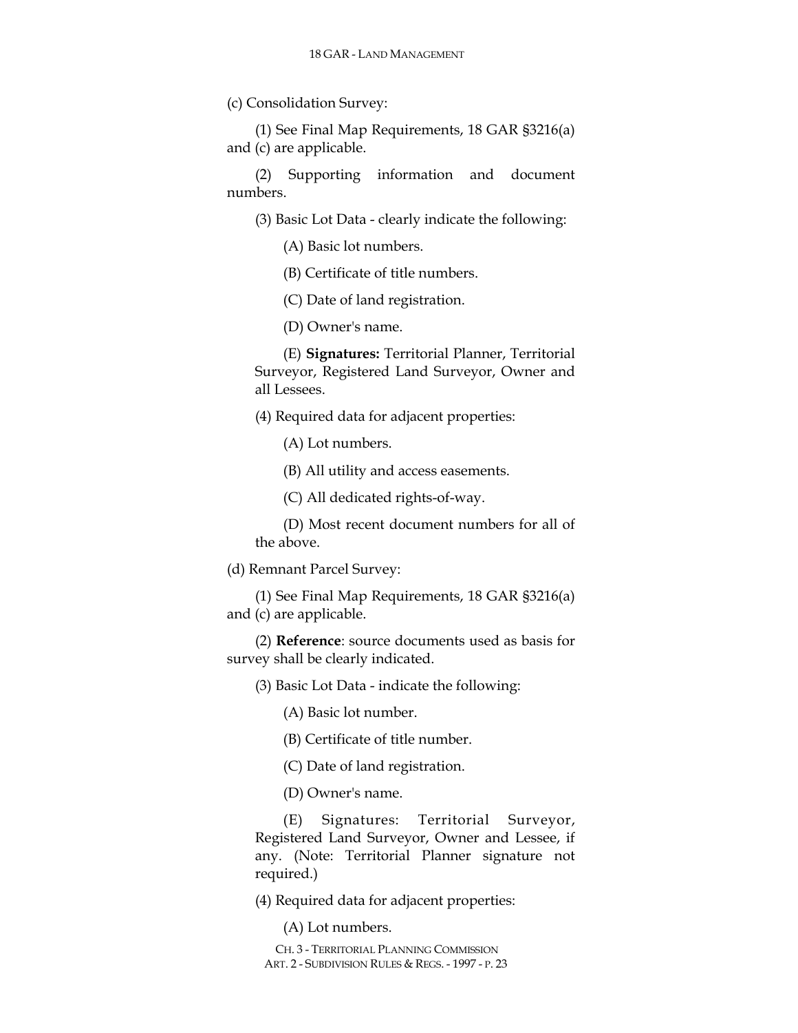(c) Consolidation Survey:

(1) See Final Map Requirements, 18 GAR §3216(a) and (c) are applicable.

(2) Supporting information and document numbers.

(3) Basic Lot Data - clearly indicate the following:

(A) Basic lot numbers.

(B) Certificate of title numbers.

(C) Date of land registration.

(D) Owner's name.

(E) **Signatures:** Territorial Planner, Territorial Surveyor, Registered Land Surveyor, Owner and all Lessees.

(4) Required data for adjacent properties:

(A) Lot numbers.

(B) All utility and access easements.

(C) All dedicated rights-of-way.

(D) Most recent document numbers for all of the above.

(d) Remnant Parcel Survey:

(1) See Final Map Requirements, 18 GAR §3216(a) and (c) are applicable.

(2) **Reference**: source documents used as basis for survey shall be clearly indicated.

(3) Basic Lot Data - indicate the following:

(A) Basic lot number.

(B) Certificate of title number.

(C) Date of land registration.

(D) Owner's name.

(E) Signatures: Territorial Surveyor, Registered Land Surveyor, Owner and Lessee, if any. (Note: Territorial Planner signature not required.)

(4) Required data for adjacent properties:

(A) Lot numbers.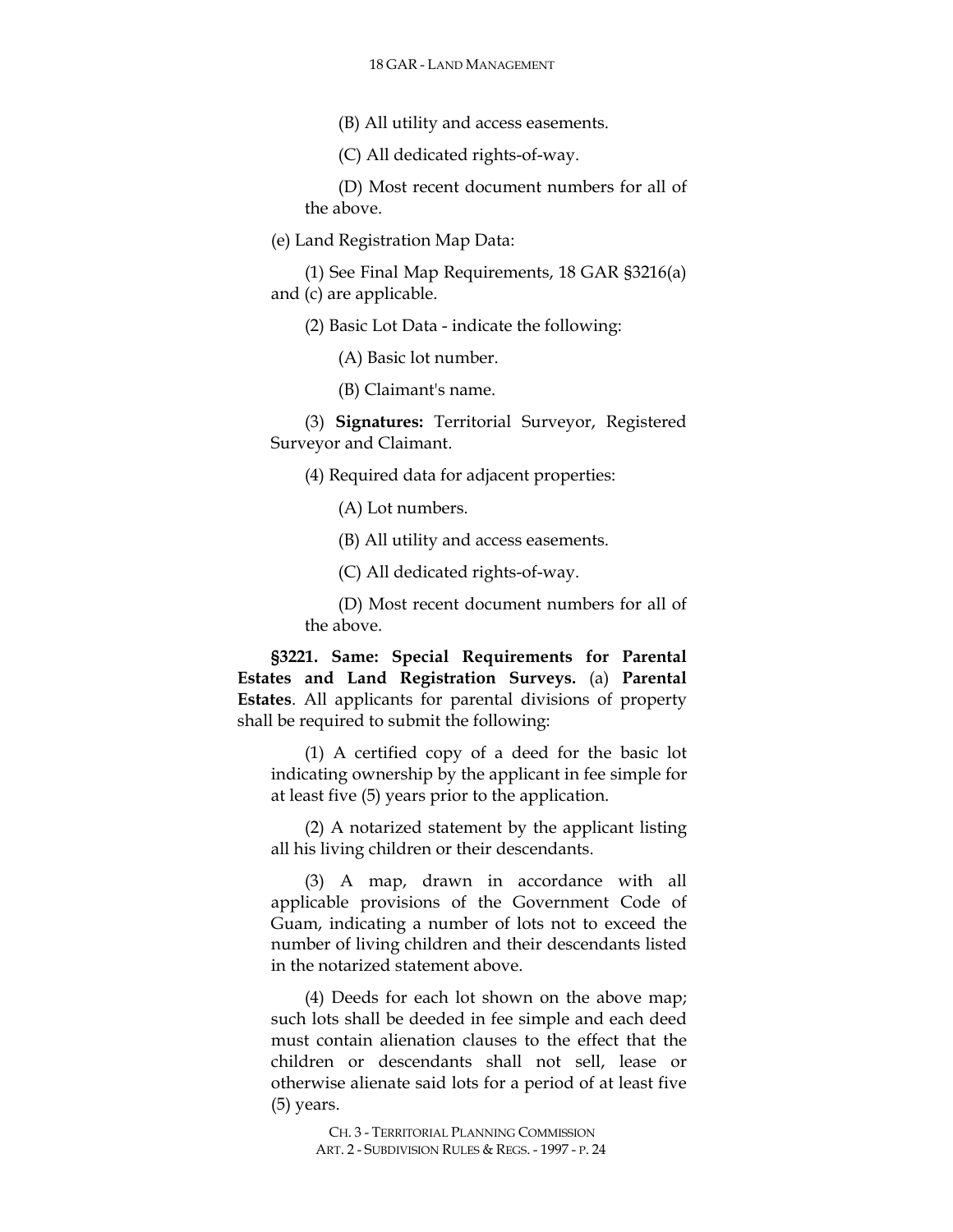(B) All utility and access easements.

(C) All dedicated rights-of-way.

(D) Most recent document numbers for all of the above.

(e) Land Registration Map Data:

(1) See Final Map Requirements, 18 GAR §3216(a) and (c) are applicable.

(2) Basic Lot Data - indicate the following:

(A) Basic lot number.

(B) Claimant's name.

(3) **Signatures:** Territorial Surveyor, Registered Surveyor and Claimant.

(4) Required data for adjacent properties:

(A) Lot numbers.

(B) All utility and access easements.

(C) All dedicated rights-of-way.

(D) Most recent document numbers for all of the above.

**§3221. Same: Special Requirements for Parental Estates and Land Registration Surveys.** (a) **Parental Estates**. All applicants for parental divisions of property shall be required to submit the following:

(1) A certified copy of a deed for the basic lot indicating ownership by the applicant in fee simple for at least five (5) years prior to the application.

(2) A notarized statement by the applicant listing all his living children or their descendants.

(3) A map, drawn in accordance with all applicable provisions of the Government Code of Guam, indicating a number of lots not to exceed the number of living children and their descendants listed in the notarized statement above.

(4) Deeds for each lot shown on the above map; such lots shall be deeded in fee simple and each deed must contain alienation clauses to the effect that the children or descendants shall not sell, lease or otherwise alienate said lots for a period of at least five (5) years.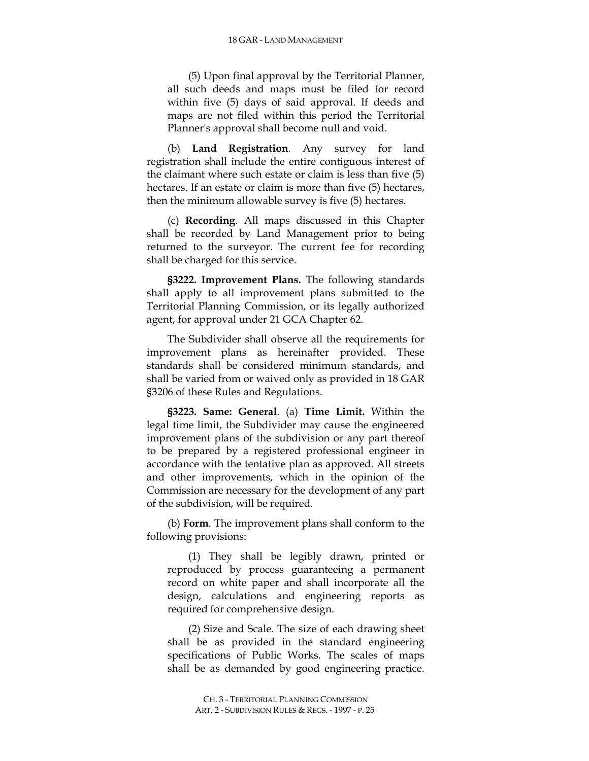(5) Upon final approval by the Territorial Planner, all such deeds and maps must be filed for record within five (5) days of said approval. If deeds and maps are not filed within this period the Territorial Planner's approval shall become null and void.

(b) **Land Registration**. Any survey for land registration shall include the entire contiguous interest of the claimant where such estate or claim is less than five (5) hectares. If an estate or claim is more than five (5) hectares, then the minimum allowable survey is five (5) hectares.

(c) **Recording**. All maps discussed in this Chapter shall be recorded by Land Management prior to being returned to the surveyor. The current fee for recording shall be charged for this service.

**§3222. Improvement Plans.** The following standards shall apply to all improvement plans submitted to the Territorial Planning Commission, or its legally authorized agent, for approval under 21 GCA Chapter 62.

The Subdivider shall observe all the requirements for improvement plans as hereinafter provided. These standards shall be considered minimum standards, and shall be varied from or waived only as provided in 18 GAR §3206 of these Rules and Regulations.

**§3223. Same: General**. (a) **Time Limit.** Within the legal time limit, the Subdivider may cause the engineered improvement plans of the subdivision or any part thereof to be prepared by a registered professional engineer in accordance with the tentative plan as approved. All streets and other improvements, which in the opinion of the Commission are necessary for the development of any part of the subdivision, will be required.

(b) **Form**. The improvement plans shall conform to the following provisions:

(1) They shall be legibly drawn, printed or reproduced by process guaranteeing a permanent record on white paper and shall incorporate all the design, calculations and engineering reports as required for comprehensive design.

(2) Size and Scale. The size of each drawing sheet shall be as provided in the standard engineering specifications of Public Works. The scales of maps shall be as demanded by good engineering practice.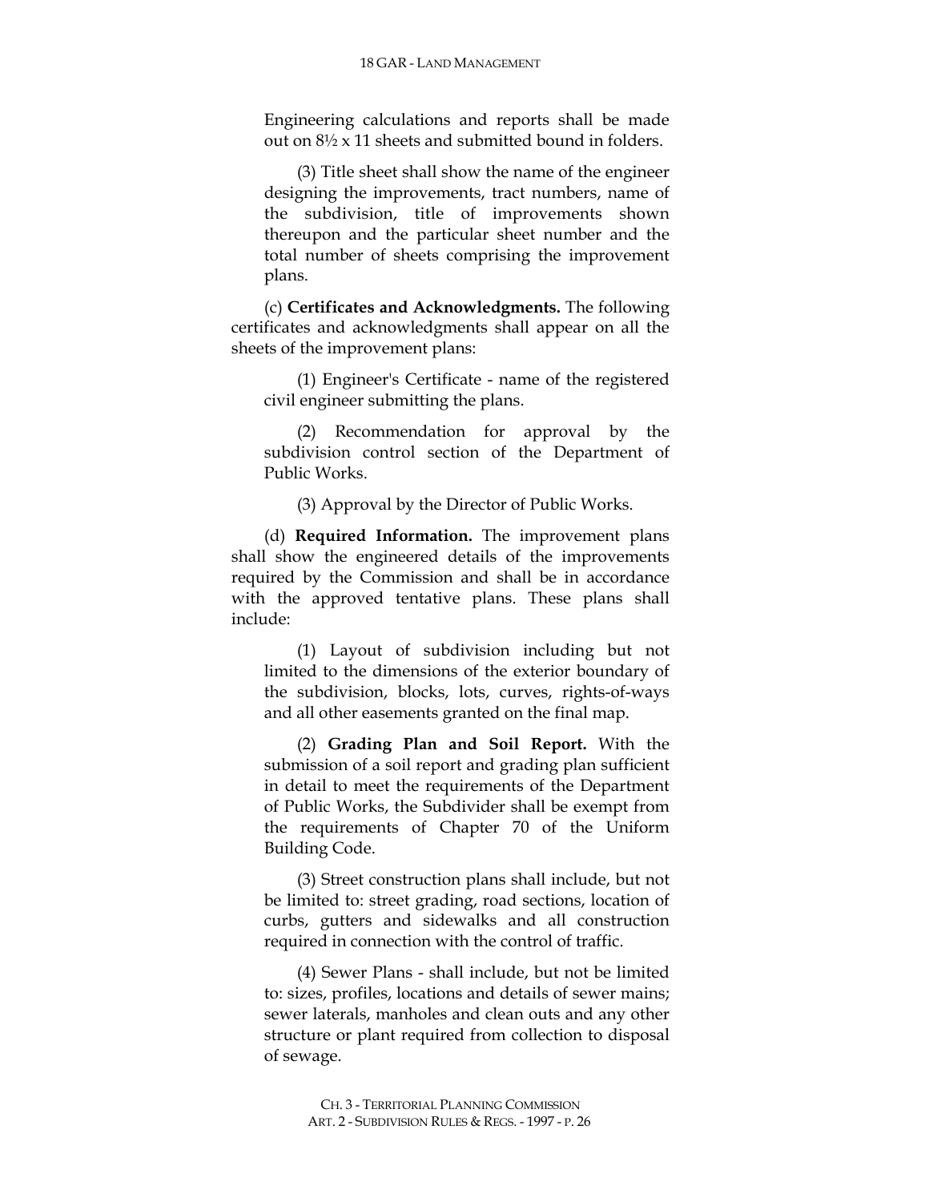Engineering calculations and reports shall be made out on 8½ x 11 sheets and submitted bound in folders.

(3) Title sheet shall show the name of the engineer designing the improvements, tract numbers, name of the subdivision, title of improvements shown thereupon and the particular sheet number and the total number of sheets comprising the improvement plans.

(c) **Certificates and Acknowledgments.** The following certificates and acknowledgments shall appear on all the sheets of the improvement plans:

(1) Engineer's Certificate - name of the registered civil engineer submitting the plans.

(2) Recommendation for approval by the subdivision control section of the Department of Public Works.

(3) Approval by the Director of Public Works.

(d) **Required Information.** The improvement plans shall show the engineered details of the improvements required by the Commission and shall be in accordance with the approved tentative plans. These plans shall include:

(1) Layout of subdivision including but not limited to the dimensions of the exterior boundary of the subdivision, blocks, lots, curves, rights-of-ways and all other easements granted on the final map.

(2) **Grading Plan and Soil Report.** With the submission of a soil report and grading plan sufficient in detail to meet the requirements of the Department of Public Works, the Subdivider shall be exempt from the requirements of Chapter 70 of the Uniform Building Code.

(3) Street construction plans shall include, but not be limited to: street grading, road sections, location of curbs, gutters and sidewalks and all construction required in connection with the control of traffic.

(4) Sewer Plans - shall include, but not be limited to: sizes, profiles, locations and details of sewer mains; sewer laterals, manholes and clean outs and any other structure or plant required from collection to disposal of sewage.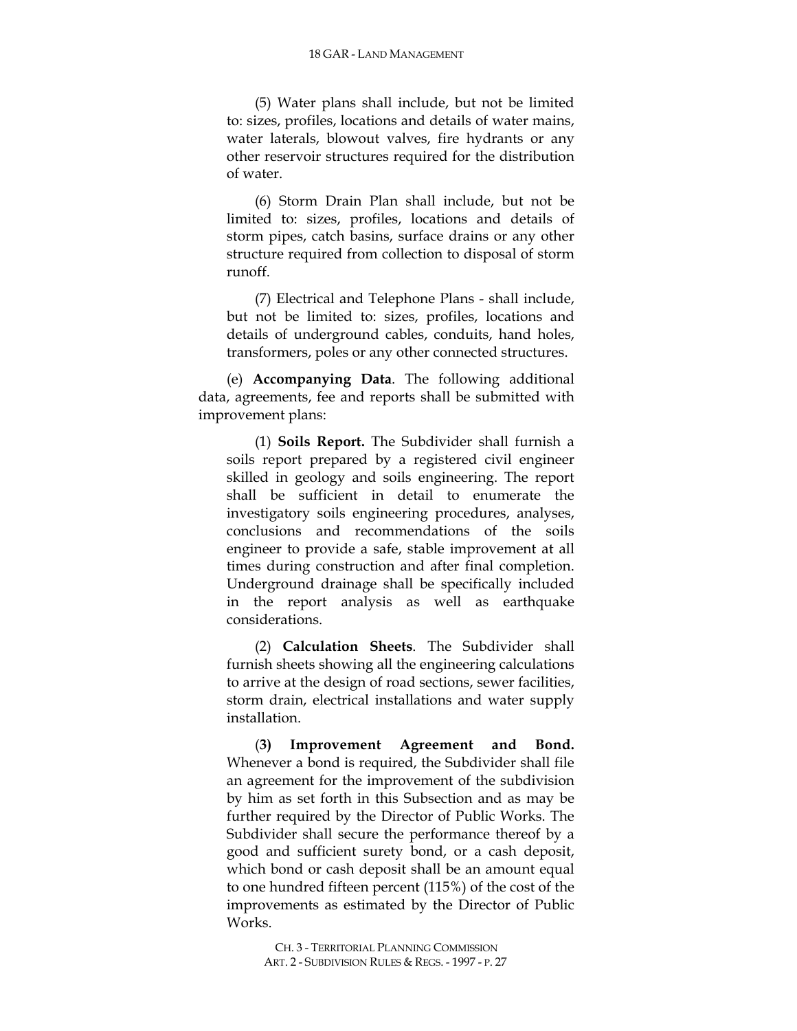(5) Water plans shall include, but not be limited to: sizes, profiles, locations and details of water mains, water laterals, blowout valves, fire hydrants or any other reservoir structures required for the distribution of water.

(6) Storm Drain Plan shall include, but not be limited to: sizes, profiles, locations and details of storm pipes, catch basins, surface drains or any other structure required from collection to disposal of storm runoff.

(7) Electrical and Telephone Plans - shall include, but not be limited to: sizes, profiles, locations and details of underground cables, conduits, hand holes, transformers, poles or any other connected structures.

(e) **Accompanying Data**. The following additional data, agreements, fee and reports shall be submitted with improvement plans:

(1) **Soils Report.** The Subdivider shall furnish a soils report prepared by a registered civil engineer skilled in geology and soils engineering. The report shall be sufficient in detail to enumerate the investigatory soils engineering procedures, analyses, conclusions and recommendations of the soils engineer to provide a safe, stable improvement at all times during construction and after final completion. Underground drainage shall be specifically included in the report analysis as well as earthquake considerations.

(2) **Calculation Sheets**. The Subdivider shall furnish sheets showing all the engineering calculations to arrive at the design of road sections, sewer facilities, storm drain, electrical installations and water supply installation.

(**3) Improvement Agreement and Bond.** Whenever a bond is required, the Subdivider shall file an agreement for the improvement of the subdivision by him as set forth in this Subsection and as may be further required by the Director of Public Works. The Subdivider shall secure the performance thereof by a good and sufficient surety bond, or a cash deposit, which bond or cash deposit shall be an amount equal to one hundred fifteen percent (115%) of the cost of the improvements as estimated by the Director of Public Works.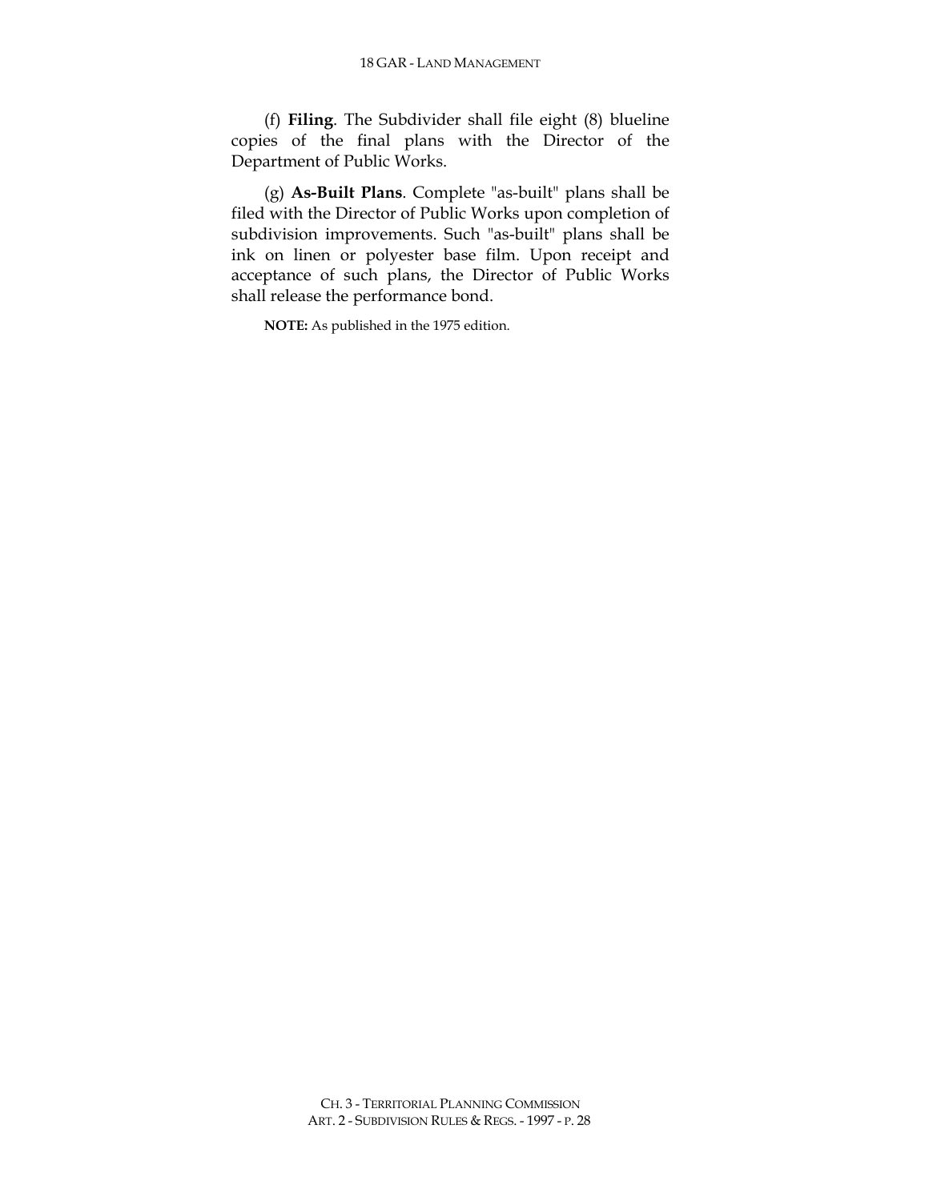(f) **Filing**. The Subdivider shall file eight (8) blueline copies of the final plans with the Director of the Department of Public Works.

(g) **As-Built Plans**. Complete "as-built" plans shall be filed with the Director of Public Works upon completion of subdivision improvements. Such "as-built" plans shall be ink on linen or polyester base film. Upon receipt and acceptance of such plans, the Director of Public Works shall release the performance bond.

**NOTE:** As published in the 1975 edition.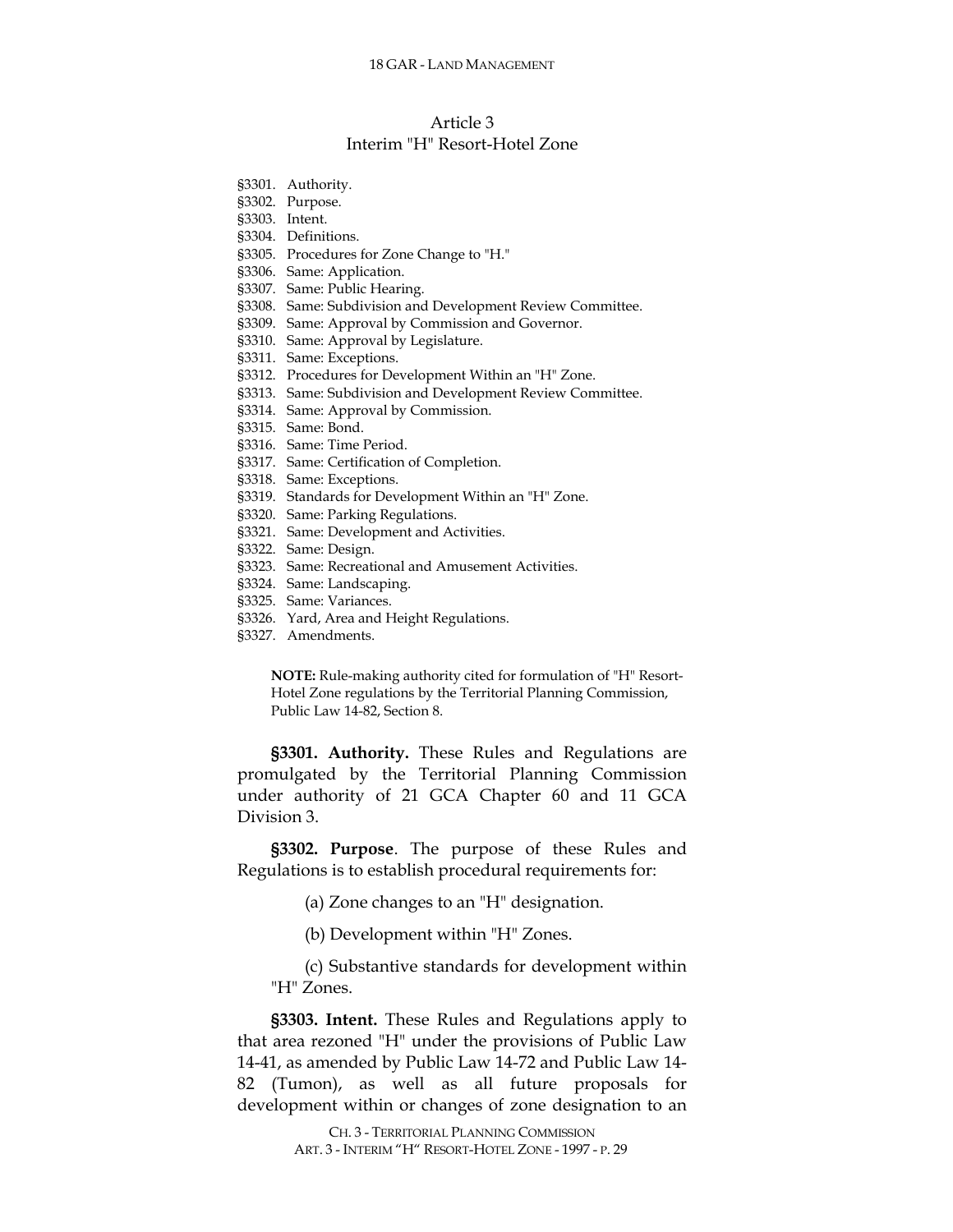## Article 3
## Interim "H" Resort-Hotel Zone

§3301. Authority.
§3302. Purpose.
§3303. Intent.
§3304. Definitions.
§3305. Procedures for Zone Change to "H."
§3306. Same: Application.
§3307. Same: Public Hearing.
§3308. Same: Subdivision and Development Review Committee.
§3309. Same: Approval by Commission and Governor.
§3310. Same: Approval by Legislature.
§3311. Same: Exceptions.
§3312. Procedures for Development Within an "H" Zone.
§3313. Same: Subdivision and Development Review Committee.
§3314. Same: Approval by Commission.
§3315. Same: Bond.
§3316. Same: Time Period.
§3317. Same: Certification of Completion.
§3318. Same: Exceptions.
§3319. Standards for Development Within an "H" Zone.
§3320. Same: Parking Regulations.
§3321. Same: Development and Activities.
§3322. Same: Design.
§3323. Same: Recreational and Amusement Activities.
§3324. Same: Landscaping.
§3325. Same: Variances.
§3326. Yard, Area and Height Regulations.
§3327. Amendments.

**NOTE:** Rule-making authority cited for formulation of "H" Resort-Hotel Zone regulations by the Territorial Planning Commission, Public Law 14-82, Section 8.

**§3301. Authority.** These Rules and Regulations are promulgated by the Territorial Planning Commission under authority of 21 GCA Chapter 60 and 11 GCA Division 3.

**§3302. Purpose**. The purpose of these Rules and Regulations is to establish procedural requirements for:

(a) Zone changes to an "H" designation.

(b) Development within "H" Zones.

(c) Substantive standards for development within "H" Zones.

**§3303. Intent.** These Rules and Regulations apply to that area rezoned "H" under the provisions of Public Law 14-41, as amended by Public Law 14-72 and Public Law 14-82 (Tumon), as well as all future proposals for development within or changes of zone designation to an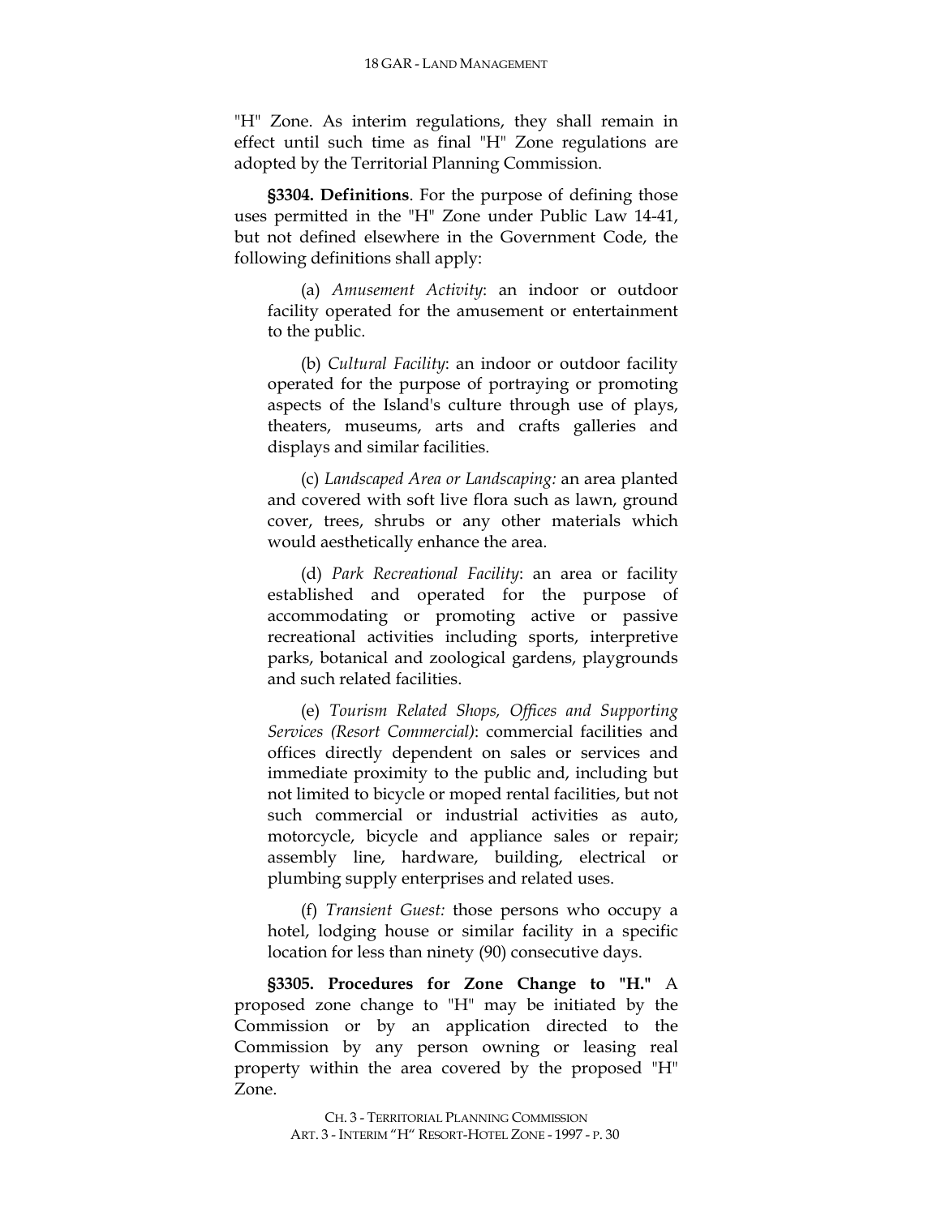"H" Zone. As interim regulations, they shall remain in effect until such time as final "H" Zone regulations are adopted by the Territorial Planning Commission.

**§3304. Definitions**. For the purpose of defining those uses permitted in the "H" Zone under Public Law 14-41, but not defined elsewhere in the Government Code, the following definitions shall apply:

(a) *Amusement Activity*: an indoor or outdoor facility operated for the amusement or entertainment to the public.

(b) *Cultural Facility*: an indoor or outdoor facility operated for the purpose of portraying or promoting aspects of the Island's culture through use of plays, theaters, museums, arts and crafts galleries and displays and similar facilities.

(c) *Landscaped Area or Landscaping:* an area planted and covered with soft live flora such as lawn, ground cover, trees, shrubs or any other materials which would aesthetically enhance the area.

(d) *Park Recreational Facility*: an area or facility established and operated for the purpose of accommodating or promoting active or passive recreational activities including sports, interpretive parks, botanical and zoological gardens, playgrounds and such related facilities.

(e) *Tourism Related Shops, Offices and Supporting Services (Resort Commercial)*: commercial facilities and offices directly dependent on sales or services and immediate proximity to the public and, including but not limited to bicycle or moped rental facilities, but not such commercial or industrial activities as auto, motorcycle, bicycle and appliance sales or repair; assembly line, hardware, building, electrical or plumbing supply enterprises and related uses.

(f) *Transient Guest:* those persons who occupy a hotel, lodging house or similar facility in a specific location for less than ninety (90) consecutive days.

**§3305. Procedures for Zone Change to "H."** A proposed zone change to "H" may be initiated by the Commission or by an application directed to the Commission by any person owning or leasing real property within the area covered by the proposed "H" Zone.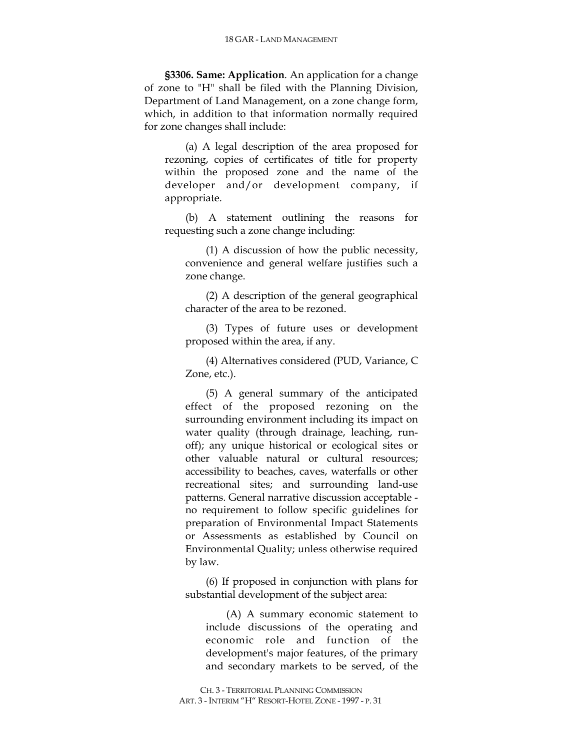**§3306. Same: Application**. An application for a change of zone to "H" shall be filed with the Planning Division, Department of Land Management, on a zone change form, which, in addition to that information normally required for zone changes shall include:

(a) A legal description of the area proposed for rezoning, copies of certificates of title for property within the proposed zone and the name of the developer and/or development company, if appropriate.

(b) A statement outlining the reasons for requesting such a zone change including:

(1) A discussion of how the public necessity, convenience and general welfare justifies such a zone change.

(2) A description of the general geographical character of the area to be rezoned.

(3) Types of future uses or development proposed within the area, if any.

(4) Alternatives considered (PUD, Variance, C Zone, etc.).

(5) A general summary of the anticipated effect of the proposed rezoning on the surrounding environment including its impact on water quality (through drainage, leaching, run-off); any unique historical or ecological sites or other valuable natural or cultural resources; accessibility to beaches, caves, waterfalls or other recreational sites; and surrounding land-use patterns. General narrative discussion acceptable - no requirement to follow specific guidelines for preparation of Environmental Impact Statements or Assessments as established by Council on Environmental Quality; unless otherwise required by law.

(6) If proposed in conjunction with plans for substantial development of the subject area:

(A) A summary economic statement to include discussions of the operating and economic role and function of the development's major features, of the primary and secondary markets to be served, of the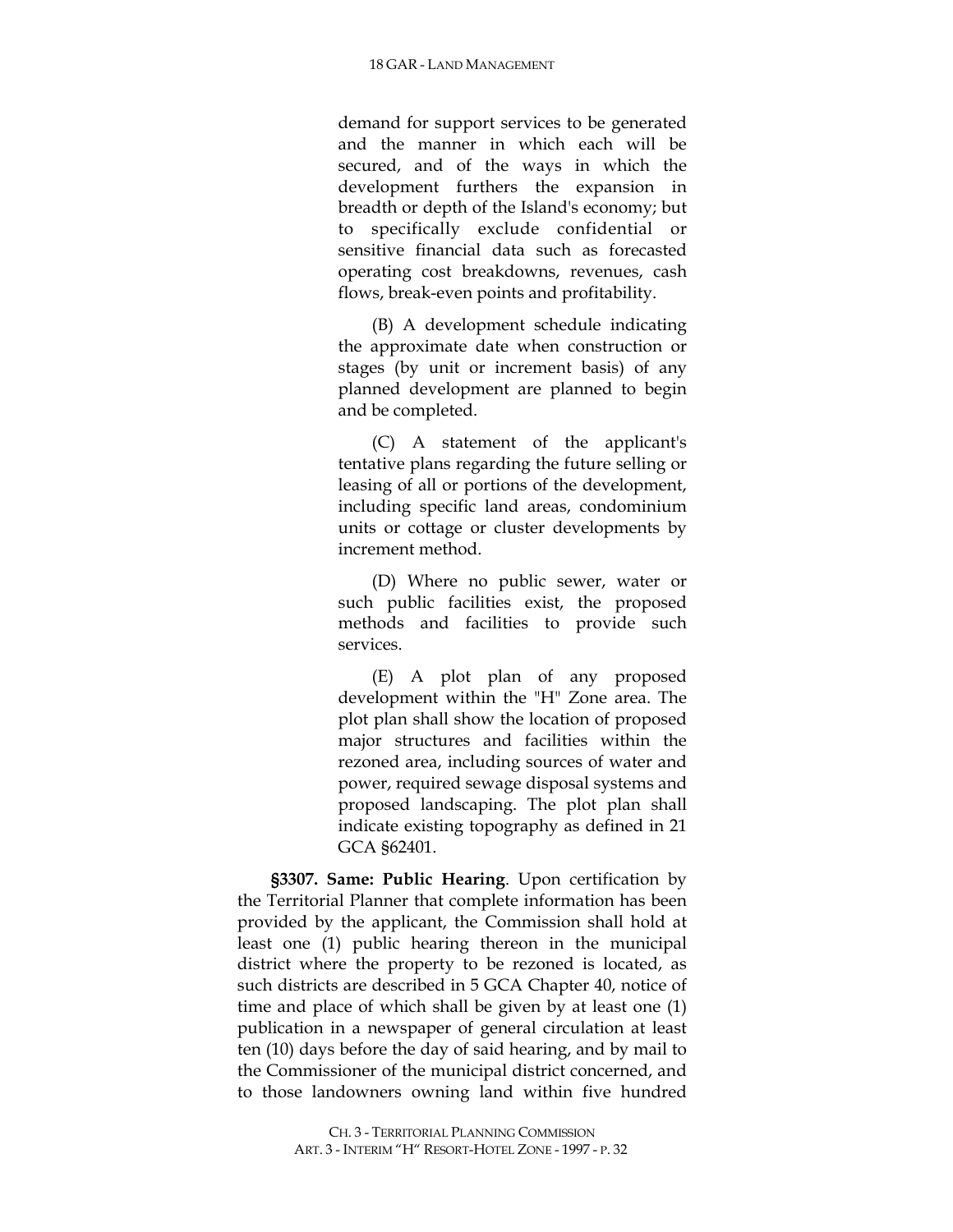demand for support services to be generated and the manner in which each will be secured, and of the ways in which the development furthers the expansion in breadth or depth of the Island's economy; but to specifically exclude confidential or sensitive financial data such as forecasted operating cost breakdowns, revenues, cash flows, break-even points and profitability.

(B) A development schedule indicating the approximate date when construction or stages (by unit or increment basis) of any planned development are planned to begin and be completed.

(C) A statement of the applicant's tentative plans regarding the future selling or leasing of all or portions of the development, including specific land areas, condominium units or cottage or cluster developments by increment method.

(D) Where no public sewer, water or such public facilities exist, the proposed methods and facilities to provide such services.

(E) A plot plan of any proposed development within the "H" Zone area. The plot plan shall show the location of proposed major structures and facilities within the rezoned area, including sources of water and power, required sewage disposal systems and proposed landscaping. The plot plan shall indicate existing topography as defined in 21 GCA §62401.

**§3307. Same: Public Hearing**. Upon certification by the Territorial Planner that complete information has been provided by the applicant, the Commission shall hold at least one (1) public hearing thereon in the municipal district where the property to be rezoned is located, as such districts are described in 5 GCA Chapter 40, notice of time and place of which shall be given by at least one (1) publication in a newspaper of general circulation at least ten (10) days before the day of said hearing, and by mail to the Commissioner of the municipal district concerned, and to those landowners owning land within five hundred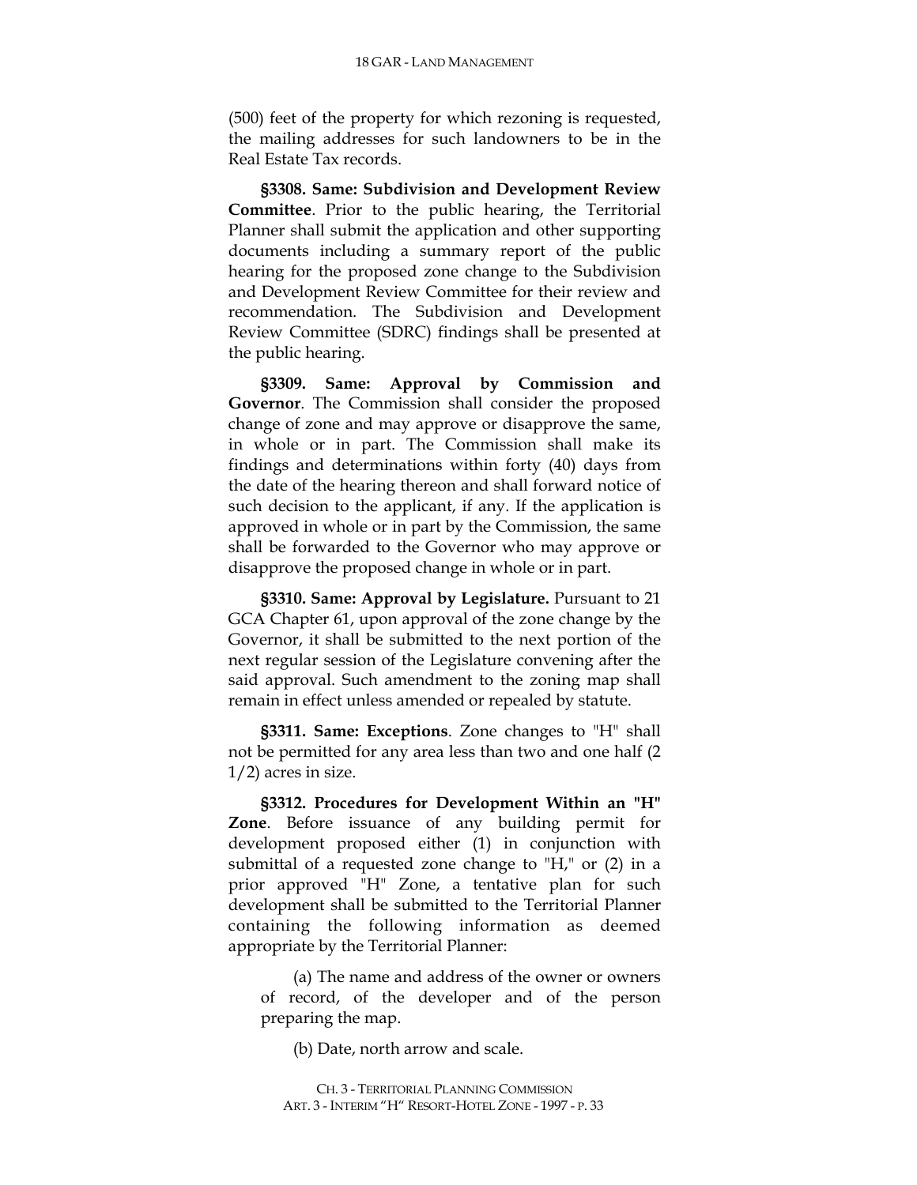(500) feet of the property for which rezoning is requested, the mailing addresses for such landowners to be in the Real Estate Tax records.

**§3308. Same: Subdivision and Development Review Committee**. Prior to the public hearing, the Territorial Planner shall submit the application and other supporting documents including a summary report of the public hearing for the proposed zone change to the Subdivision and Development Review Committee for their review and recommendation. The Subdivision and Development Review Committee (SDRC) findings shall be presented at the public hearing.

**§3309. Same: Approval by Commission and Governor**. The Commission shall consider the proposed change of zone and may approve or disapprove the same, in whole or in part. The Commission shall make its findings and determinations within forty (40) days from the date of the hearing thereon and shall forward notice of such decision to the applicant, if any. If the application is approved in whole or in part by the Commission, the same shall be forwarded to the Governor who may approve or disapprove the proposed change in whole or in part.

**§3310. Same: Approval by Legislature.** Pursuant to 21 GCA Chapter 61, upon approval of the zone change by the Governor, it shall be submitted to the next portion of the next regular session of the Legislature convening after the said approval. Such amendment to the zoning map shall remain in effect unless amended or repealed by statute.

**§3311. Same: Exceptions**. Zone changes to "H" shall not be permitted for any area less than two and one half (2 1/2) acres in size.

**§3312. Procedures for Development Within an "H" Zone**. Before issuance of any building permit for development proposed either (1) in conjunction with submittal of a requested zone change to "H," or (2) in a prior approved "H" Zone, a tentative plan for such development shall be submitted to the Territorial Planner containing the following information as deemed appropriate by the Territorial Planner:

(a) The name and address of the owner or owners of record, of the developer and of the person preparing the map.

(b) Date, north arrow and scale.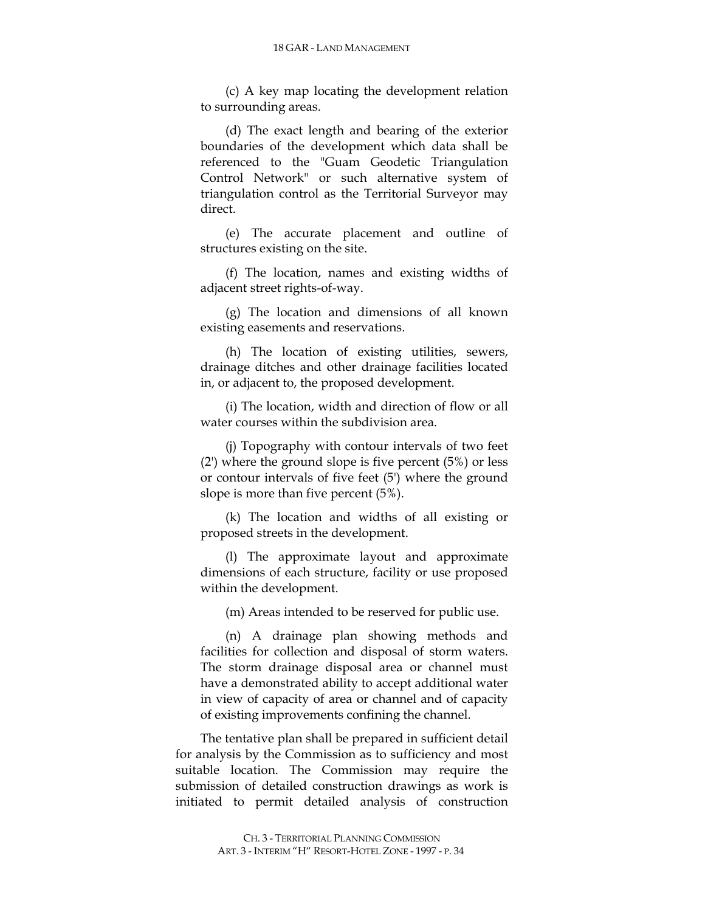(c) A key map locating the development relation to surrounding areas.

(d) The exact length and bearing of the exterior boundaries of the development which data shall be referenced to the "Guam Geodetic Triangulation Control Network" or such alternative system of triangulation control as the Territorial Surveyor may direct.

(e) The accurate placement and outline of structures existing on the site.

(f) The location, names and existing widths of adjacent street rights-of-way.

(g) The location and dimensions of all known existing easements and reservations.

(h) The location of existing utilities, sewers, drainage ditches and other drainage facilities located in, or adjacent to, the proposed development.

(i) The location, width and direction of flow or all water courses within the subdivision area.

(j) Topography with contour intervals of two feet (2') where the ground slope is five percent (5%) or less or contour intervals of five feet (5') where the ground slope is more than five percent (5%).

(k) The location and widths of all existing or proposed streets in the development.

(l) The approximate layout and approximate dimensions of each structure, facility or use proposed within the development.

(m) Areas intended to be reserved for public use.

(n) A drainage plan showing methods and facilities for collection and disposal of storm waters. The storm drainage disposal area or channel must have a demonstrated ability to accept additional water in view of capacity of area or channel and of capacity of existing improvements confining the channel.

The tentative plan shall be prepared in sufficient detail for analysis by the Commission as to sufficiency and most suitable location. The Commission may require the submission of detailed construction drawings as work is initiated to permit detailed analysis of construction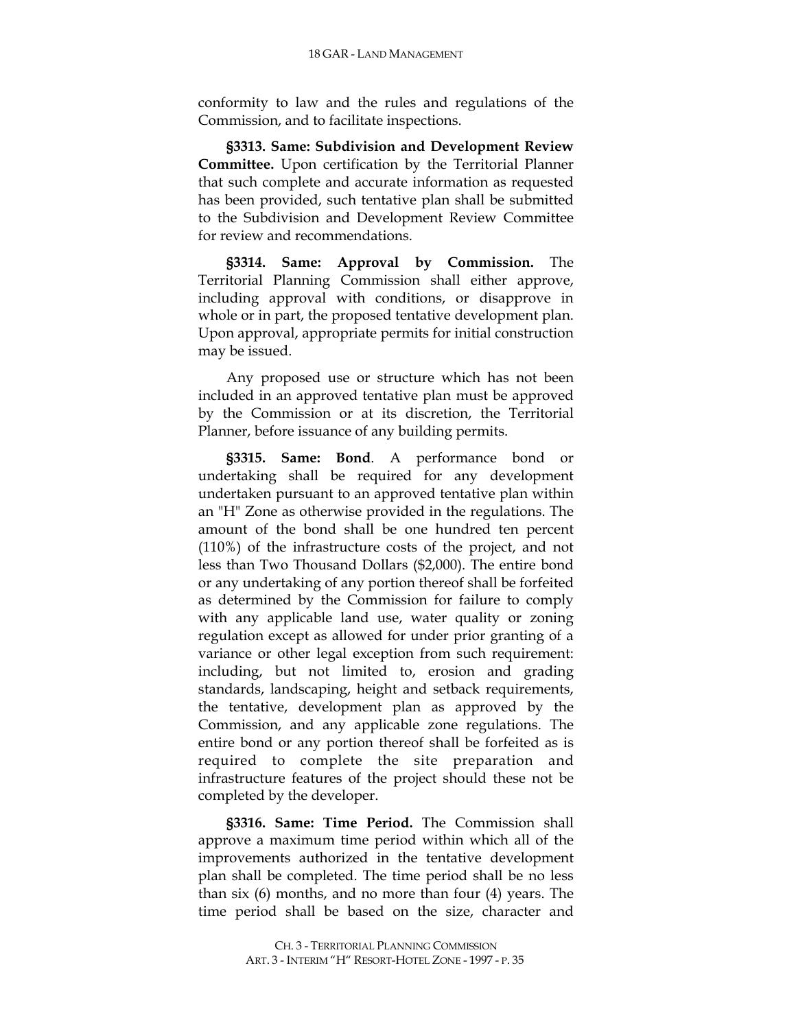conformity to law and the rules and regulations of the Commission, and to facilitate inspections.

**§3313. Same: Subdivision and Development Review Committee.** Upon certification by the Territorial Planner that such complete and accurate information as requested has been provided, such tentative plan shall be submitted to the Subdivision and Development Review Committee for review and recommendations.

**§3314. Same: Approval by Commission.** The Territorial Planning Commission shall either approve, including approval with conditions, or disapprove in whole or in part, the proposed tentative development plan. Upon approval, appropriate permits for initial construction may be issued.

Any proposed use or structure which has not been included in an approved tentative plan must be approved by the Commission or at its discretion, the Territorial Planner, before issuance of any building permits.

**§3315. Same: Bond**. A performance bond or undertaking shall be required for any development undertaken pursuant to an approved tentative plan within an "H" Zone as otherwise provided in the regulations. The amount of the bond shall be one hundred ten percent (110%) of the infrastructure costs of the project, and not less than Two Thousand Dollars ($2,000). The entire bond or any undertaking of any portion thereof shall be forfeited as determined by the Commission for failure to comply with any applicable land use, water quality or zoning regulation except as allowed for under prior granting of a variance or other legal exception from such requirement: including, but not limited to, erosion and grading standards, landscaping, height and setback requirements, the tentative, development plan as approved by the Commission, and any applicable zone regulations. The entire bond or any portion thereof shall be forfeited as is required to complete the site preparation and infrastructure features of the project should these not be completed by the developer.

**§3316. Same: Time Period.** The Commission shall approve a maximum time period within which all of the improvements authorized in the tentative development plan shall be completed. The time period shall be no less than six (6) months, and no more than four (4) years. The time period shall be based on the size, character and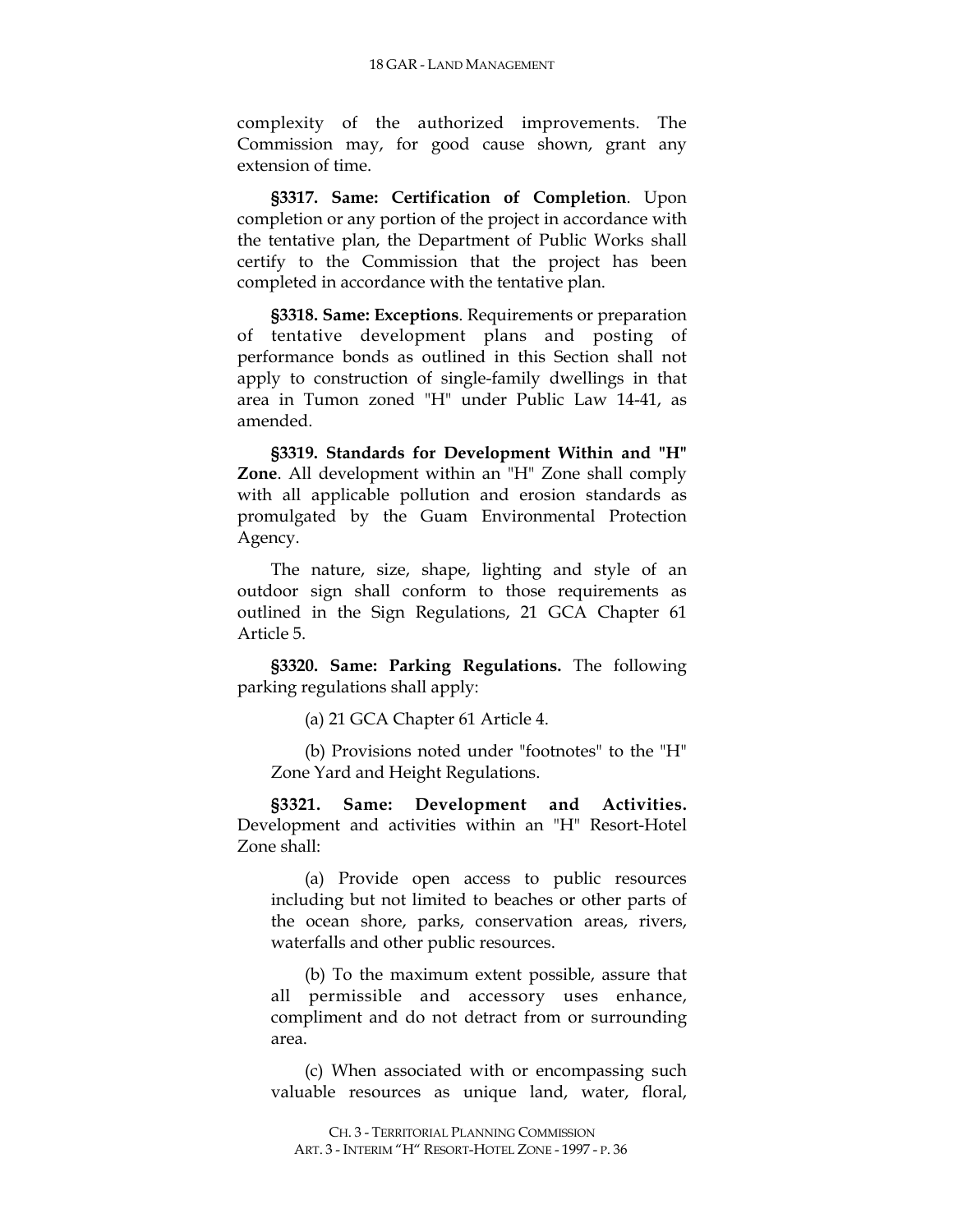complexity of the authorized improvements. The Commission may, for good cause shown, grant any extension of time.

**§3317. Same: Certification of Completion**. Upon completion or any portion of the project in accordance with the tentative plan, the Department of Public Works shall certify to the Commission that the project has been completed in accordance with the tentative plan.

**§3318. Same: Exceptions**. Requirements or preparation of tentative development plans and posting of performance bonds as outlined in this Section shall not apply to construction of single-family dwellings in that area in Tumon zoned "H" under Public Law 14-41, as amended.

**§3319. Standards for Development Within and "H" Zone**. All development within an "H" Zone shall comply with all applicable pollution and erosion standards as promulgated by the Guam Environmental Protection Agency.

The nature, size, shape, lighting and style of an outdoor sign shall conform to those requirements as outlined in the Sign Regulations, 21 GCA Chapter 61 Article 5.

**§3320. Same: Parking Regulations.** The following parking regulations shall apply:

(a) 21 GCA Chapter 61 Article 4.

(b) Provisions noted under "footnotes" to the "H" Zone Yard and Height Regulations.

**§3321. Same: Development and Activities.** Development and activities within an "H" Resort-Hotel Zone shall:

(a) Provide open access to public resources including but not limited to beaches or other parts of the ocean shore, parks, conservation areas, rivers, waterfalls and other public resources.

(b) To the maximum extent possible, assure that all permissible and accessory uses enhance, compliment and do not detract from or surrounding area.

(c) When associated with or encompassing such valuable resources as unique land, water, floral,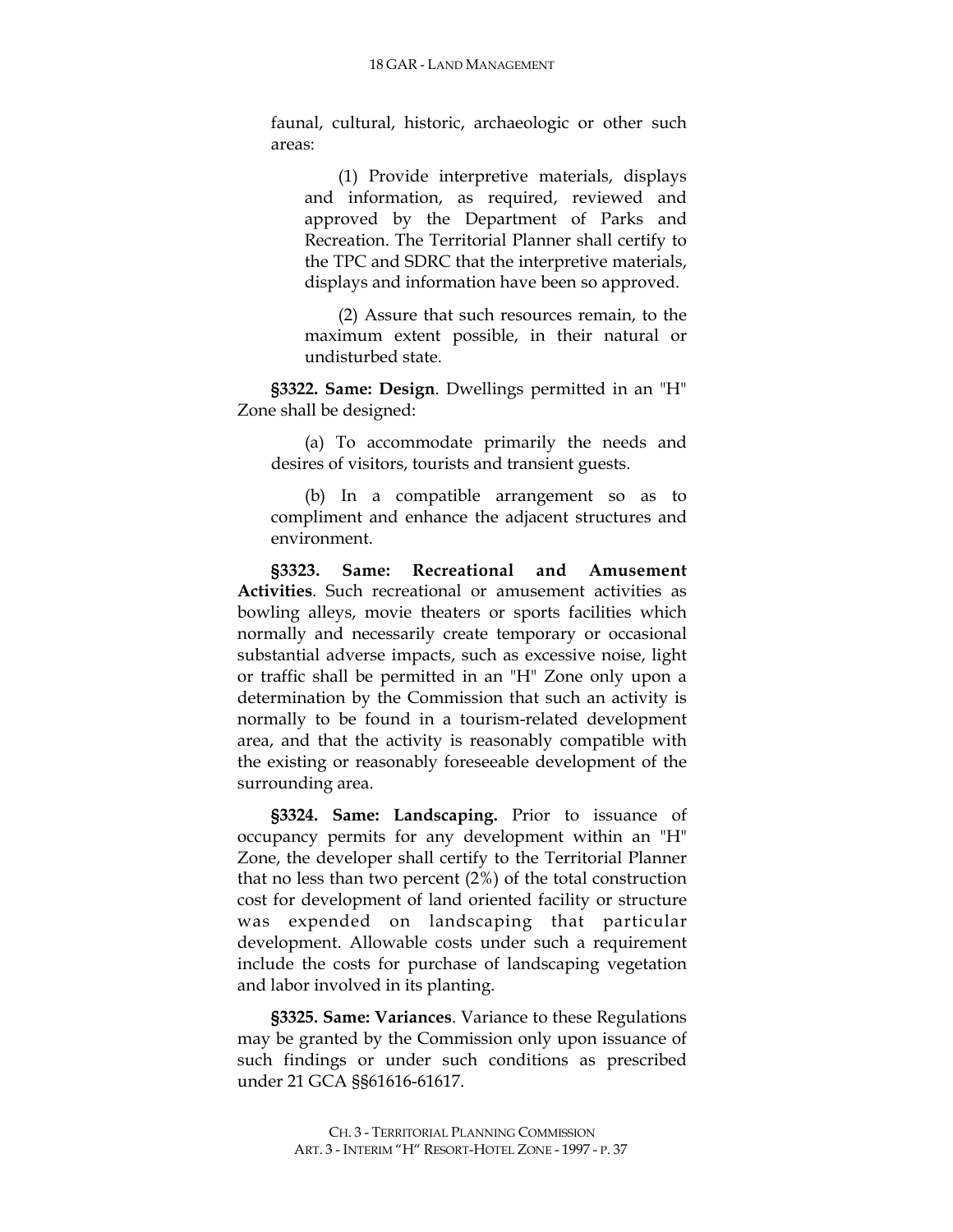faunal, cultural, historic, archaeologic or other such areas:

(1) Provide interpretive materials, displays and information, as required, reviewed and approved by the Department of Parks and Recreation. The Territorial Planner shall certify to the TPC and SDRC that the interpretive materials, displays and information have been so approved.

(2) Assure that such resources remain, to the maximum extent possible, in their natural or undisturbed state.

**§3322. Same: Design**. Dwellings permitted in an "H" Zone shall be designed:

(a) To accommodate primarily the needs and desires of visitors, tourists and transient guests.

(b) In a compatible arrangement so as to compliment and enhance the adjacent structures and environment.

**§3323. Same: Recreational and Amusement Activities**. Such recreational or amusement activities as bowling alleys, movie theaters or sports facilities which normally and necessarily create temporary or occasional substantial adverse impacts, such as excessive noise, light or traffic shall be permitted in an "H" Zone only upon a determination by the Commission that such an activity is normally to be found in a tourism-related development area, and that the activity is reasonably compatible with the existing or reasonably foreseeable development of the surrounding area.

**§3324. Same: Landscaping.** Prior to issuance of occupancy permits for any development within an "H" Zone, the developer shall certify to the Territorial Planner that no less than two percent (2%) of the total construction cost for development of land oriented facility or structure was expended on landscaping that particular development. Allowable costs under such a requirement include the costs for purchase of landscaping vegetation and labor involved in its planting.

**§3325. Same: Variances**. Variance to these Regulations may be granted by the Commission only upon issuance of such findings or under such conditions as prescribed under 21 GCA §§61616-61617.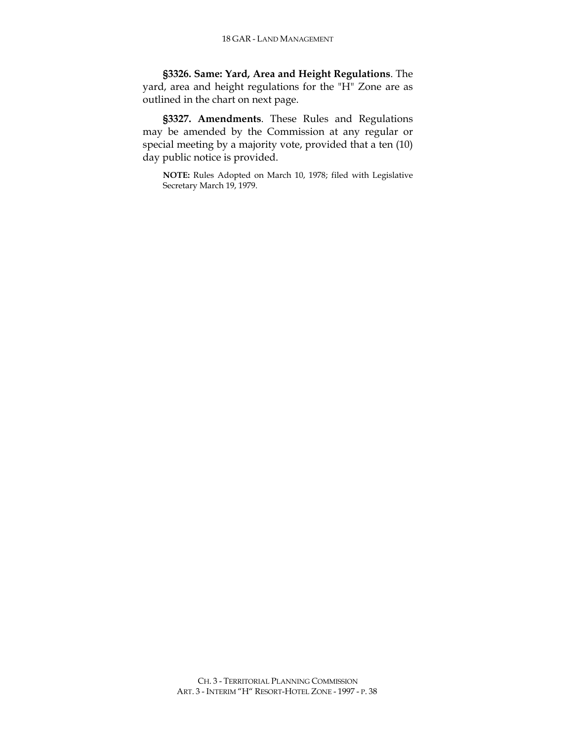**§3326. Same: Yard, Area and Height Regulations**. The yard, area and height regulations for the "H" Zone are as outlined in the chart on next page.

**§3327. Amendments**. These Rules and Regulations may be amended by the Commission at any regular or special meeting by a majority vote, provided that a ten (10) day public notice is provided.

**NOTE:** Rules Adopted on March 10, 1978; filed with Legislative Secretary March 19, 1979.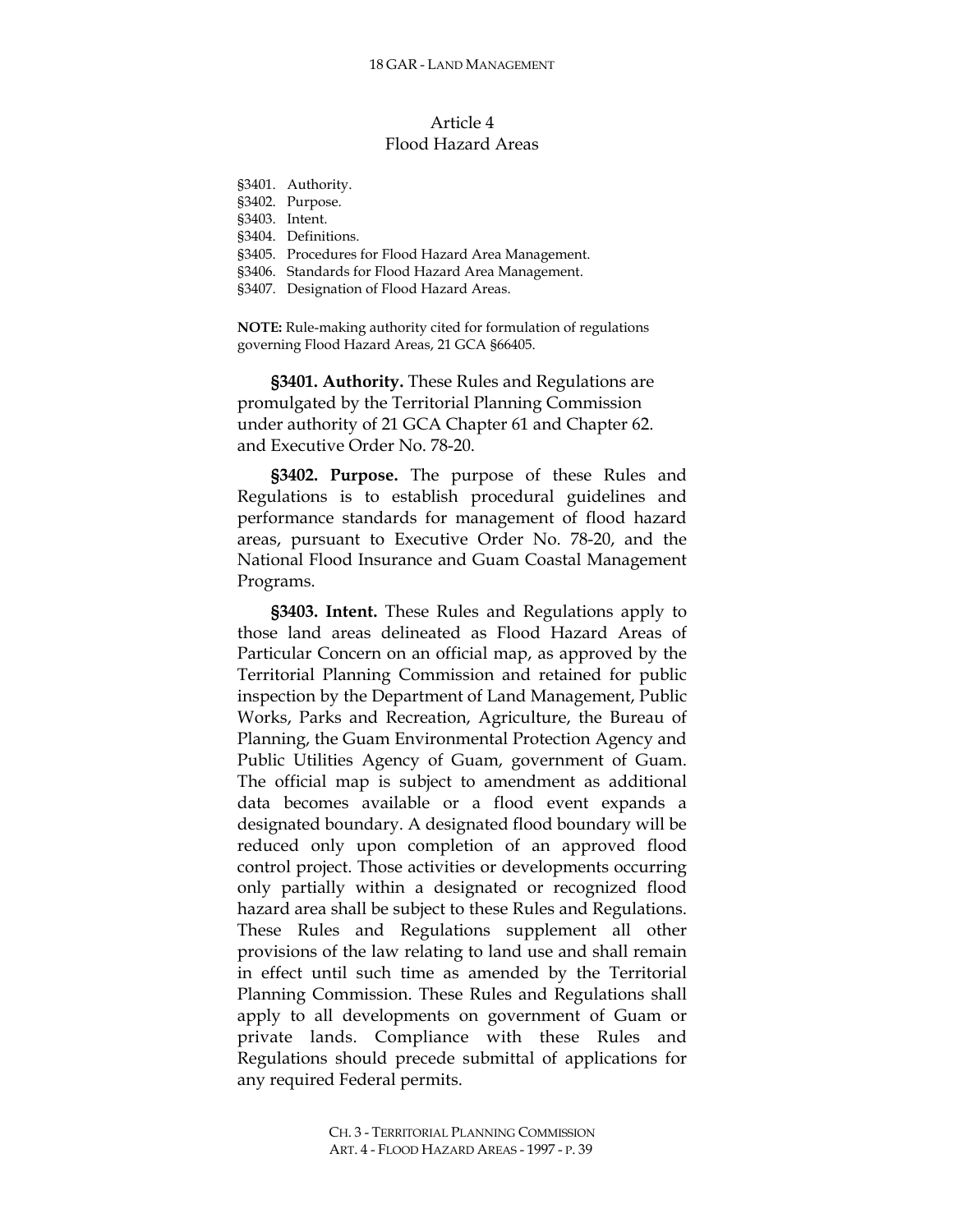# Article 4
# Flood Hazard Areas

§3401. Authority.
§3402. Purpose.
§3403. Intent.
§3404. Definitions.
§3405. Procedures for Flood Hazard Area Management.
§3406. Standards for Flood Hazard Area Management.
§3407. Designation of Flood Hazard Areas.

**NOTE:** Rule-making authority cited for formulation of regulations governing Flood Hazard Areas, 21 GCA §66405.

**§3401. Authority.** These Rules and Regulations are promulgated by the Territorial Planning Commission under authority of 21 GCA Chapter 61 and Chapter 62. and Executive Order No. 78-20.

**§3402. Purpose.** The purpose of these Rules and Regulations is to establish procedural guidelines and performance standards for management of flood hazard areas, pursuant to Executive Order No. 78-20, and the National Flood Insurance and Guam Coastal Management Programs.

**§3403. Intent.** These Rules and Regulations apply to those land areas delineated as Flood Hazard Areas of Particular Concern on an official map, as approved by the Territorial Planning Commission and retained for public inspection by the Department of Land Management, Public Works, Parks and Recreation, Agriculture, the Bureau of Planning, the Guam Environmental Protection Agency and Public Utilities Agency of Guam, government of Guam. The official map is subject to amendment as additional data becomes available or a flood event expands a designated boundary. A designated flood boundary will be reduced only upon completion of an approved flood control project. Those activities or developments occurring only partially within a designated or recognized flood hazard area shall be subject to these Rules and Regulations. These Rules and Regulations supplement all other provisions of the law relating to land use and shall remain in effect until such time as amended by the Territorial Planning Commission. These Rules and Regulations shall apply to all developments on government of Guam or private lands. Compliance with these Rules and Regulations should precede submittal of applications for any required Federal permits.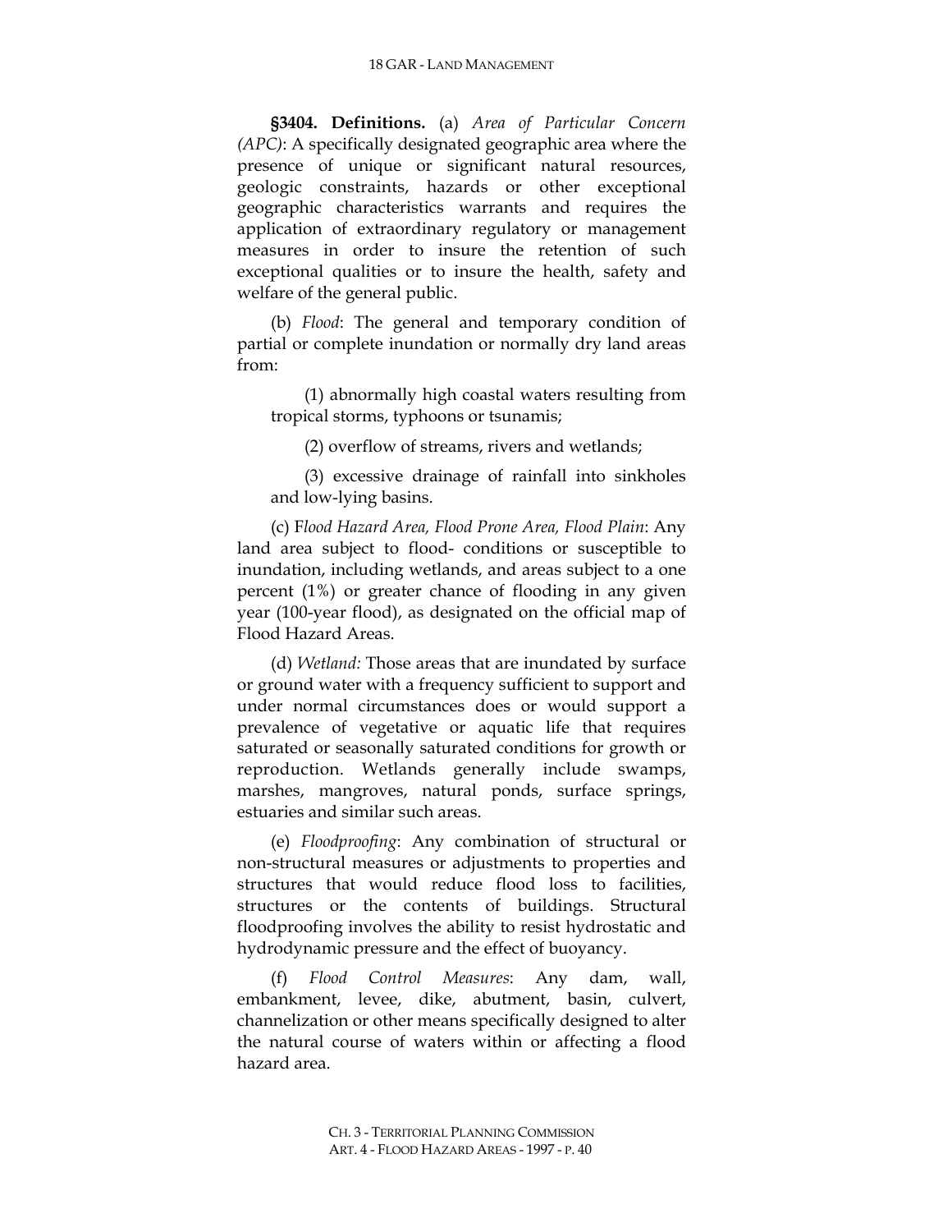**§3404. Definitions.** (a) *Area of Particular Concern (APC)*: A specifically designated geographic area where the presence of unique or significant natural resources, geologic constraints, hazards or other exceptional geographic characteristics warrants and requires the application of extraordinary regulatory or management measures in order to insure the retention of such exceptional qualities or to insure the health, safety and welfare of the general public.

(b) *Flood*: The general and temporary condition of partial or complete inundation or normally dry land areas from:

(1) abnormally high coastal waters resulting from tropical storms, typhoons or tsunamis;

(2) overflow of streams, rivers and wetlands;

(3) excessive drainage of rainfall into sinkholes and low-lying basins.

(c) F*lood Hazard Area, Flood Prone Area, Flood Plain*: Any land area subject to flood- conditions or susceptible to inundation, including wetlands, and areas subject to a one percent (1%) or greater chance of flooding in any given year (100-year flood), as designated on the official map of Flood Hazard Areas.

(d) *Wetland:* Those areas that are inundated by surface or ground water with a frequency sufficient to support and under normal circumstances does or would support a prevalence of vegetative or aquatic life that requires saturated or seasonally saturated conditions for growth or reproduction. Wetlands generally include swamps, marshes, mangroves, natural ponds, surface springs, estuaries and similar such areas.

(e) *Floodproofing*: Any combination of structural or non-structural measures or adjustments to properties and structures that would reduce flood loss to facilities, structures or the contents of buildings. Structural floodproofing involves the ability to resist hydrostatic and hydrodynamic pressure and the effect of buoyancy.

(f) *Flood Control Measures*: Any dam, wall, embankment, levee, dike, abutment, basin, culvert, channelization or other means specifically designed to alter the natural course of waters within or affecting a flood hazard area.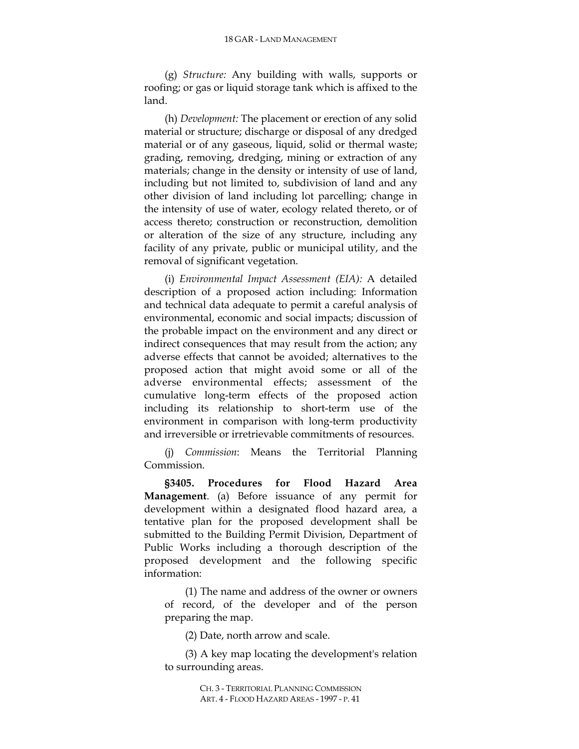(g) *Structure:* Any building with walls, supports or roofing; or gas or liquid storage tank which is affixed to the land.

(h) *Development:* The placement or erection of any solid material or structure; discharge or disposal of any dredged material or of any gaseous, liquid, solid or thermal waste; grading, removing, dredging, mining or extraction of any materials; change in the density or intensity of use of land, including but not limited to, subdivision of land and any other division of land including lot parcelling; change in the intensity of use of water, ecology related thereto, or of access thereto; construction or reconstruction, demolition or alteration of the size of any structure, including any facility of any private, public or municipal utility, and the removal of significant vegetation.

(i) *Environmental Impact Assessment (EIA):* A detailed description of a proposed action including: Information and technical data adequate to permit a careful analysis of environmental, economic and social impacts; discussion of the probable impact on the environment and any direct or indirect consequences that may result from the action; any adverse effects that cannot be avoided; alternatives to the proposed action that might avoid some or all of the adverse environmental effects; assessment of the cumulative long-term effects of the proposed action including its relationship to short-term use of the environment in comparison with long-term productivity and irreversible or irretrievable commitments of resources.

(j) *Commission*: Means the Territorial Planning Commission.

**§3405. Procedures for Flood Hazard Area Management**. (a) Before issuance of any permit for development within a designated flood hazard area, a tentative plan for the proposed development shall be submitted to the Building Permit Division, Department of Public Works including a thorough description of the proposed development and the following specific information:

(1) The name and address of the owner or owners of record, of the developer and of the person preparing the map.

(2) Date, north arrow and scale.

(3) A key map locating the development's relation to surrounding areas.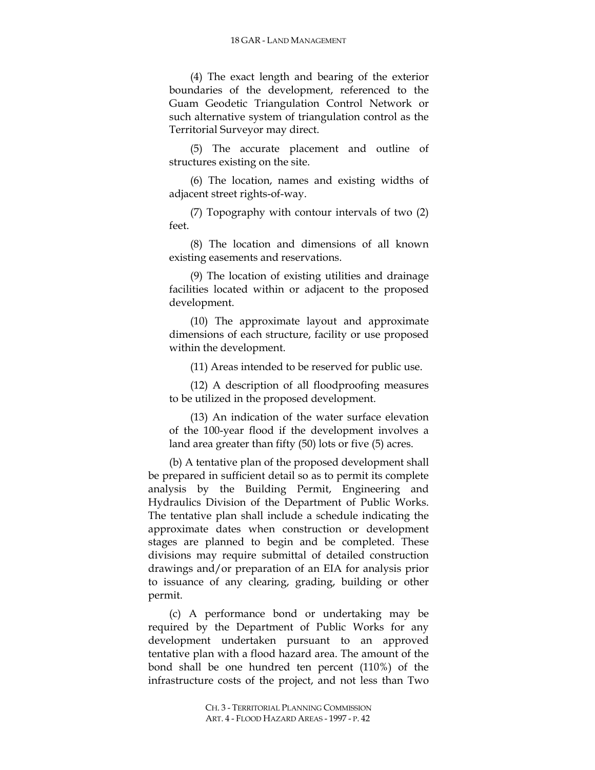(4) The exact length and bearing of the exterior boundaries of the development, referenced to the Guam Geodetic Triangulation Control Network or such alternative system of triangulation control as the Territorial Surveyor may direct.

(5) The accurate placement and outline of structures existing on the site.

(6) The location, names and existing widths of adjacent street rights-of-way.

(7) Topography with contour intervals of two (2) feet.

(8) The location and dimensions of all known existing easements and reservations.

(9) The location of existing utilities and drainage facilities located within or adjacent to the proposed development.

(10) The approximate layout and approximate dimensions of each structure, facility or use proposed within the development.

(11) Areas intended to be reserved for public use.

(12) A description of all floodproofing measures to be utilized in the proposed development.

(13) An indication of the water surface elevation of the 100-year flood if the development involves a land area greater than fifty (50) lots or five (5) acres.

(b) A tentative plan of the proposed development shall be prepared in sufficient detail so as to permit its complete analysis by the Building Permit, Engineering and Hydraulics Division of the Department of Public Works. The tentative plan shall include a schedule indicating the approximate dates when construction or development stages are planned to begin and be completed. These divisions may require submittal of detailed construction drawings and/or preparation of an EIA for analysis prior to issuance of any clearing, grading, building or other permit.

(c) A performance bond or undertaking may be required by the Department of Public Works for any development undertaken pursuant to an approved tentative plan with a flood hazard area. The amount of the bond shall be one hundred ten percent (110%) of the infrastructure costs of the project, and not less than Two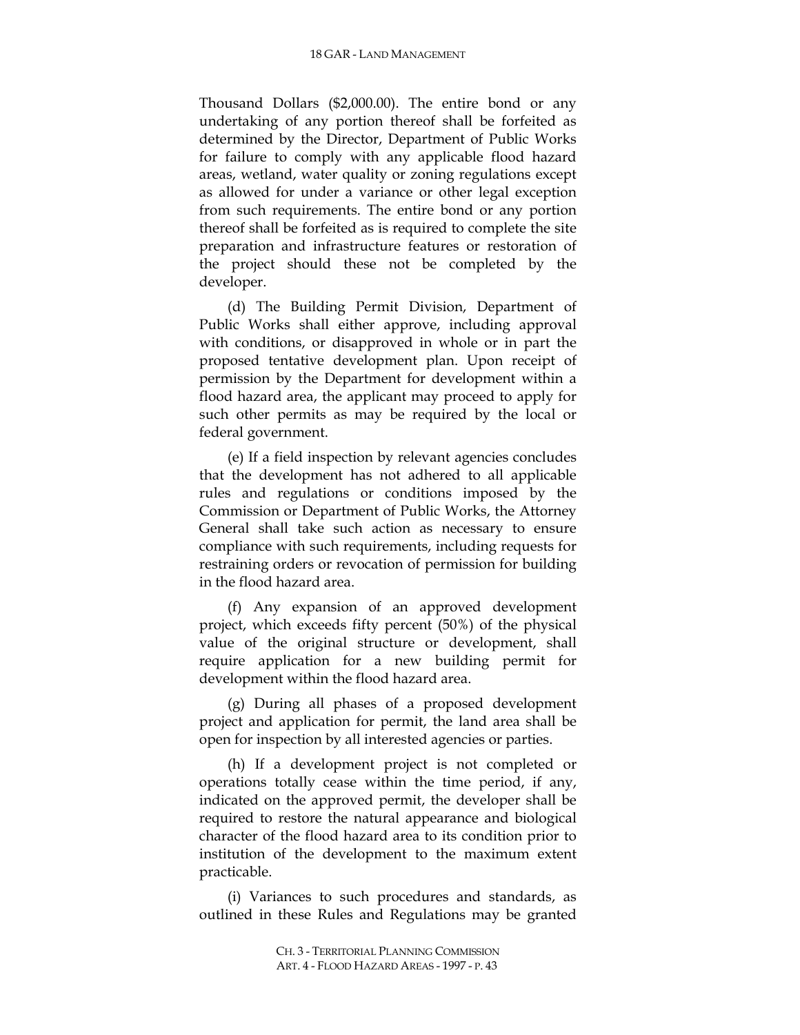Thousand Dollars ($2,000.00). The entire bond or any undertaking of any portion thereof shall be forfeited as determined by the Director, Department of Public Works for failure to comply with any applicable flood hazard areas, wetland, water quality or zoning regulations except as allowed for under a variance or other legal exception from such requirements. The entire bond or any portion thereof shall be forfeited as is required to complete the site preparation and infrastructure features or restoration of the project should these not be completed by the developer.

(d) The Building Permit Division, Department of Public Works shall either approve, including approval with conditions, or disapproved in whole or in part the proposed tentative development plan. Upon receipt of permission by the Department for development within a flood hazard area, the applicant may proceed to apply for such other permits as may be required by the local or federal government.

(e) If a field inspection by relevant agencies concludes that the development has not adhered to all applicable rules and regulations or conditions imposed by the Commission or Department of Public Works, the Attorney General shall take such action as necessary to ensure compliance with such requirements, including requests for restraining orders or revocation of permission for building in the flood hazard area.

(f) Any expansion of an approved development project, which exceeds fifty percent (50%) of the physical value of the original structure or development, shall require application for a new building permit for development within the flood hazard area.

(g) During all phases of a proposed development project and application for permit, the land area shall be open for inspection by all interested agencies or parties.

(h) If a development project is not completed or operations totally cease within the time period, if any, indicated on the approved permit, the developer shall be required to restore the natural appearance and biological character of the flood hazard area to its condition prior to institution of the development to the maximum extent practicable.

(i) Variances to such procedures and standards, as outlined in these Rules and Regulations may be granted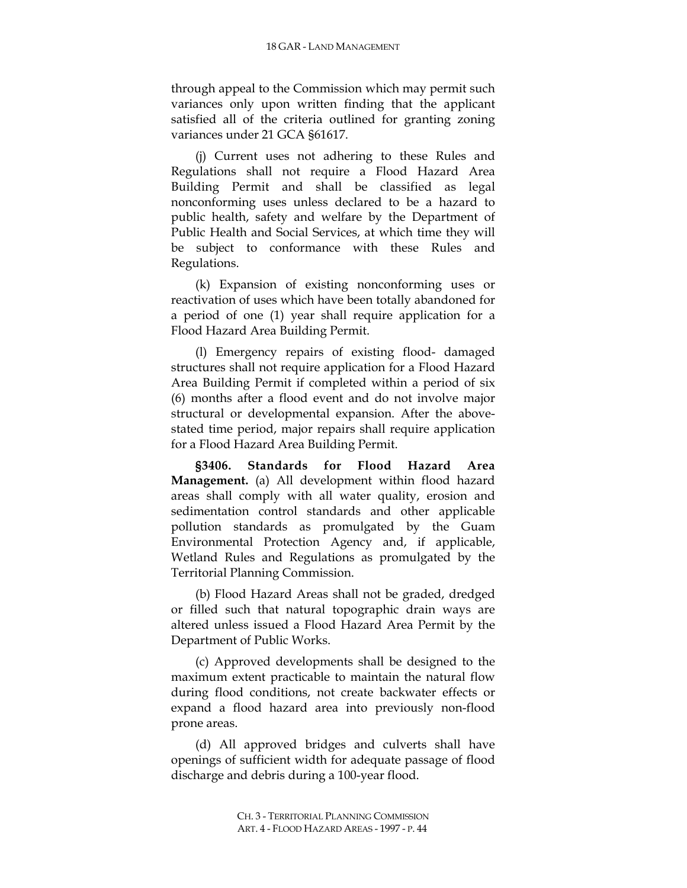through appeal to the Commission which may permit such variances only upon written finding that the applicant satisfied all of the criteria outlined for granting zoning variances under 21 GCA §61617.

(j) Current uses not adhering to these Rules and Regulations shall not require a Flood Hazard Area Building Permit and shall be classified as legal nonconforming uses unless declared to be a hazard to public health, safety and welfare by the Department of Public Health and Social Services, at which time they will be subject to conformance with these Rules and Regulations.

(k) Expansion of existing nonconforming uses or reactivation of uses which have been totally abandoned for a period of one (1) year shall require application for a Flood Hazard Area Building Permit.

(l) Emergency repairs of existing flood- damaged structures shall not require application for a Flood Hazard Area Building Permit if completed within a period of six (6) months after a flood event and do not involve major structural or developmental expansion. After the above-stated time period, major repairs shall require application for a Flood Hazard Area Building Permit.

**§3406. Standards for Flood Hazard Area Management.** (a) All development within flood hazard areas shall comply with all water quality, erosion and sedimentation control standards and other applicable pollution standards as promulgated by the Guam Environmental Protection Agency and, if applicable, Wetland Rules and Regulations as promulgated by the Territorial Planning Commission.

(b) Flood Hazard Areas shall not be graded, dredged or filled such that natural topographic drain ways are altered unless issued a Flood Hazard Area Permit by the Department of Public Works.

(c) Approved developments shall be designed to the maximum extent practicable to maintain the natural flow during flood conditions, not create backwater effects or expand a flood hazard area into previously non-flood prone areas.

(d) All approved bridges and culverts shall have openings of sufficient width for adequate passage of flood discharge and debris during a 100-year flood.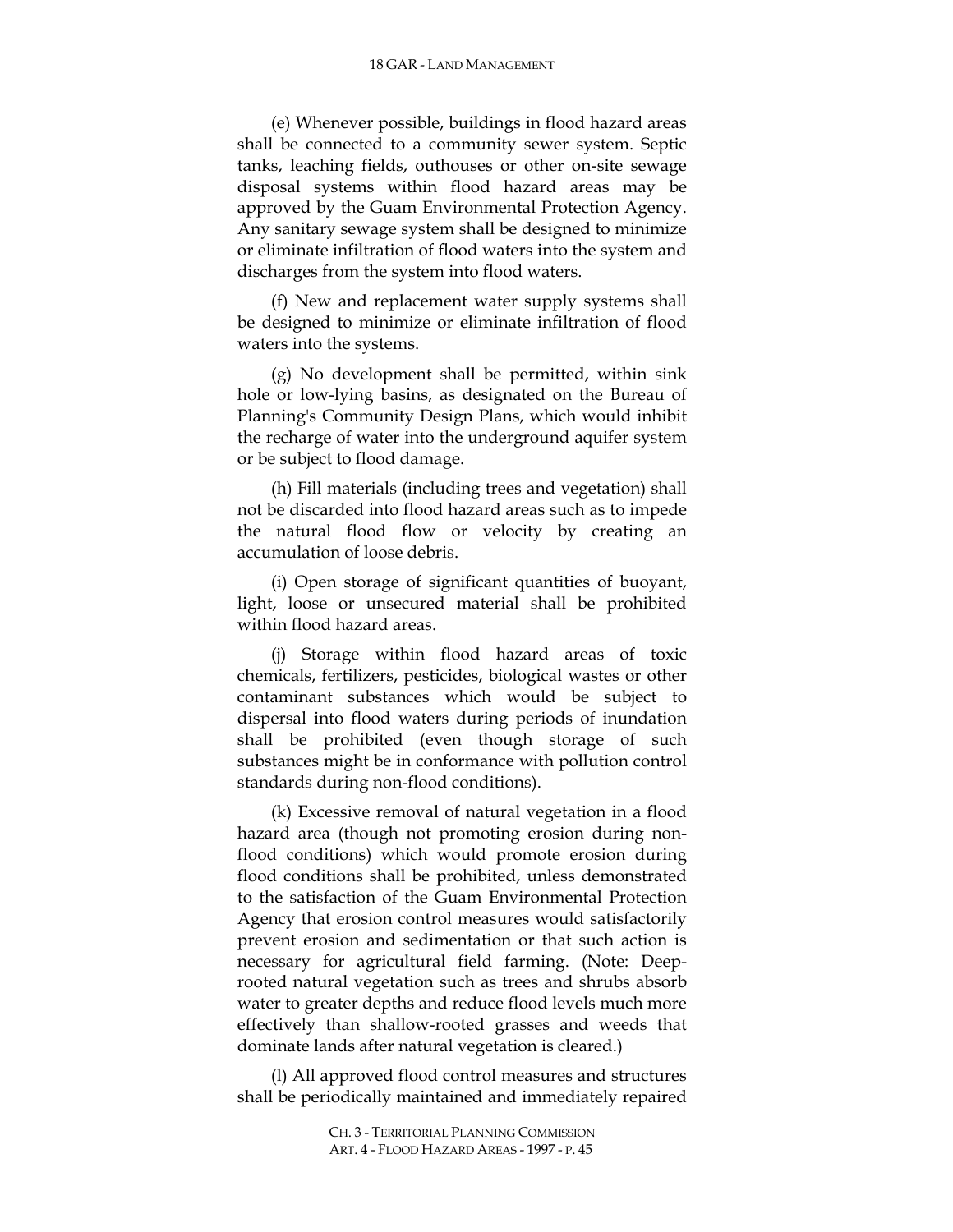(e) Whenever possible, buildings in flood hazard areas shall be connected to a community sewer system. Septic tanks, leaching fields, outhouses or other on-site sewage disposal systems within flood hazard areas may be approved by the Guam Environmental Protection Agency. Any sanitary sewage system shall be designed to minimize or eliminate infiltration of flood waters into the system and discharges from the system into flood waters.

(f) New and replacement water supply systems shall be designed to minimize or eliminate infiltration of flood waters into the systems.

(g) No development shall be permitted, within sink hole or low-lying basins, as designated on the Bureau of Planning's Community Design Plans, which would inhibit the recharge of water into the underground aquifer system or be subject to flood damage.

(h) Fill materials (including trees and vegetation) shall not be discarded into flood hazard areas such as to impede the natural flood flow or velocity by creating an accumulation of loose debris.

(i) Open storage of significant quantities of buoyant, light, loose or unsecured material shall be prohibited within flood hazard areas.

(j) Storage within flood hazard areas of toxic chemicals, fertilizers, pesticides, biological wastes or other contaminant substances which would be subject to dispersal into flood waters during periods of inundation shall be prohibited (even though storage of such substances might be in conformance with pollution control standards during non-flood conditions).

(k) Excessive removal of natural vegetation in a flood hazard area (though not promoting erosion during non-flood conditions) which would promote erosion during flood conditions shall be prohibited, unless demonstrated to the satisfaction of the Guam Environmental Protection Agency that erosion control measures would satisfactorily prevent erosion and sedimentation or that such action is necessary for agricultural field farming. (Note: Deep-rooted natural vegetation such as trees and shrubs absorb water to greater depths and reduce flood levels much more effectively than shallow-rooted grasses and weeds that dominate lands after natural vegetation is cleared.)

(l) All approved flood control measures and structures shall be periodically maintained and immediately repaired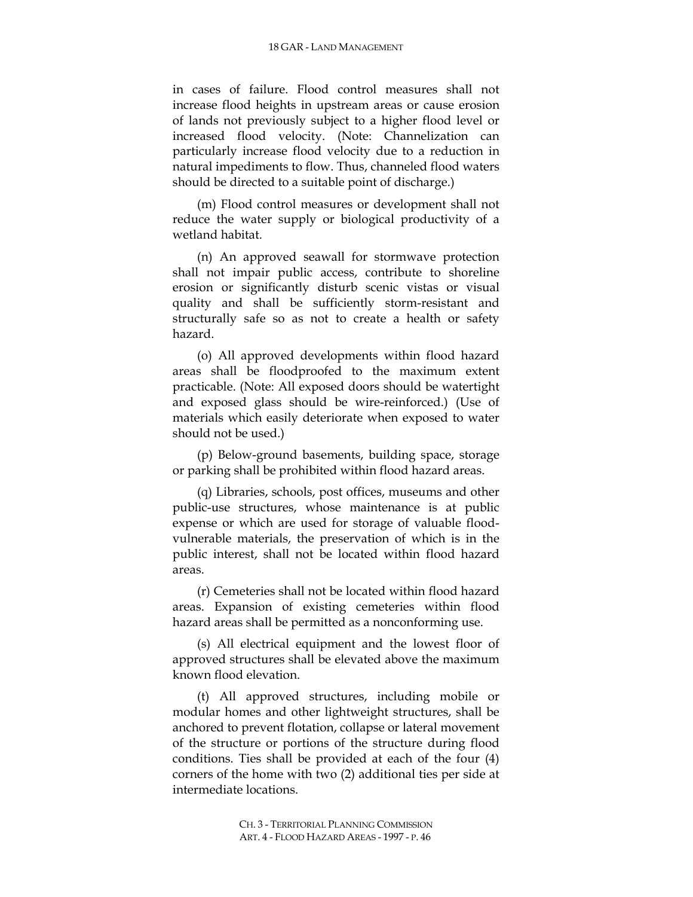in cases of failure. Flood control measures shall not increase flood heights in upstream areas or cause erosion of lands not previously subject to a higher flood level or increased flood velocity. (Note: Channelization can particularly increase flood velocity due to a reduction in natural impediments to flow. Thus, channeled flood waters should be directed to a suitable point of discharge.)

(m) Flood control measures or development shall not reduce the water supply or biological productivity of a wetland habitat.

(n) An approved seawall for stormwave protection shall not impair public access, contribute to shoreline erosion or significantly disturb scenic vistas or visual quality and shall be sufficiently storm-resistant and structurally safe so as not to create a health or safety hazard.

(o) All approved developments within flood hazard areas shall be floodproofed to the maximum extent practicable. (Note: All exposed doors should be watertight and exposed glass should be wire-reinforced.) (Use of materials which easily deteriorate when exposed to water should not be used.)

(p) Below-ground basements, building space, storage or parking shall be prohibited within flood hazard areas.

(q) Libraries, schools, post offices, museums and other public-use structures, whose maintenance is at public expense or which are used for storage of valuable flood-vulnerable materials, the preservation of which is in the public interest, shall not be located within flood hazard areas.

(r) Cemeteries shall not be located within flood hazard areas. Expansion of existing cemeteries within flood hazard areas shall be permitted as a nonconforming use.

(s) All electrical equipment and the lowest floor of approved structures shall be elevated above the maximum known flood elevation.

(t) All approved structures, including mobile or modular homes and other lightweight structures, shall be anchored to prevent flotation, collapse or lateral movement of the structure or portions of the structure during flood conditions. Ties shall be provided at each of the four (4) corners of the home with two (2) additional ties per side at intermediate locations.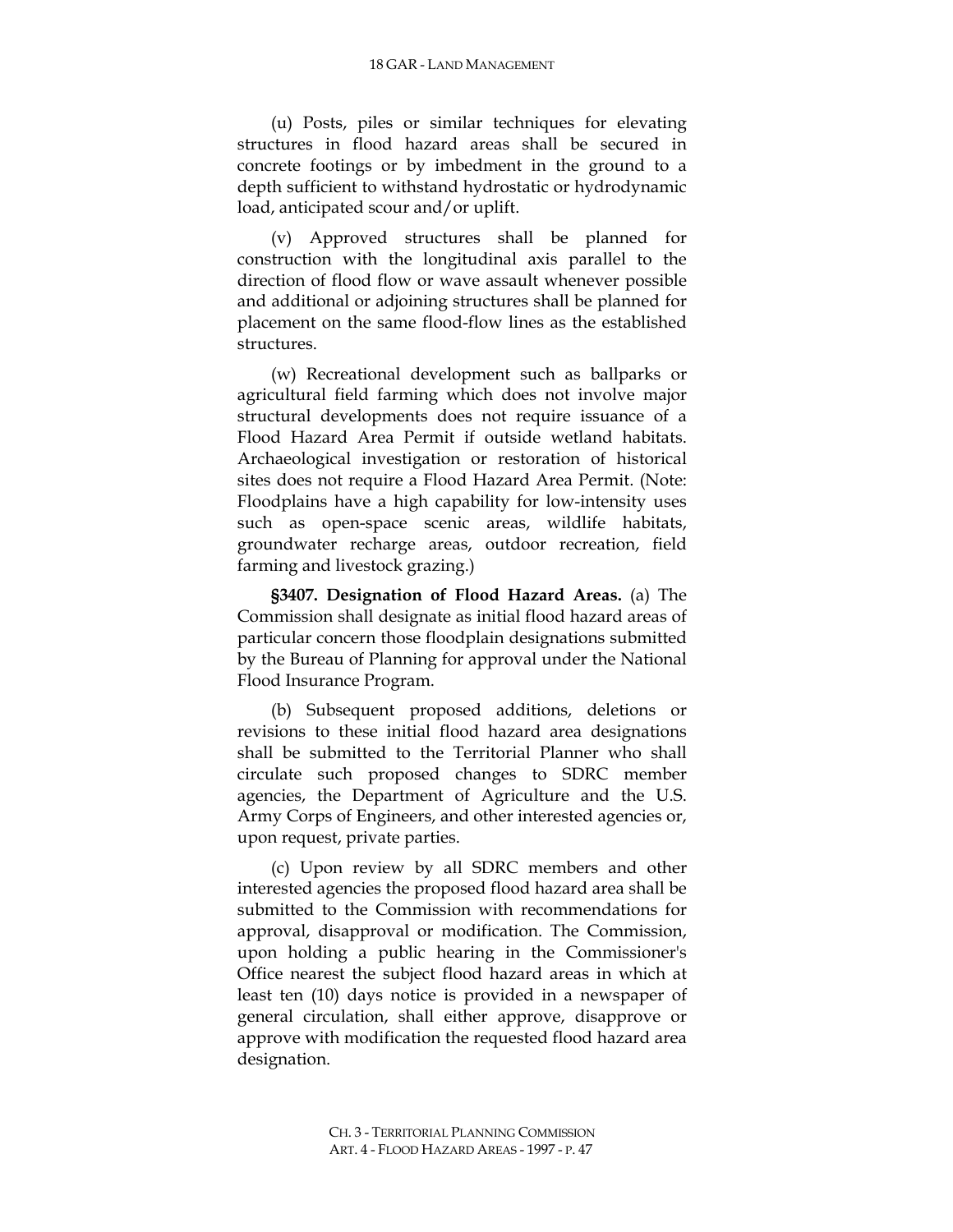(u) Posts, piles or similar techniques for elevating structures in flood hazard areas shall be secured in concrete footings or by imbedment in the ground to a depth sufficient to withstand hydrostatic or hydrodynamic load, anticipated scour and/or uplift.

(v) Approved structures shall be planned for construction with the longitudinal axis parallel to the direction of flood flow or wave assault whenever possible and additional or adjoining structures shall be planned for placement on the same flood-flow lines as the established structures.

(w) Recreational development such as ballparks or agricultural field farming which does not involve major structural developments does not require issuance of a Flood Hazard Area Permit if outside wetland habitats. Archaeological investigation or restoration of historical sites does not require a Flood Hazard Area Permit. (Note: Floodplains have a high capability for low-intensity uses such as open-space scenic areas, wildlife habitats, groundwater recharge areas, outdoor recreation, field farming and livestock grazing.)

**§3407. Designation of Flood Hazard Areas.** (a) The Commission shall designate as initial flood hazard areas of particular concern those floodplain designations submitted by the Bureau of Planning for approval under the National Flood Insurance Program.

(b) Subsequent proposed additions, deletions or revisions to these initial flood hazard area designations shall be submitted to the Territorial Planner who shall circulate such proposed changes to SDRC member agencies, the Department of Agriculture and the U.S. Army Corps of Engineers, and other interested agencies or, upon request, private parties.

(c) Upon review by all SDRC members and other interested agencies the proposed flood hazard area shall be submitted to the Commission with recommendations for approval, disapproval or modification. The Commission, upon holding a public hearing in the Commissioner's Office nearest the subject flood hazard areas in which at least ten (10) days notice is provided in a newspaper of general circulation, shall either approve, disapprove or approve with modification the requested flood hazard area designation.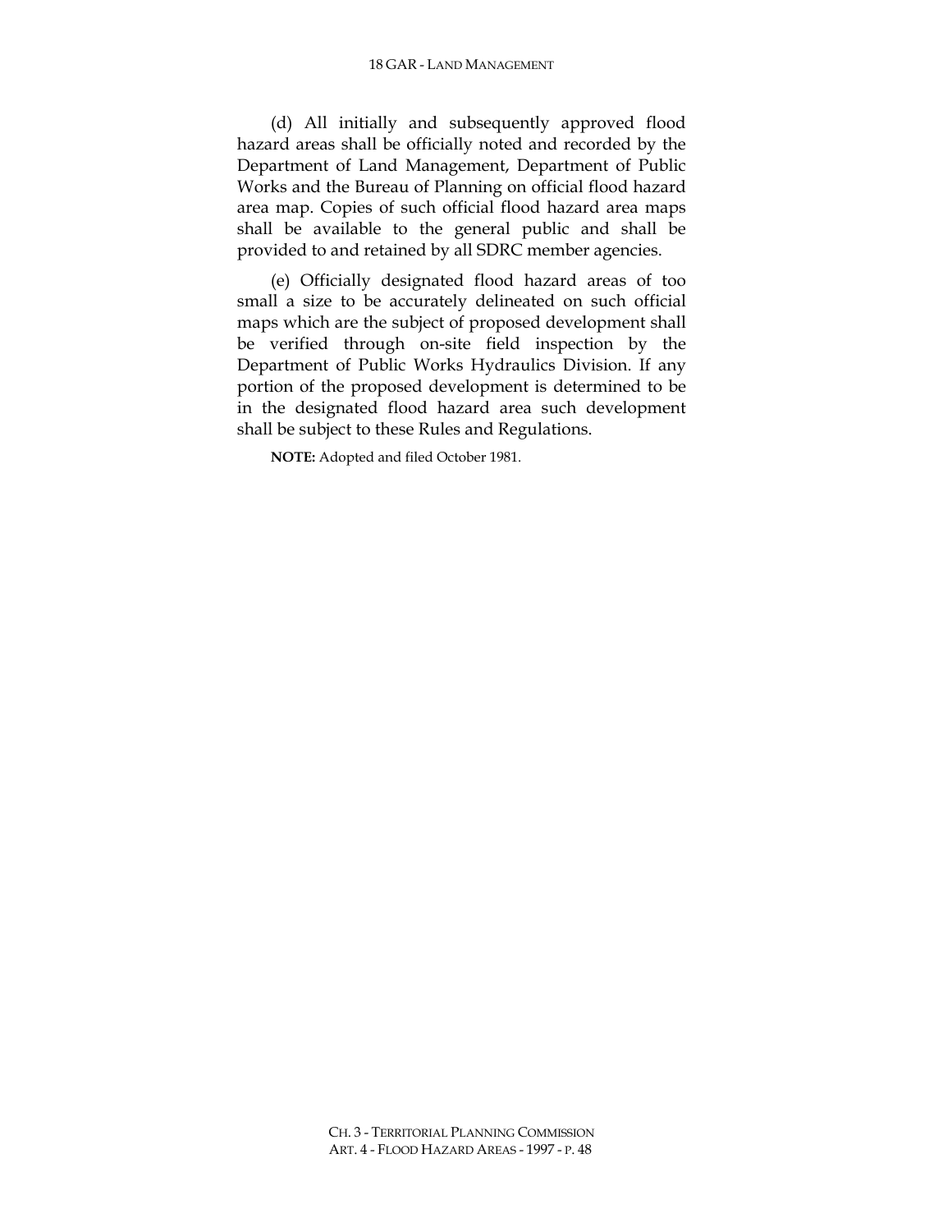(d) All initially and subsequently approved flood hazard areas shall be officially noted and recorded by the Department of Land Management, Department of Public Works and the Bureau of Planning on official flood hazard area map. Copies of such official flood hazard area maps shall be available to the general public and shall be provided to and retained by all SDRC member agencies.

(e) Officially designated flood hazard areas of too small a size to be accurately delineated on such official maps which are the subject of proposed development shall be verified through on-site field inspection by the Department of Public Works Hydraulics Division. If any portion of the proposed development is determined to be in the designated flood hazard area such development shall be subject to these Rules and Regulations.

**NOTE:** Adopted and filed October 1981.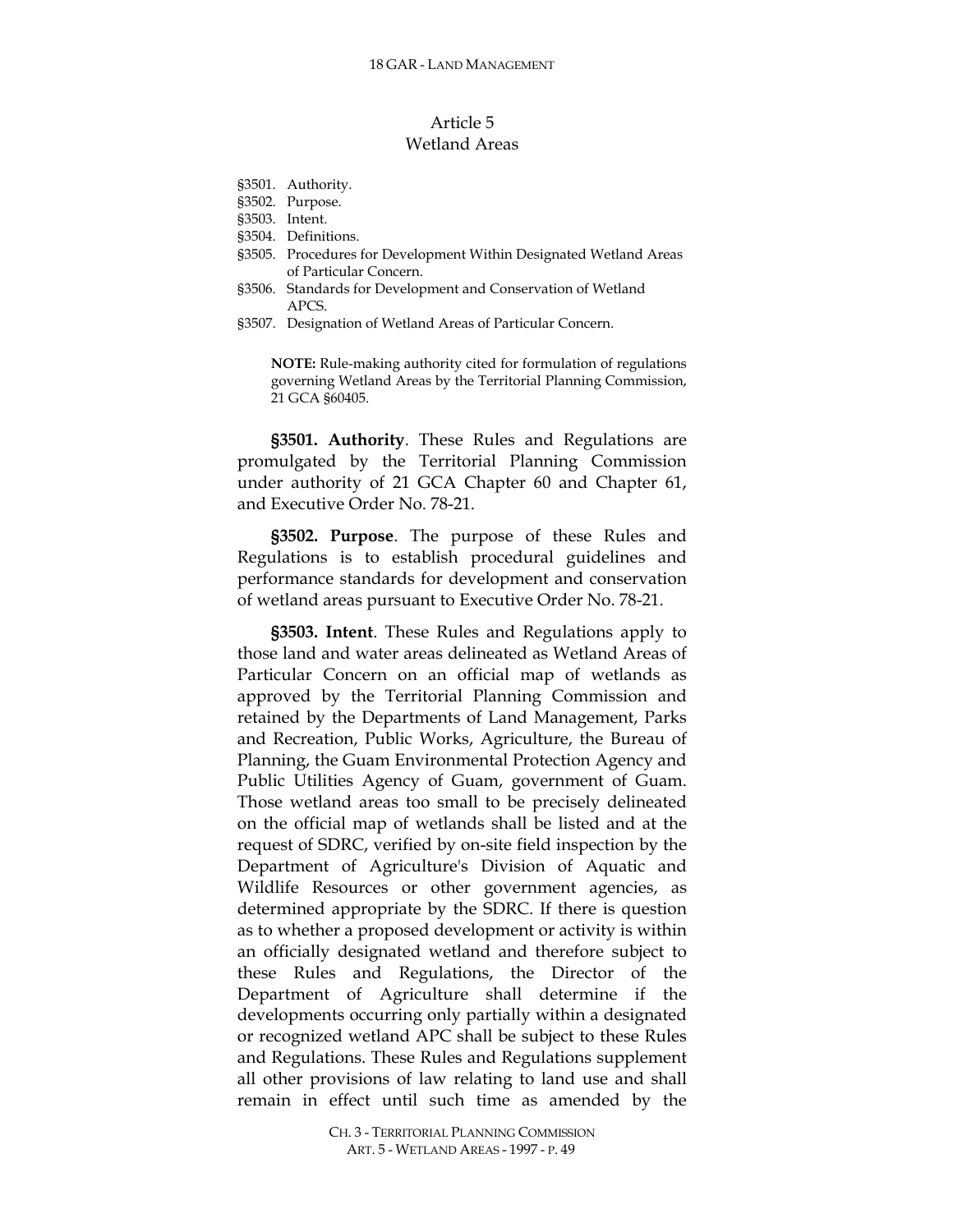## Article 5
## Wetland Areas

§3501. Authority.
§3502. Purpose.
§3503. Intent.
§3504. Definitions.
§3505. Procedures for Development Within Designated Wetland Areas of Particular Concern.
§3506. Standards for Development and Conservation of Wetland APCS.
§3507. Designation of Wetland Areas of Particular Concern.

**NOTE:** Rule-making authority cited for formulation of regulations governing Wetland Areas by the Territorial Planning Commission, 21 GCA §60405.

**§3501. Authority**. These Rules and Regulations are promulgated by the Territorial Planning Commission under authority of 21 GCA Chapter 60 and Chapter 61, and Executive Order No. 78-21.

**§3502. Purpose**. The purpose of these Rules and Regulations is to establish procedural guidelines and performance standards for development and conservation of wetland areas pursuant to Executive Order No. 78-21.

**§3503. Intent**. These Rules and Regulations apply to those land and water areas delineated as Wetland Areas of Particular Concern on an official map of wetlands as approved by the Territorial Planning Commission and retained by the Departments of Land Management, Parks and Recreation, Public Works, Agriculture, the Bureau of Planning, the Guam Environmental Protection Agency and Public Utilities Agency of Guam, government of Guam. Those wetland areas too small to be precisely delineated on the official map of wetlands shall be listed and at the request of SDRC, verified by on-site field inspection by the Department of Agriculture's Division of Aquatic and Wildlife Resources or other government agencies, as determined appropriate by the SDRC. If there is question as to whether a proposed development or activity is within an officially designated wetland and therefore subject to these Rules and Regulations, the Director of the Department of Agriculture shall determine if the developments occurring only partially within a designated or recognized wetland APC shall be subject to these Rules and Regulations. These Rules and Regulations supplement all other provisions of law relating to land use and shall remain in effect until such time as amended by the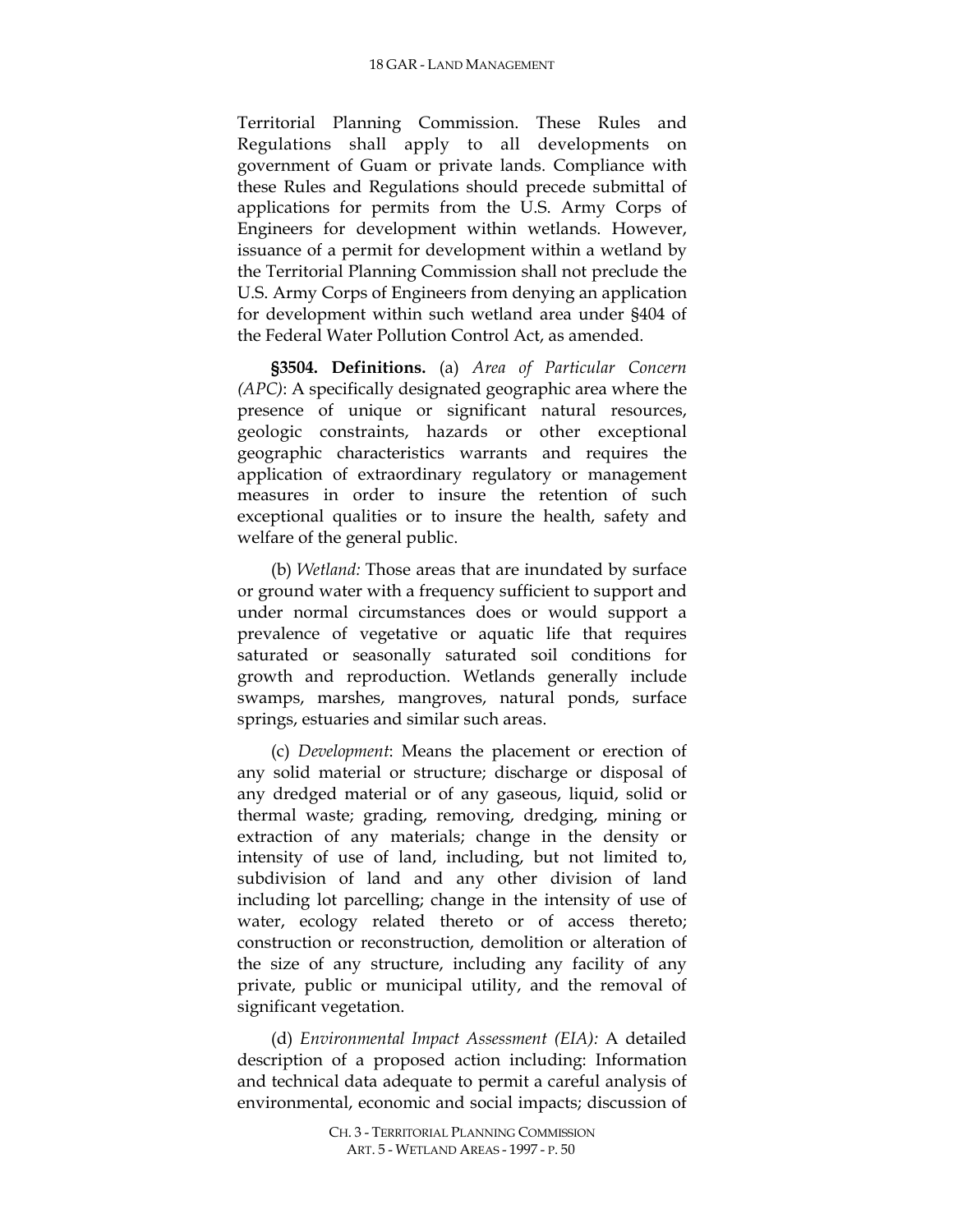Territorial Planning Commission. These Rules and Regulations shall apply to all developments on government of Guam or private lands. Compliance with these Rules and Regulations should precede submittal of applications for permits from the U.S. Army Corps of Engineers for development within wetlands. However, issuance of a permit for development within a wetland by the Territorial Planning Commission shall not preclude the U.S. Army Corps of Engineers from denying an application for development within such wetland area under §404 of the Federal Water Pollution Control Act, as amended.

**§3504. Definitions.** (a) *Area of Particular Concern (APC)*: A specifically designated geographic area where the presence of unique or significant natural resources, geologic constraints, hazards or other exceptional geographic characteristics warrants and requires the application of extraordinary regulatory or management measures in order to insure the retention of such exceptional qualities or to insure the health, safety and welfare of the general public.

(b) *Wetland:* Those areas that are inundated by surface or ground water with a frequency sufficient to support and under normal circumstances does or would support a prevalence of vegetative or aquatic life that requires saturated or seasonally saturated soil conditions for growth and reproduction. Wetlands generally include swamps, marshes, mangroves, natural ponds, surface springs, estuaries and similar such areas.

(c) *Development*: Means the placement or erection of any solid material or structure; discharge or disposal of any dredged material or of any gaseous, liquid, solid or thermal waste; grading, removing, dredging, mining or extraction of any materials; change in the density or intensity of use of land, including, but not limited to, subdivision of land and any other division of land including lot parcelling; change in the intensity of use of water, ecology related thereto or of access thereto; construction or reconstruction, demolition or alteration of the size of any structure, including any facility of any private, public or municipal utility, and the removal of significant vegetation.

(d) *Environmental Impact Assessment (EIA):* A detailed description of a proposed action including: Information and technical data adequate to permit a careful analysis of environmental, economic and social impacts; discussion of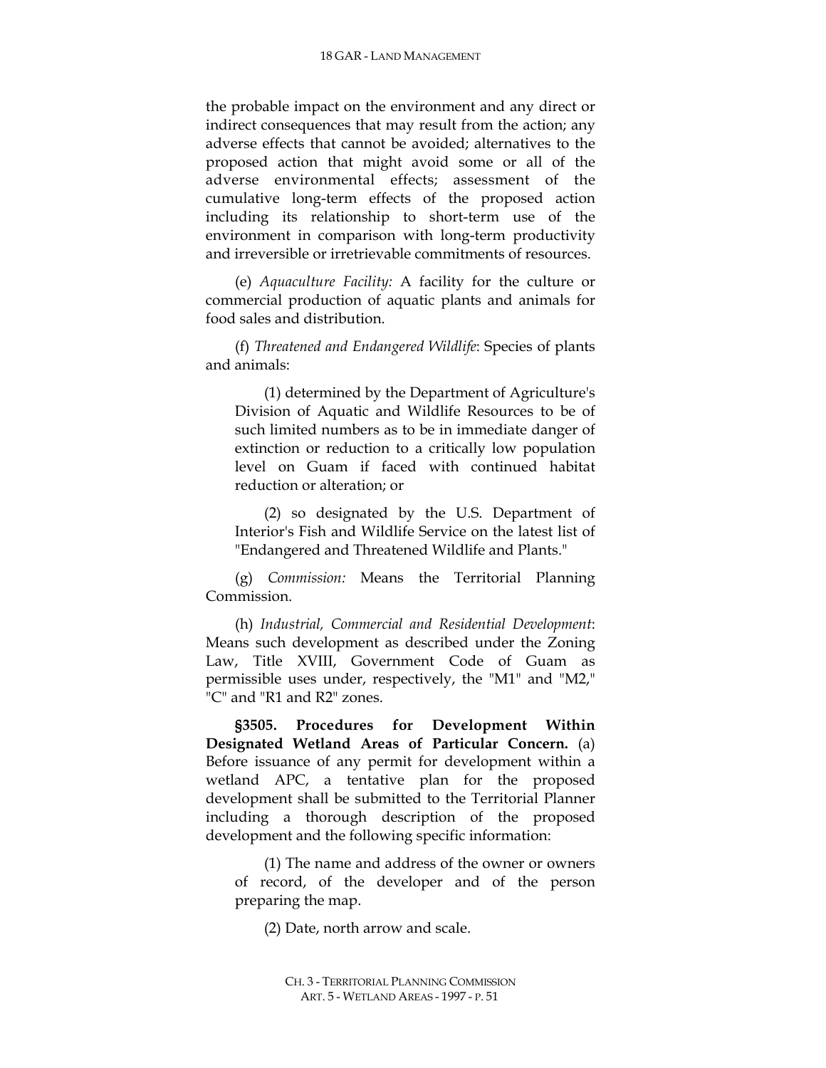the probable impact on the environment and any direct or indirect consequences that may result from the action; any adverse effects that cannot be avoided; alternatives to the proposed action that might avoid some or all of the adverse environmental effects; assessment of the cumulative long-term effects of the proposed action including its relationship to short-term use of the environment in comparison with long-term productivity and irreversible or irretrievable commitments of resources.

(e) *Aquaculture Facility:* A facility for the culture or commercial production of aquatic plants and animals for food sales and distribution.

(f) *Threatened and Endangered Wildlife*: Species of plants and animals:

(1) determined by the Department of Agriculture's Division of Aquatic and Wildlife Resources to be of such limited numbers as to be in immediate danger of extinction or reduction to a critically low population level on Guam if faced with continued habitat reduction or alteration; or

(2) so designated by the U.S. Department of Interior's Fish and Wildlife Service on the latest list of "Endangered and Threatened Wildlife and Plants."

(g) *Commission:* Means the Territorial Planning Commission.

(h) *Industrial, Commercial and Residential Development*: Means such development as described under the Zoning Law, Title XVIII, Government Code of Guam as permissible uses under, respectively, the "M1" and "M2," "C" and "R1 and R2" zones.

**§3505. Procedures for Development Within Designated Wetland Areas of Particular Concern.** (a) Before issuance of any permit for development within a wetland APC, a tentative plan for the proposed development shall be submitted to the Territorial Planner including a thorough description of the proposed development and the following specific information:

(1) The name and address of the owner or owners of record, of the developer and of the person preparing the map.

(2) Date, north arrow and scale.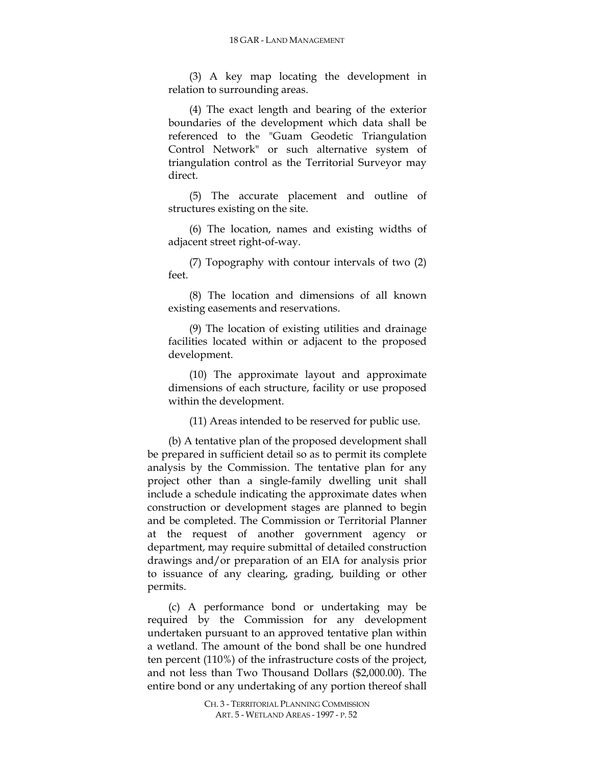(3) A key map locating the development in relation to surrounding areas.

(4) The exact length and bearing of the exterior boundaries of the development which data shall be referenced to the "Guam Geodetic Triangulation Control Network" or such alternative system of triangulation control as the Territorial Surveyor may direct.

(5) The accurate placement and outline of structures existing on the site.

(6) The location, names and existing widths of adjacent street right-of-way.

(7) Topography with contour intervals of two (2) feet.

(8) The location and dimensions of all known existing easements and reservations.

(9) The location of existing utilities and drainage facilities located within or adjacent to the proposed development.

(10) The approximate layout and approximate dimensions of each structure, facility or use proposed within the development.

(11) Areas intended to be reserved for public use.

(b) A tentative plan of the proposed development shall be prepared in sufficient detail so as to permit its complete analysis by the Commission. The tentative plan for any project other than a single-family dwelling unit shall include a schedule indicating the approximate dates when construction or development stages are planned to begin and be completed. The Commission or Territorial Planner at the request of another government agency or department, may require submittal of detailed construction drawings and/or preparation of an EIA for analysis prior to issuance of any clearing, grading, building or other permits.

(c) A performance bond or undertaking may be required by the Commission for any development undertaken pursuant to an approved tentative plan within a wetland. The amount of the bond shall be one hundred ten percent (110%) of the infrastructure costs of the project, and not less than Two Thousand Dollars ($2,000.00). The entire bond or any undertaking of any portion thereof shall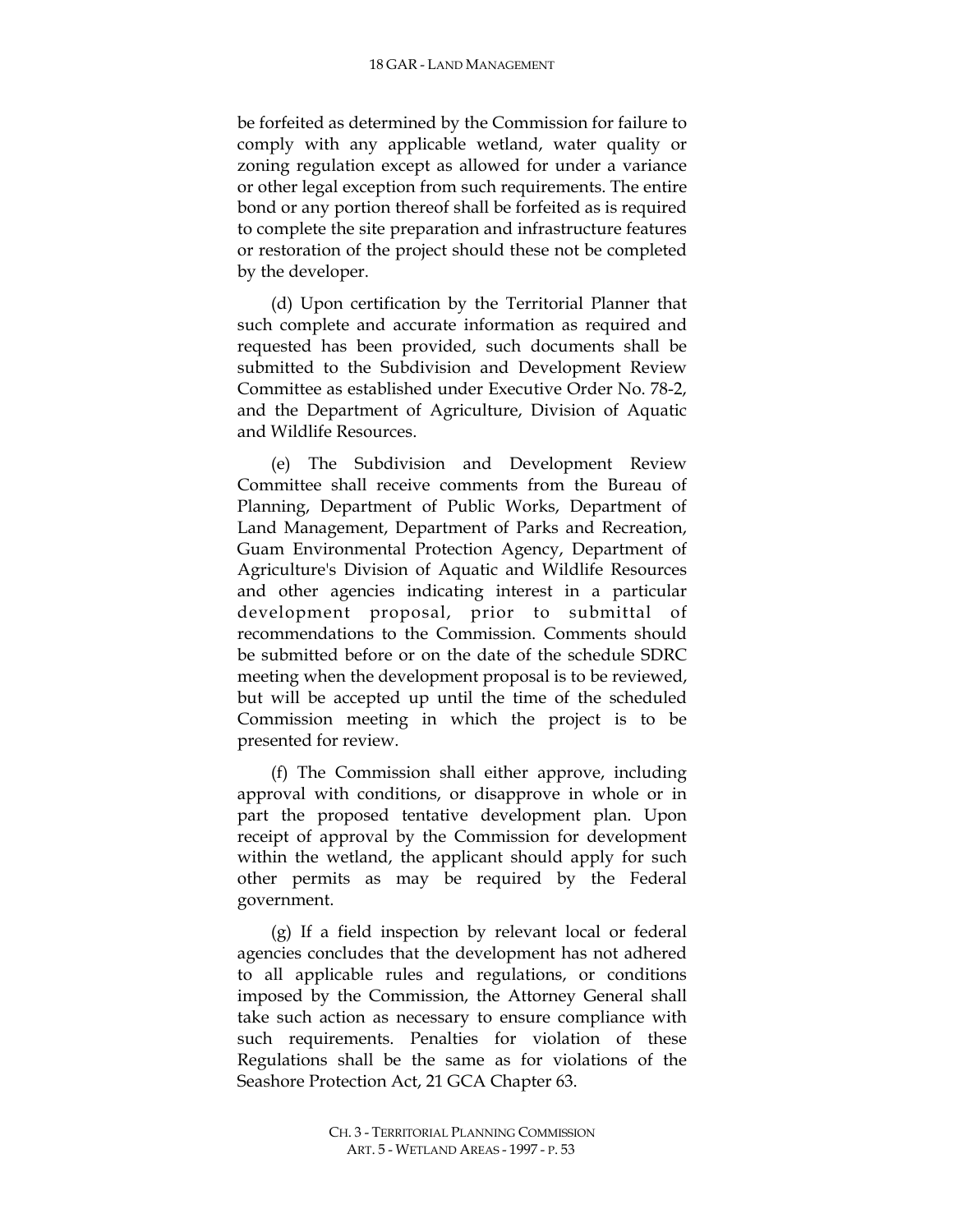be forfeited as determined by the Commission for failure to comply with any applicable wetland, water quality or zoning regulation except as allowed for under a variance or other legal exception from such requirements. The entire bond or any portion thereof shall be forfeited as is required to complete the site preparation and infrastructure features or restoration of the project should these not be completed by the developer.

(d) Upon certification by the Territorial Planner that such complete and accurate information as required and requested has been provided, such documents shall be submitted to the Subdivision and Development Review Committee as established under Executive Order No. 78-2, and the Department of Agriculture, Division of Aquatic and Wildlife Resources.

(e) The Subdivision and Development Review Committee shall receive comments from the Bureau of Planning, Department of Public Works, Department of Land Management, Department of Parks and Recreation, Guam Environmental Protection Agency, Department of Agriculture's Division of Aquatic and Wildlife Resources and other agencies indicating interest in a particular development proposal, prior to submittal of recommendations to the Commission. Comments should be submitted before or on the date of the schedule SDRC meeting when the development proposal is to be reviewed, but will be accepted up until the time of the scheduled Commission meeting in which the project is to be presented for review.

(f) The Commission shall either approve, including approval with conditions, or disapprove in whole or in part the proposed tentative development plan. Upon receipt of approval by the Commission for development within the wetland, the applicant should apply for such other permits as may be required by the Federal government.

(g) If a field inspection by relevant local or federal agencies concludes that the development has not adhered to all applicable rules and regulations, or conditions imposed by the Commission, the Attorney General shall take such action as necessary to ensure compliance with such requirements. Penalties for violation of these Regulations shall be the same as for violations of the Seashore Protection Act, 21 GCA Chapter 63.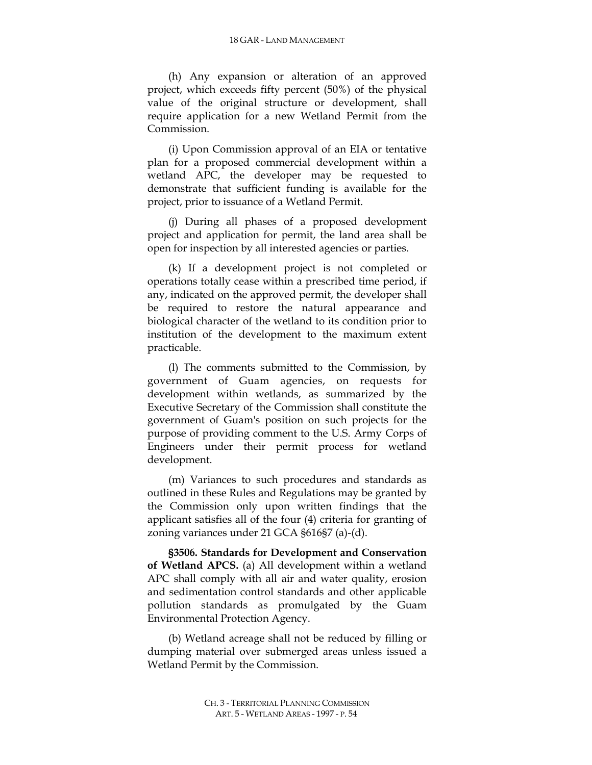(h) Any expansion or alteration of an approved project, which exceeds fifty percent (50%) of the physical value of the original structure or development, shall require application for a new Wetland Permit from the Commission.

(i) Upon Commission approval of an EIA or tentative plan for a proposed commercial development within a wetland APC, the developer may be requested to demonstrate that sufficient funding is available for the project, prior to issuance of a Wetland Permit.

(j) During all phases of a proposed development project and application for permit, the land area shall be open for inspection by all interested agencies or parties.

(k) If a development project is not completed or operations totally cease within a prescribed time period, if any, indicated on the approved permit, the developer shall be required to restore the natural appearance and biological character of the wetland to its condition prior to institution of the development to the maximum extent practicable.

(l) The comments submitted to the Commission, by government of Guam agencies, on requests for development within wetlands, as summarized by the Executive Secretary of the Commission shall constitute the government of Guam's position on such projects for the purpose of providing comment to the U.S. Army Corps of Engineers under their permit process for wetland development.

(m) Variances to such procedures and standards as outlined in these Rules and Regulations may be granted by the Commission only upon written findings that the applicant satisfies all of the four (4) criteria for granting of zoning variances under 21 GCA §616§7 (a)-(d).

**§3506. Standards for Development and Conservation of Wetland APCS.** (a) All development within a wetland APC shall comply with all air and water quality, erosion and sedimentation control standards and other applicable pollution standards as promulgated by the Guam Environmental Protection Agency.

(b) Wetland acreage shall not be reduced by filling or dumping material over submerged areas unless issued a Wetland Permit by the Commission.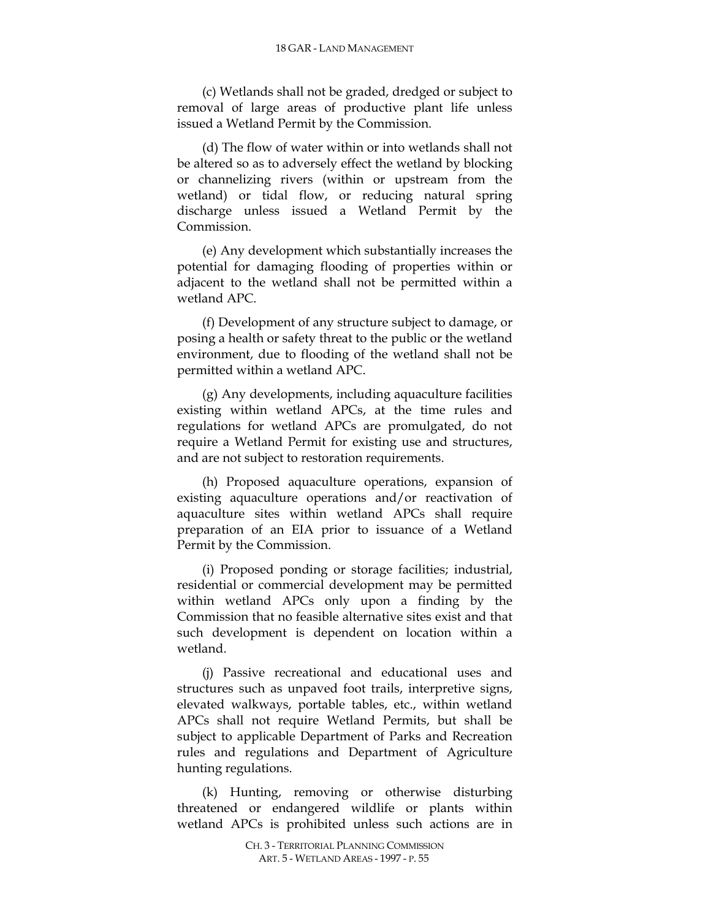(c) Wetlands shall not be graded, dredged or subject to removal of large areas of productive plant life unless issued a Wetland Permit by the Commission.

(d) The flow of water within or into wetlands shall not be altered so as to adversely effect the wetland by blocking or channelizing rivers (within or upstream from the wetland) or tidal flow, or reducing natural spring discharge unless issued a Wetland Permit by the Commission.

(e) Any development which substantially increases the potential for damaging flooding of properties within or adjacent to the wetland shall not be permitted within a wetland APC.

(f) Development of any structure subject to damage, or posing a health or safety threat to the public or the wetland environment, due to flooding of the wetland shall not be permitted within a wetland APC.

(g) Any developments, including aquaculture facilities existing within wetland APCs, at the time rules and regulations for wetland APCs are promulgated, do not require a Wetland Permit for existing use and structures, and are not subject to restoration requirements.

(h) Proposed aquaculture operations, expansion of existing aquaculture operations and/or reactivation of aquaculture sites within wetland APCs shall require preparation of an EIA prior to issuance of a Wetland Permit by the Commission.

(i) Proposed ponding or storage facilities; industrial, residential or commercial development may be permitted within wetland APCs only upon a finding by the Commission that no feasible alternative sites exist and that such development is dependent on location within a wetland.

(j) Passive recreational and educational uses and structures such as unpaved foot trails, interpretive signs, elevated walkways, portable tables, etc., within wetland APCs shall not require Wetland Permits, but shall be subject to applicable Department of Parks and Recreation rules and regulations and Department of Agriculture hunting regulations.

(k) Hunting, removing or otherwise disturbing threatened or endangered wildlife or plants within wetland APCs is prohibited unless such actions are in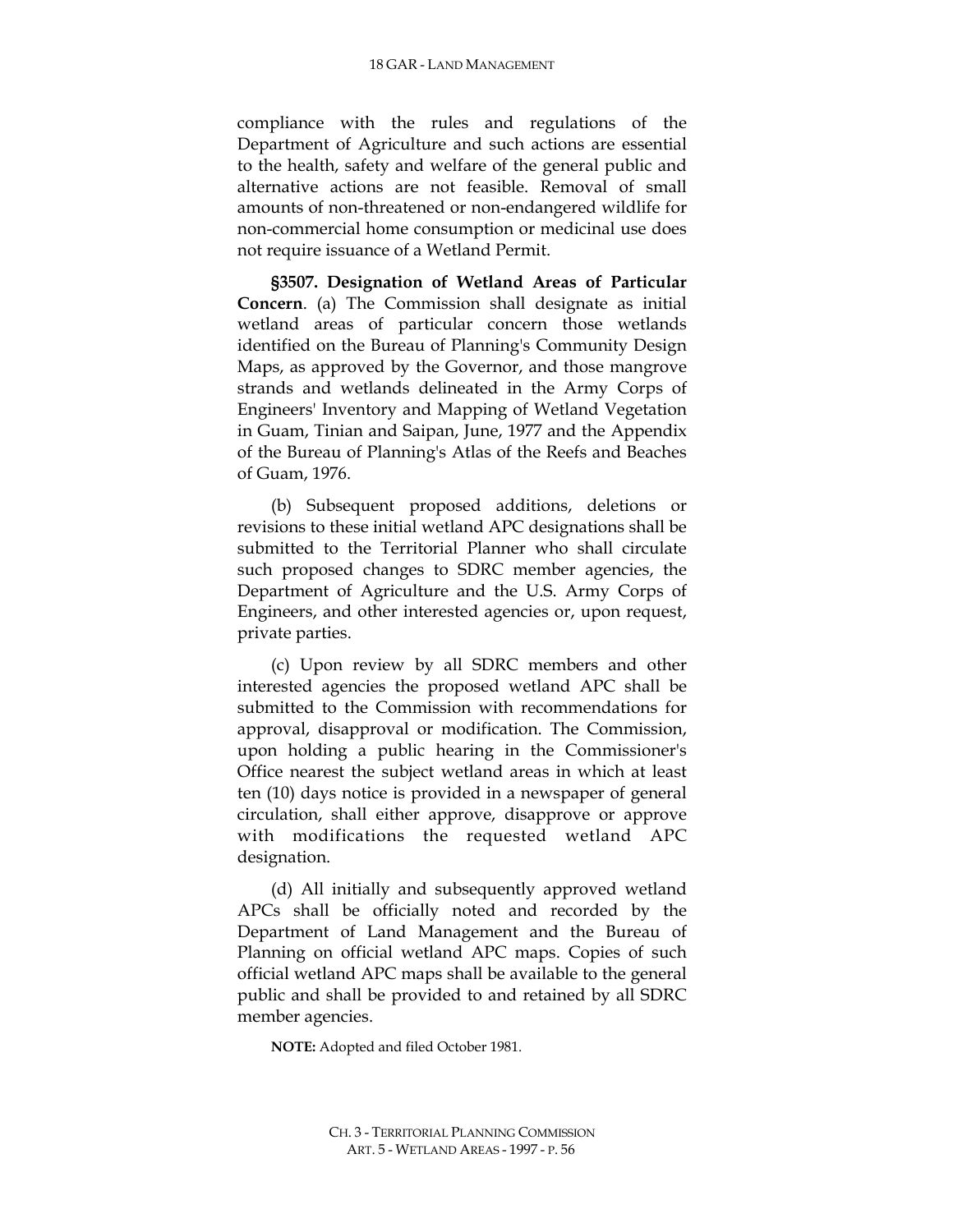compliance with the rules and regulations of the Department of Agriculture and such actions are essential to the health, safety and welfare of the general public and alternative actions are not feasible. Removal of small amounts of non-threatened or non-endangered wildlife for non-commercial home consumption or medicinal use does not require issuance of a Wetland Permit.

**§3507. Designation of Wetland Areas of Particular Concern**. (a) The Commission shall designate as initial wetland areas of particular concern those wetlands identified on the Bureau of Planning's Community Design Maps, as approved by the Governor, and those mangrove strands and wetlands delineated in the Army Corps of Engineers' Inventory and Mapping of Wetland Vegetation in Guam, Tinian and Saipan, June, 1977 and the Appendix of the Bureau of Planning's Atlas of the Reefs and Beaches of Guam, 1976.

(b) Subsequent proposed additions, deletions or revisions to these initial wetland APC designations shall be submitted to the Territorial Planner who shall circulate such proposed changes to SDRC member agencies, the Department of Agriculture and the U.S. Army Corps of Engineers, and other interested agencies or, upon request, private parties.

(c) Upon review by all SDRC members and other interested agencies the proposed wetland APC shall be submitted to the Commission with recommendations for approval, disapproval or modification. The Commission, upon holding a public hearing in the Commissioner's Office nearest the subject wetland areas in which at least ten (10) days notice is provided in a newspaper of general circulation, shall either approve, disapprove or approve with modifications the requested wetland APC designation.

(d) All initially and subsequently approved wetland APCs shall be officially noted and recorded by the Department of Land Management and the Bureau of Planning on official wetland APC maps. Copies of such official wetland APC maps shall be available to the general public and shall be provided to and retained by all SDRC member agencies.

**NOTE:** Adopted and filed October 1981.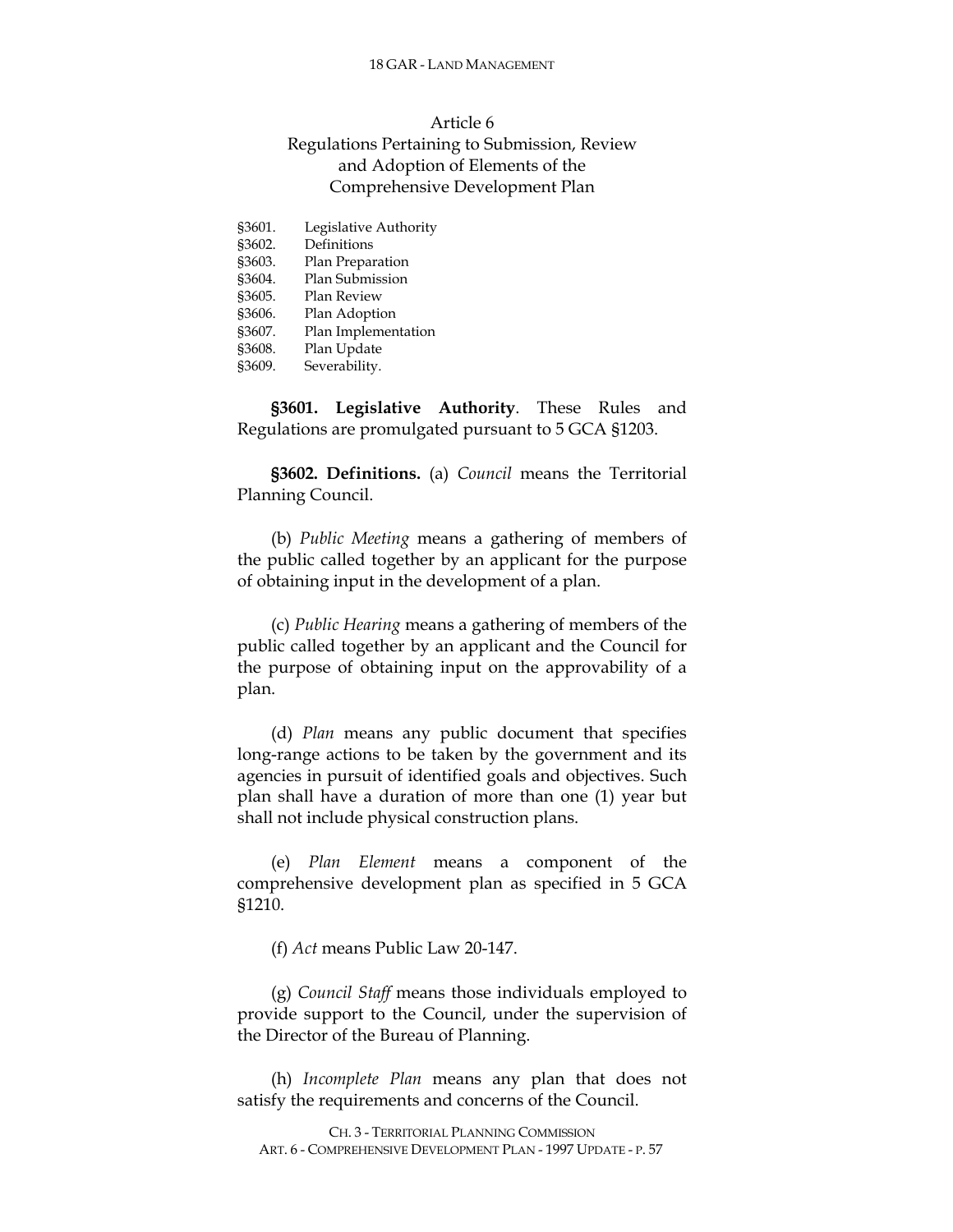## Article 6
## Regulations Pertaining to Submission, Review and Adoption of Elements of the Comprehensive Development Plan

§3601. Legislative Authority
§3602. Definitions
§3603. Plan Preparation
§3604. Plan Submission
§3605. Plan Review
§3606. Plan Adoption
§3607. Plan Implementation
§3608. Plan Update
§3609. Severability.

**§3601. Legislative Authority**. These Rules and Regulations are promulgated pursuant to 5 GCA §1203.

**§3602. Definitions.** (a) *Council* means the Territorial Planning Council.

(b) *Public Meeting* means a gathering of members of the public called together by an applicant for the purpose of obtaining input in the development of a plan.

(c) *Public Hearing* means a gathering of members of the public called together by an applicant and the Council for the purpose of obtaining input on the approvability of a plan.

(d) *Plan* means any public document that specifies long-range actions to be taken by the government and its agencies in pursuit of identified goals and objectives. Such plan shall have a duration of more than one (1) year but shall not include physical construction plans.

(e) *Plan Element* means a component of the comprehensive development plan as specified in 5 GCA §1210.

(f) *Act* means Public Law 20-147.

(g) *Council Staff* means those individuals employed to provide support to the Council, under the supervision of the Director of the Bureau of Planning.

(h) *Incomplete Plan* means any plan that does not satisfy the requirements and concerns of the Council.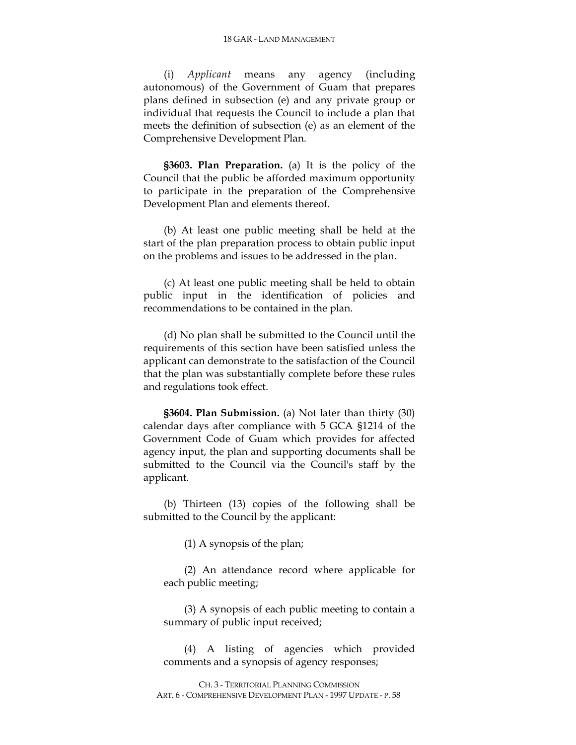(i) *Applicant* means any agency (including autonomous) of the Government of Guam that prepares plans defined in subsection (e) and any private group or individual that requests the Council to include a plan that meets the definition of subsection (e) as an element of the Comprehensive Development Plan.

**§3603. Plan Preparation.** (a) It is the policy of the Council that the public be afforded maximum opportunity to participate in the preparation of the Comprehensive Development Plan and elements thereof.

(b) At least one public meeting shall be held at the start of the plan preparation process to obtain public input on the problems and issues to be addressed in the plan.

(c) At least one public meeting shall be held to obtain public input in the identification of policies and recommendations to be contained in the plan.

(d) No plan shall be submitted to the Council until the requirements of this section have been satisfied unless the applicant can demonstrate to the satisfaction of the Council that the plan was substantially complete before these rules and regulations took effect.

**§3604. Plan Submission.** (a) Not later than thirty (30) calendar days after compliance with 5 GCA §1214 of the Government Code of Guam which provides for affected agency input, the plan and supporting documents shall be submitted to the Council via the Council's staff by the applicant.

(b) Thirteen (13) copies of the following shall be submitted to the Council by the applicant:

(1) A synopsis of the plan;

(2) An attendance record where applicable for each public meeting;

(3) A synopsis of each public meeting to contain a summary of public input received;

(4) A listing of agencies which provided comments and a synopsis of agency responses;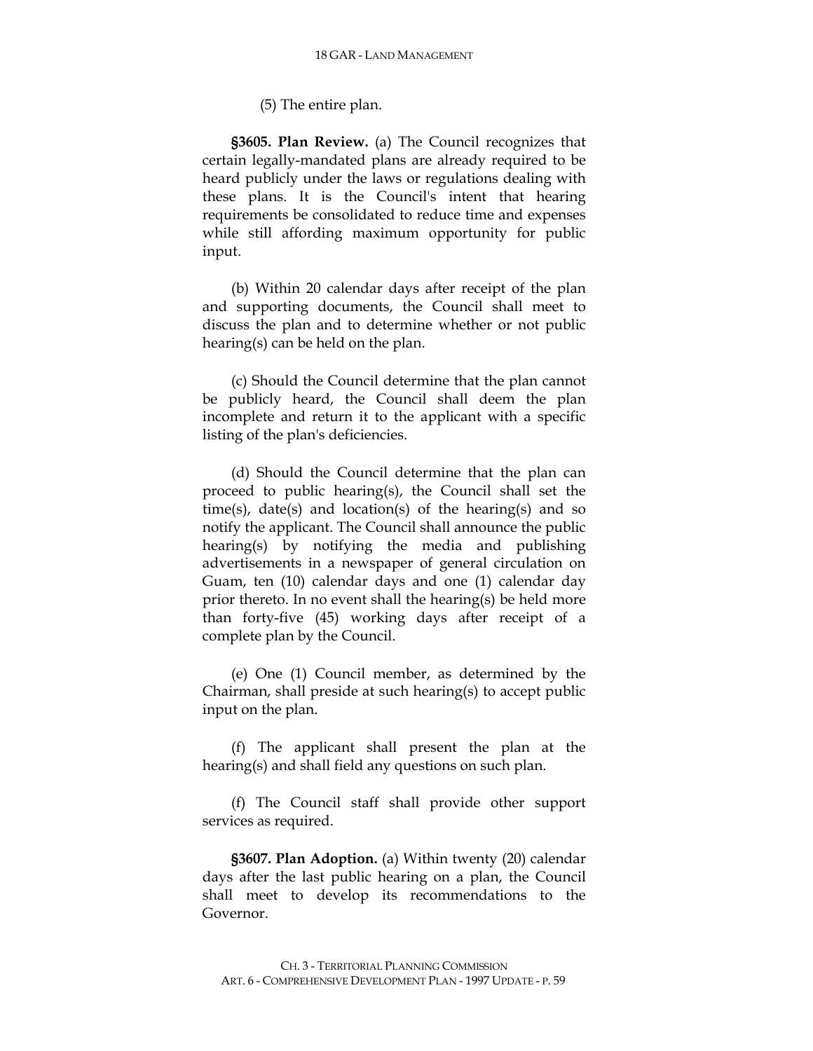(5) The entire plan.

**§3605. Plan Review.** (a) The Council recognizes that certain legally-mandated plans are already required to be heard publicly under the laws or regulations dealing with these plans. It is the Council's intent that hearing requirements be consolidated to reduce time and expenses while still affording maximum opportunity for public input.

(b) Within 20 calendar days after receipt of the plan and supporting documents, the Council shall meet to discuss the plan and to determine whether or not public hearing(s) can be held on the plan.

(c) Should the Council determine that the plan cannot be publicly heard, the Council shall deem the plan incomplete and return it to the applicant with a specific listing of the plan's deficiencies.

(d) Should the Council determine that the plan can proceed to public hearing(s), the Council shall set the time(s), date(s) and location(s) of the hearing(s) and so notify the applicant. The Council shall announce the public hearing(s) by notifying the media and publishing advertisements in a newspaper of general circulation on Guam, ten (10) calendar days and one (1) calendar day prior thereto. In no event shall the hearing(s) be held more than forty-five (45) working days after receipt of a complete plan by the Council.

(e) One (1) Council member, as determined by the Chairman, shall preside at such hearing(s) to accept public input on the plan.

(f) The applicant shall present the plan at the hearing(s) and shall field any questions on such plan.

(f) The Council staff shall provide other support services as required.

**§3607. Plan Adoption.** (a) Within twenty (20) calendar days after the last public hearing on a plan, the Council shall meet to develop its recommendations to the Governor.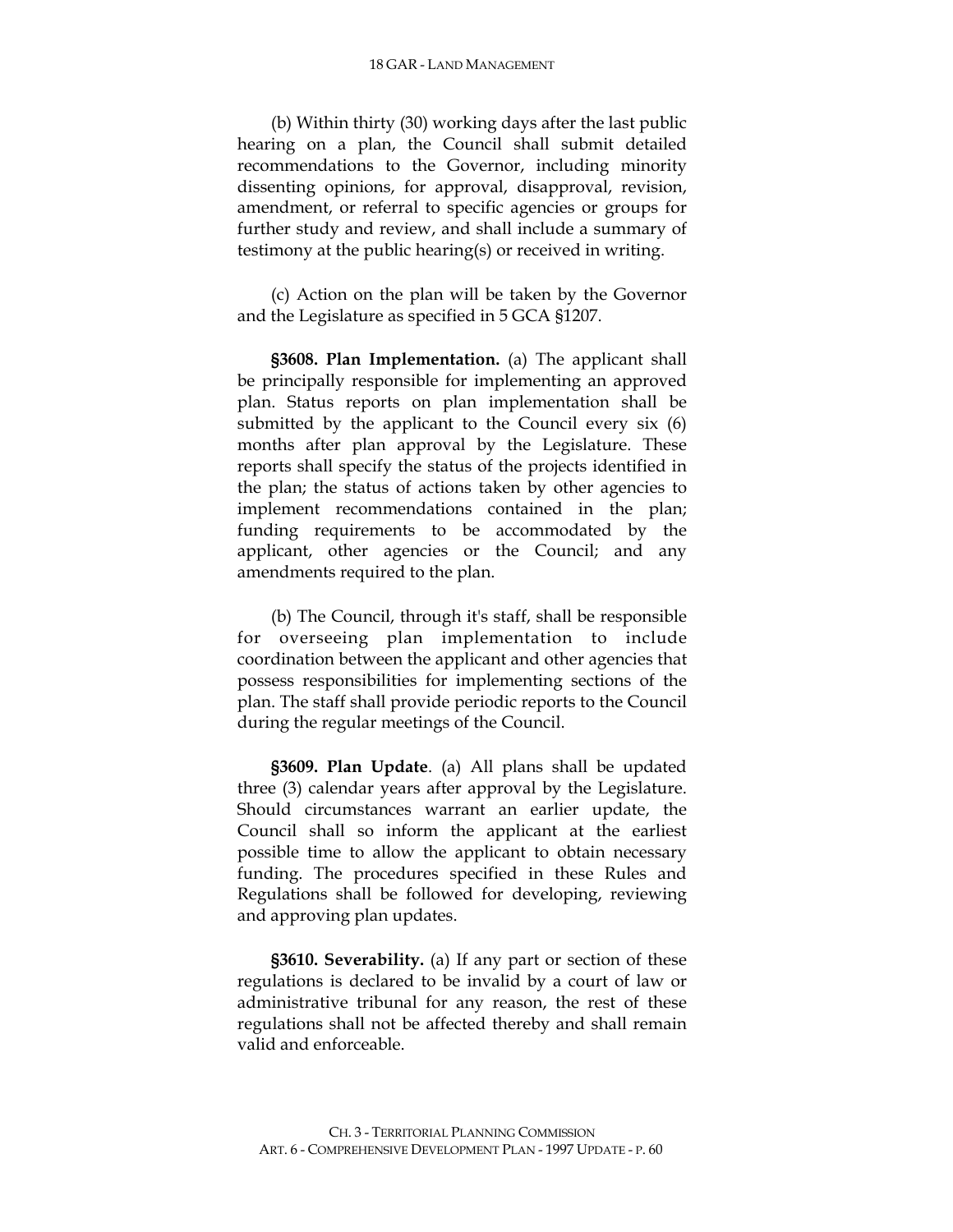(b) Within thirty (30) working days after the last public hearing on a plan, the Council shall submit detailed recommendations to the Governor, including minority dissenting opinions, for approval, disapproval, revision, amendment, or referral to specific agencies or groups for further study and review, and shall include a summary of testimony at the public hearing(s) or received in writing.

(c) Action on the plan will be taken by the Governor and the Legislature as specified in 5 GCA §1207.

**§3608. Plan Implementation.** (a) The applicant shall be principally responsible for implementing an approved plan. Status reports on plan implementation shall be submitted by the applicant to the Council every six (6) months after plan approval by the Legislature. These reports shall specify the status of the projects identified in the plan; the status of actions taken by other agencies to implement recommendations contained in the plan; funding requirements to be accommodated by the applicant, other agencies or the Council; and any amendments required to the plan.

(b) The Council, through it's staff, shall be responsible for overseeing plan implementation to include coordination between the applicant and other agencies that possess responsibilities for implementing sections of the plan. The staff shall provide periodic reports to the Council during the regular meetings of the Council.

**§3609. Plan Update**. (a) All plans shall be updated three (3) calendar years after approval by the Legislature. Should circumstances warrant an earlier update, the Council shall so inform the applicant at the earliest possible time to allow the applicant to obtain necessary funding. The procedures specified in these Rules and Regulations shall be followed for developing, reviewing and approving plan updates.

**§3610. Severability.** (a) If any part or section of these regulations is declared to be invalid by a court of law or administrative tribunal for any reason, the rest of these regulations shall not be affected thereby and shall remain valid and enforceable.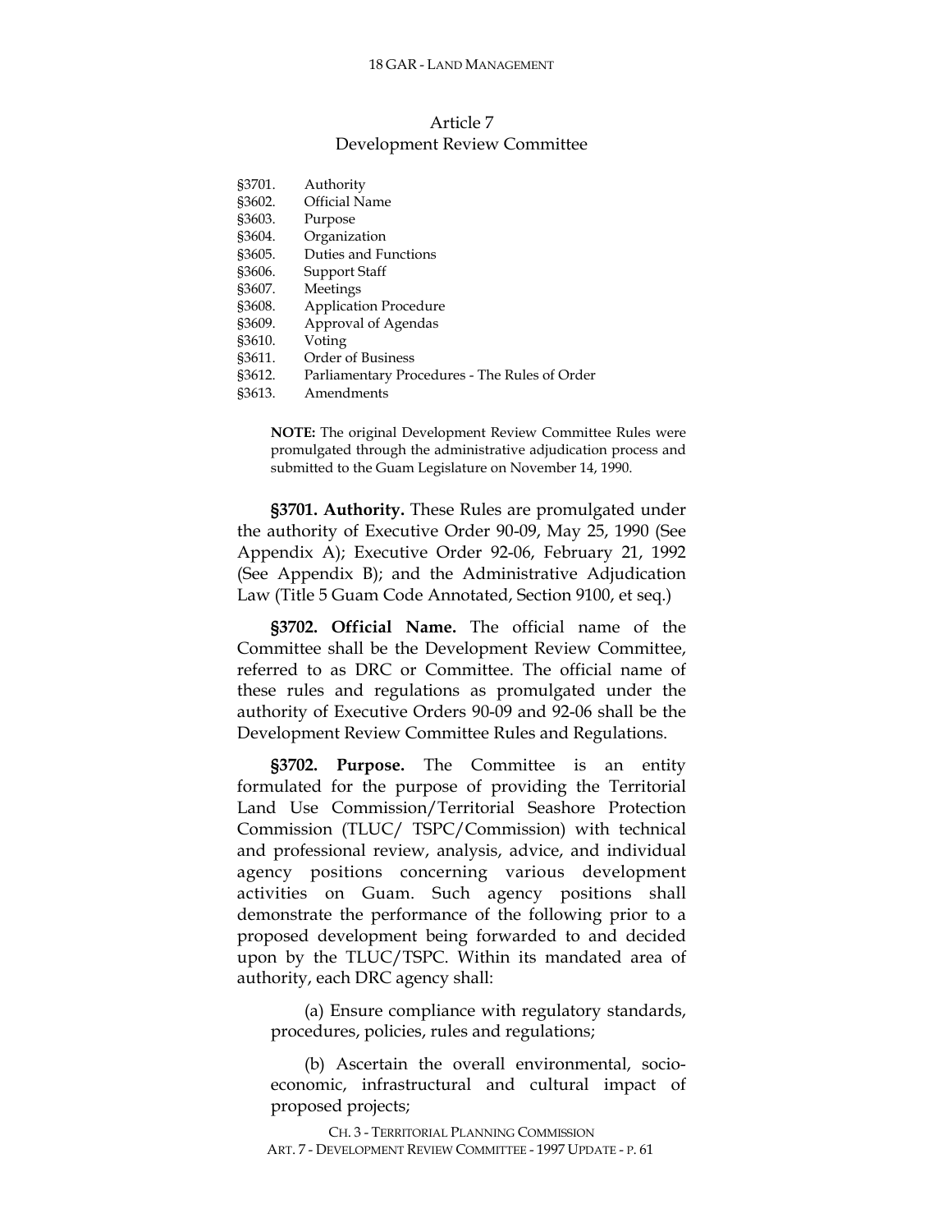## Article 7
## Development Review Committee

§3701. Authority
§3602. Official Name
§3603. Purpose
§3604. Organization
§3605. Duties and Functions
§3606. Support Staff
§3607. Meetings
§3608. Application Procedure
§3609. Approval of Agendas
§3610. Voting
§3611. Order of Business
§3612. Parliamentary Procedures - The Rules of Order
§3613. Amendments

**NOTE:** The original Development Review Committee Rules were promulgated through the administrative adjudication process and submitted to the Guam Legislature on November 14, 1990.

**§3701. Authority.** These Rules are promulgated under the authority of Executive Order 90-09, May 25, 1990 (See Appendix A); Executive Order 92-06, February 21, 1992 (See Appendix B); and the Administrative Adjudication Law (Title 5 Guam Code Annotated, Section 9100, et seq.)

**§3702. Official Name.** The official name of the Committee shall be the Development Review Committee, referred to as DRC or Committee. The official name of these rules and regulations as promulgated under the authority of Executive Orders 90-09 and 92-06 shall be the Development Review Committee Rules and Regulations.

**§3702. Purpose.** The Committee is an entity formulated for the purpose of providing the Territorial Land Use Commission/Territorial Seashore Protection Commission (TLUC/ TSPC/Commission) with technical and professional review, analysis, advice, and individual agency positions concerning various development activities on Guam. Such agency positions shall demonstrate the performance of the following prior to a proposed development being forwarded to and decided upon by the TLUC/TSPC. Within its mandated area of authority, each DRC agency shall:

(a) Ensure compliance with regulatory standards, procedures, policies, rules and regulations;

(b) Ascertain the overall environmental, socio-economic, infrastructural and cultural impact of proposed projects;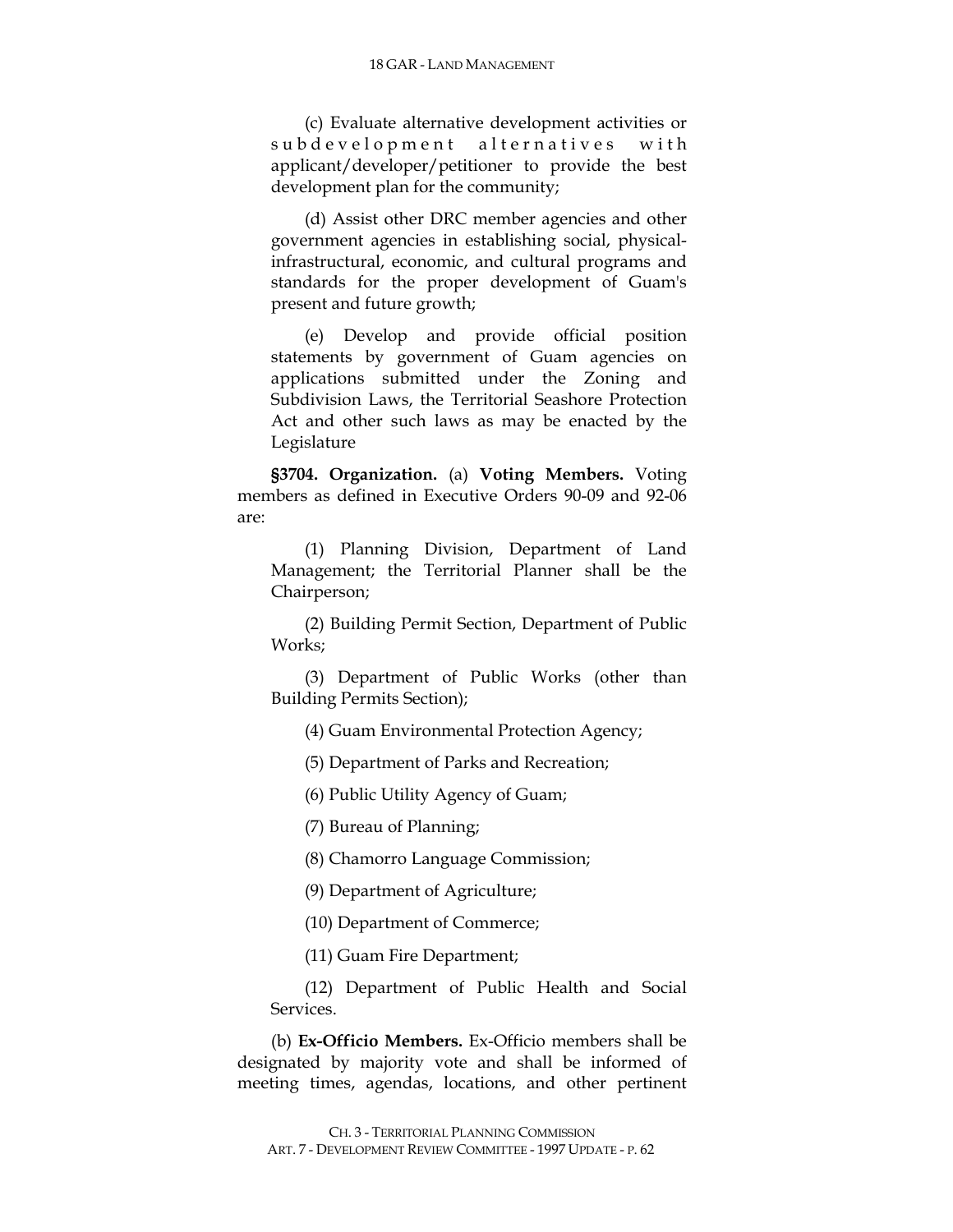(c) Evaluate alternative development activities or subdevelopment alternatives with applicant/developer/petitioner to provide the best development plan for the community;

(d) Assist other DRC member agencies and other government agencies in establishing social, physical-infrastructural, economic, and cultural programs and standards for the proper development of Guam's present and future growth;

(e) Develop and provide official position statements by government of Guam agencies on applications submitted under the Zoning and Subdivision Laws, the Territorial Seashore Protection Act and other such laws as may be enacted by the Legislature

**§3704. Organization.** (a) **Voting Members.** Voting members as defined in Executive Orders 90-09 and 92-06 are:

(1) Planning Division, Department of Land Management; the Territorial Planner shall be the Chairperson;

(2) Building Permit Section, Department of Public Works;

(3) Department of Public Works (other than Building Permits Section);

(4) Guam Environmental Protection Agency;

(5) Department of Parks and Recreation;

(6) Public Utility Agency of Guam;

(7) Bureau of Planning;

(8) Chamorro Language Commission;

(9) Department of Agriculture;

(10) Department of Commerce;

(11) Guam Fire Department;

(12) Department of Public Health and Social Services.

(b) **Ex-Officio Members.** Ex-Officio members shall be designated by majority vote and shall be informed of meeting times, agendas, locations, and other pertinent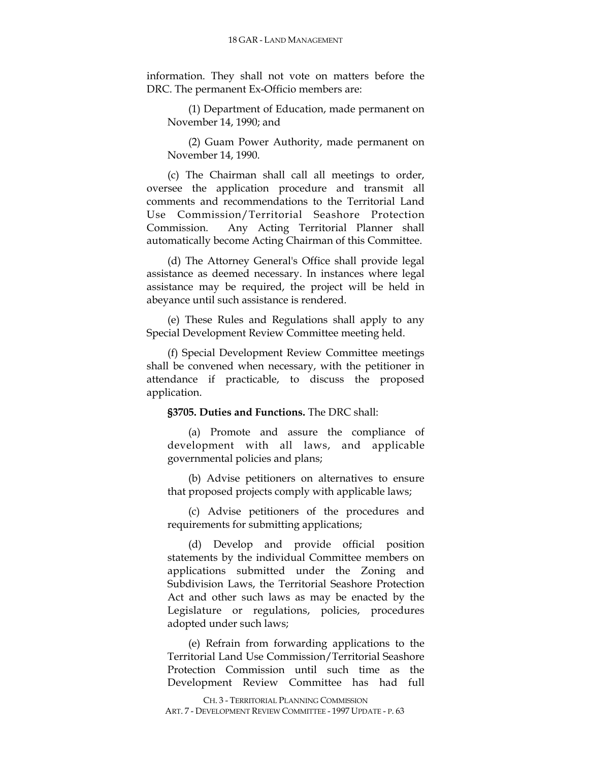information. They shall not vote on matters before the DRC. The permanent Ex-Officio members are:

(1) Department of Education, made permanent on November 14, 1990; and

(2) Guam Power Authority, made permanent on November 14, 1990.

(c) The Chairman shall call all meetings to order, oversee the application procedure and transmit all comments and recommendations to the Territorial Land Use Commission/Territorial Seashore Protection Commission. Any Acting Territorial Planner shall automatically become Acting Chairman of this Committee.

(d) The Attorney General's Office shall provide legal assistance as deemed necessary. In instances where legal assistance may be required, the project will be held in abeyance until such assistance is rendered.

(e) These Rules and Regulations shall apply to any Special Development Review Committee meeting held.

(f) Special Development Review Committee meetings shall be convened when necessary, with the petitioner in attendance if practicable, to discuss the proposed application.

**§3705. Duties and Functions.** The DRC shall:

(a) Promote and assure the compliance of development with all laws, and applicable governmental policies and plans;

(b) Advise petitioners on alternatives to ensure that proposed projects comply with applicable laws;

(c) Advise petitioners of the procedures and requirements for submitting applications;

(d) Develop and provide official position statements by the individual Committee members on applications submitted under the Zoning and Subdivision Laws, the Territorial Seashore Protection Act and other such laws as may be enacted by the Legislature or regulations, policies, procedures adopted under such laws;

(e) Refrain from forwarding applications to the Territorial Land Use Commission/Territorial Seashore Protection Commission until such time as the Development Review Committee has had full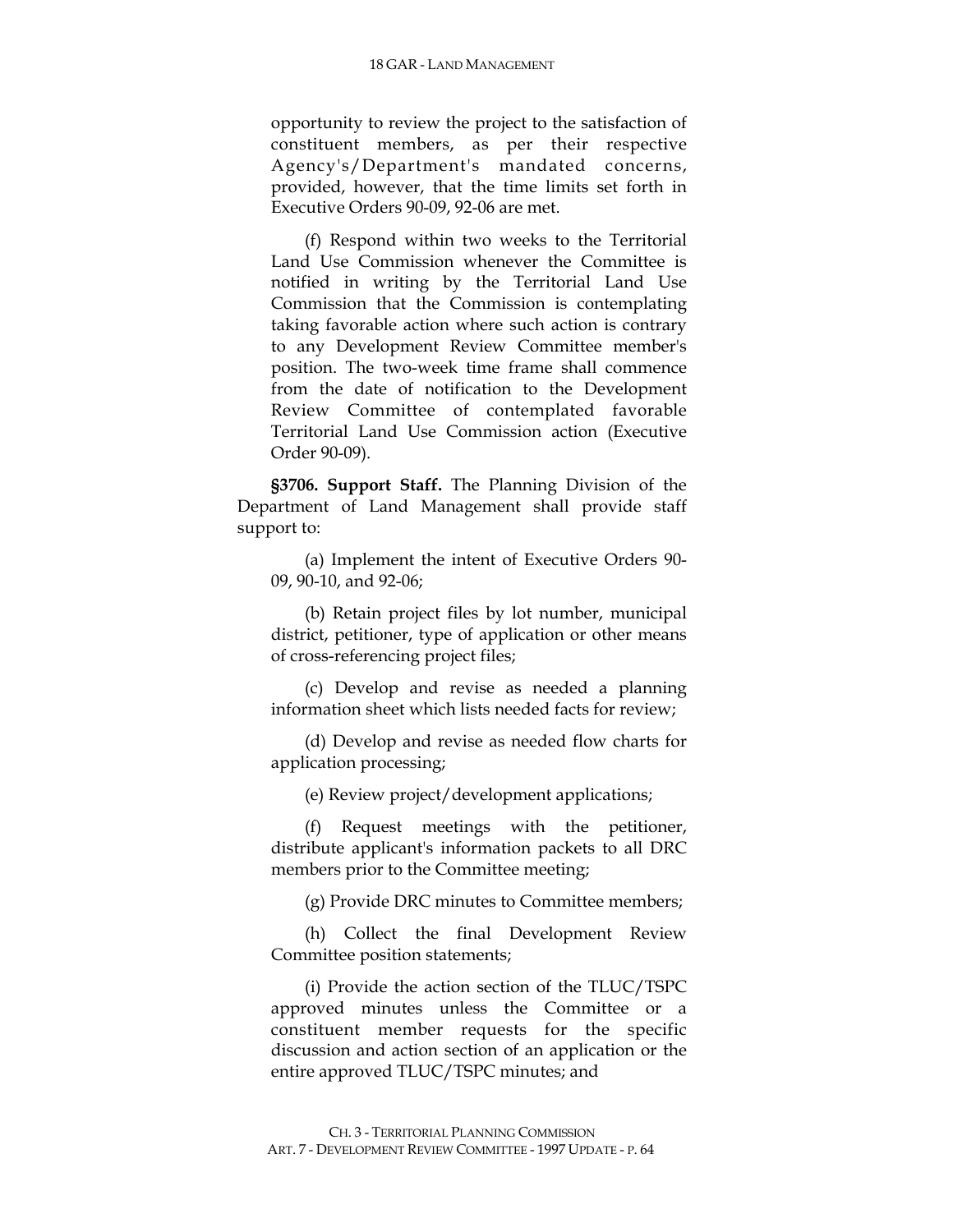opportunity to review the project to the satisfaction of constituent members, as per their respective Agency's/Department's mandated concerns, provided, however, that the time limits set forth in Executive Orders 90-09, 92-06 are met.

(f) Respond within two weeks to the Territorial Land Use Commission whenever the Committee is notified in writing by the Territorial Land Use Commission that the Commission is contemplating taking favorable action where such action is contrary to any Development Review Committee member's position. The two-week time frame shall commence from the date of notification to the Development Review Committee of contemplated favorable Territorial Land Use Commission action (Executive Order 90-09).

**§3706. Support Staff.** The Planning Division of the Department of Land Management shall provide staff support to:

(a) Implement the intent of Executive Orders 90-09, 90-10, and 92-06;

(b) Retain project files by lot number, municipal district, petitioner, type of application or other means of cross-referencing project files;

(c) Develop and revise as needed a planning information sheet which lists needed facts for review;

(d) Develop and revise as needed flow charts for application processing;

(e) Review project/development applications;

(f) Request meetings with the petitioner, distribute applicant's information packets to all DRC members prior to the Committee meeting;

(g) Provide DRC minutes to Committee members;

(h) Collect the final Development Review Committee position statements;

(i) Provide the action section of the TLUC/TSPC approved minutes unless the Committee or a constituent member requests for the specific discussion and action section of an application or the entire approved TLUC/TSPC minutes; and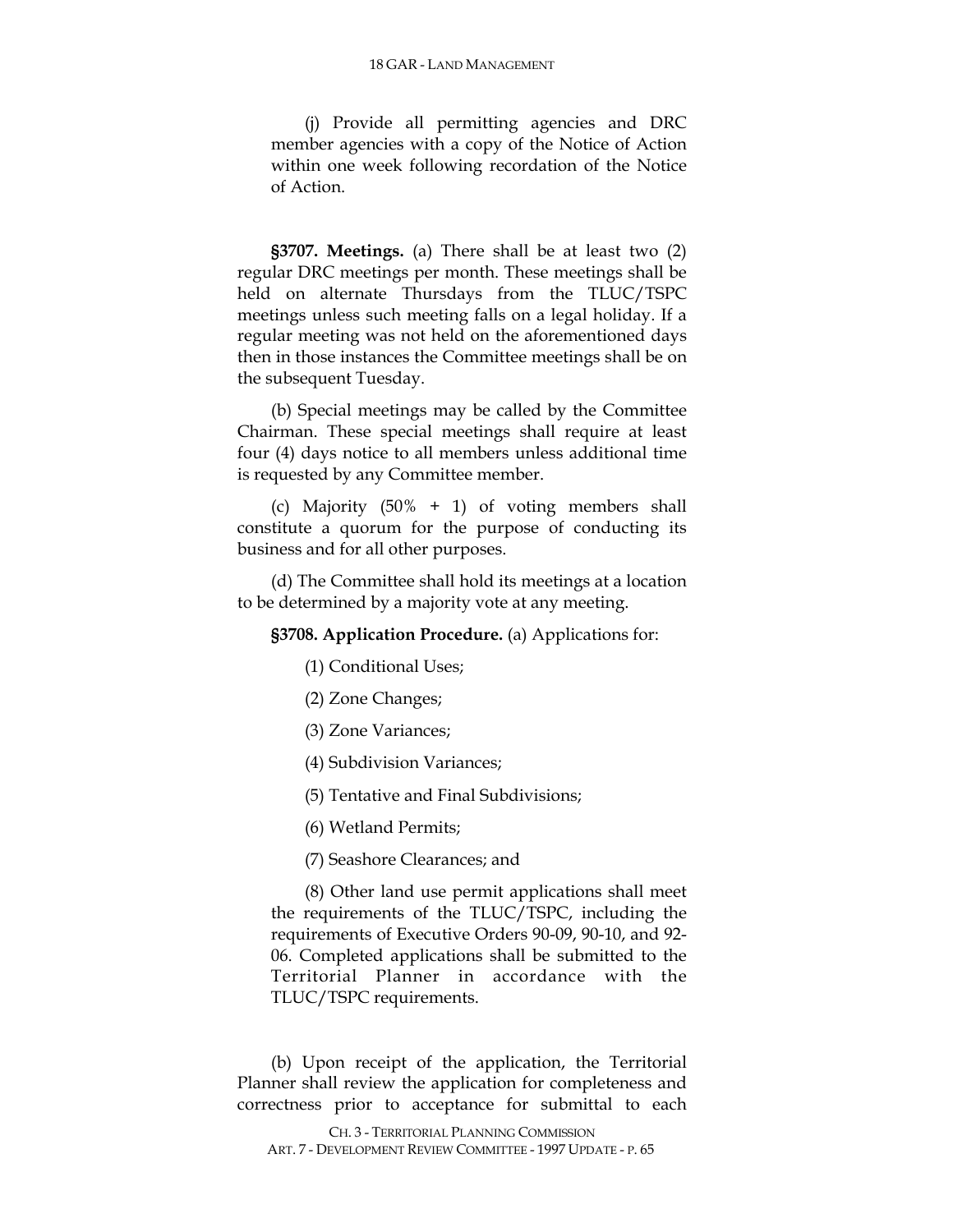(j) Provide all permitting agencies and DRC member agencies with a copy of the Notice of Action within one week following recordation of the Notice of Action.

**§3707. Meetings.** (a) There shall be at least two (2) regular DRC meetings per month. These meetings shall be held on alternate Thursdays from the TLUC/TSPC meetings unless such meeting falls on a legal holiday. If a regular meeting was not held on the aforementioned days then in those instances the Committee meetings shall be on the subsequent Tuesday.

(b) Special meetings may be called by the Committee Chairman. These special meetings shall require at least four (4) days notice to all members unless additional time is requested by any Committee member.

(c) Majority (50% + 1) of voting members shall constitute a quorum for the purpose of conducting its business and for all other purposes.

(d) The Committee shall hold its meetings at a location to be determined by a majority vote at any meeting.

**§3708. Application Procedure.** (a) Applications for:

(1) Conditional Uses;

(2) Zone Changes;

(3) Zone Variances;

(4) Subdivision Variances;

(5) Tentative and Final Subdivisions;

(6) Wetland Permits;

(7) Seashore Clearances; and

(8) Other land use permit applications shall meet the requirements of the TLUC/TSPC, including the requirements of Executive Orders 90-09, 90-10, and 92-06. Completed applications shall be submitted to the Territorial Planner in accordance with the TLUC/TSPC requirements.

(b) Upon receipt of the application, the Territorial Planner shall review the application for completeness and correctness prior to acceptance for submittal to each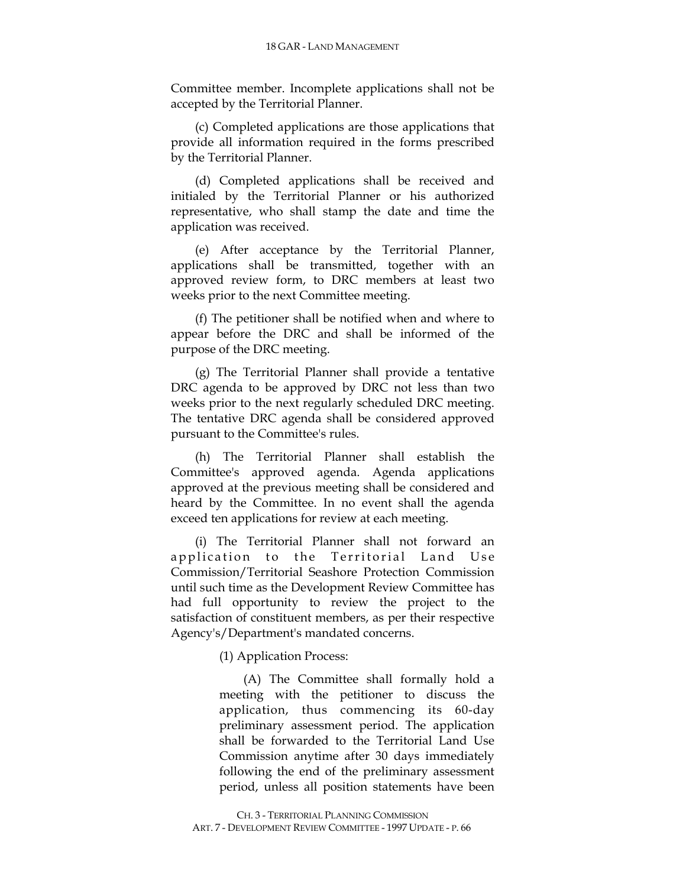Committee member. Incomplete applications shall not be accepted by the Territorial Planner.

(c) Completed applications are those applications that provide all information required in the forms prescribed by the Territorial Planner.

(d) Completed applications shall be received and initialed by the Territorial Planner or his authorized representative, who shall stamp the date and time the application was received.

(e) After acceptance by the Territorial Planner, applications shall be transmitted, together with an approved review form, to DRC members at least two weeks prior to the next Committee meeting.

(f) The petitioner shall be notified when and where to appear before the DRC and shall be informed of the purpose of the DRC meeting.

(g) The Territorial Planner shall provide a tentative DRC agenda to be approved by DRC not less than two weeks prior to the next regularly scheduled DRC meeting. The tentative DRC agenda shall be considered approved pursuant to the Committee's rules.

(h) The Territorial Planner shall establish the Committee's approved agenda. Agenda applications approved at the previous meeting shall be considered and heard by the Committee. In no event shall the agenda exceed ten applications for review at each meeting.

(i) The Territorial Planner shall not forward an application to the Territorial Land Use Commission/Territorial Seashore Protection Commission until such time as the Development Review Committee has had full opportunity to review the project to the satisfaction of constituent members, as per their respective Agency's/Department's mandated concerns.

(1) Application Process:

(A) The Committee shall formally hold a meeting with the petitioner to discuss the application, thus commencing its 60-day preliminary assessment period. The application shall be forwarded to the Territorial Land Use Commission anytime after 30 days immediately following the end of the preliminary assessment period, unless all position statements have been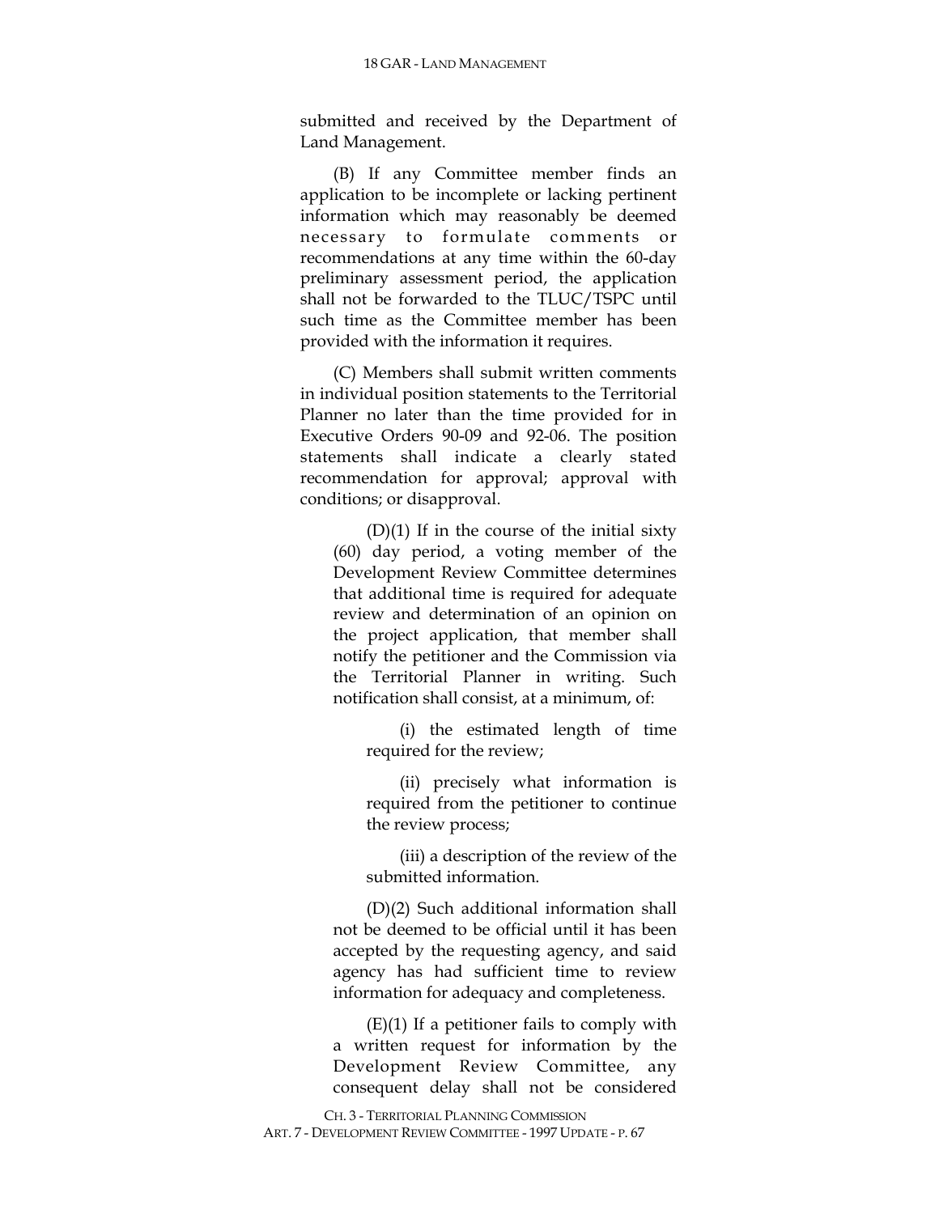submitted and received by the Department of Land Management.

(B) If any Committee member finds an application to be incomplete or lacking pertinent information which may reasonably be deemed necessary to formulate comments or recommendations at any time within the 60-day preliminary assessment period, the application shall not be forwarded to the TLUC/TSPC until such time as the Committee member has been provided with the information it requires.

(C) Members shall submit written comments in individual position statements to the Territorial Planner no later than the time provided for in Executive Orders 90-09 and 92-06. The position statements shall indicate a clearly stated recommendation for approval; approval with conditions; or disapproval.

(D)(1) If in the course of the initial sixty (60) day period, a voting member of the Development Review Committee determines that additional time is required for adequate review and determination of an opinion on the project application, that member shall notify the petitioner and the Commission via the Territorial Planner in writing. Such notification shall consist, at a minimum, of:

(i) the estimated length of time required for the review;

(ii) precisely what information is required from the petitioner to continue the review process;

(iii) a description of the review of the submitted information.

(D)(2) Such additional information shall not be deemed to be official until it has been accepted by the requesting agency, and said agency has had sufficient time to review information for adequacy and completeness.

(E)(1) If a petitioner fails to comply with a written request for information by the Development Review Committee, any consequent delay shall not be considered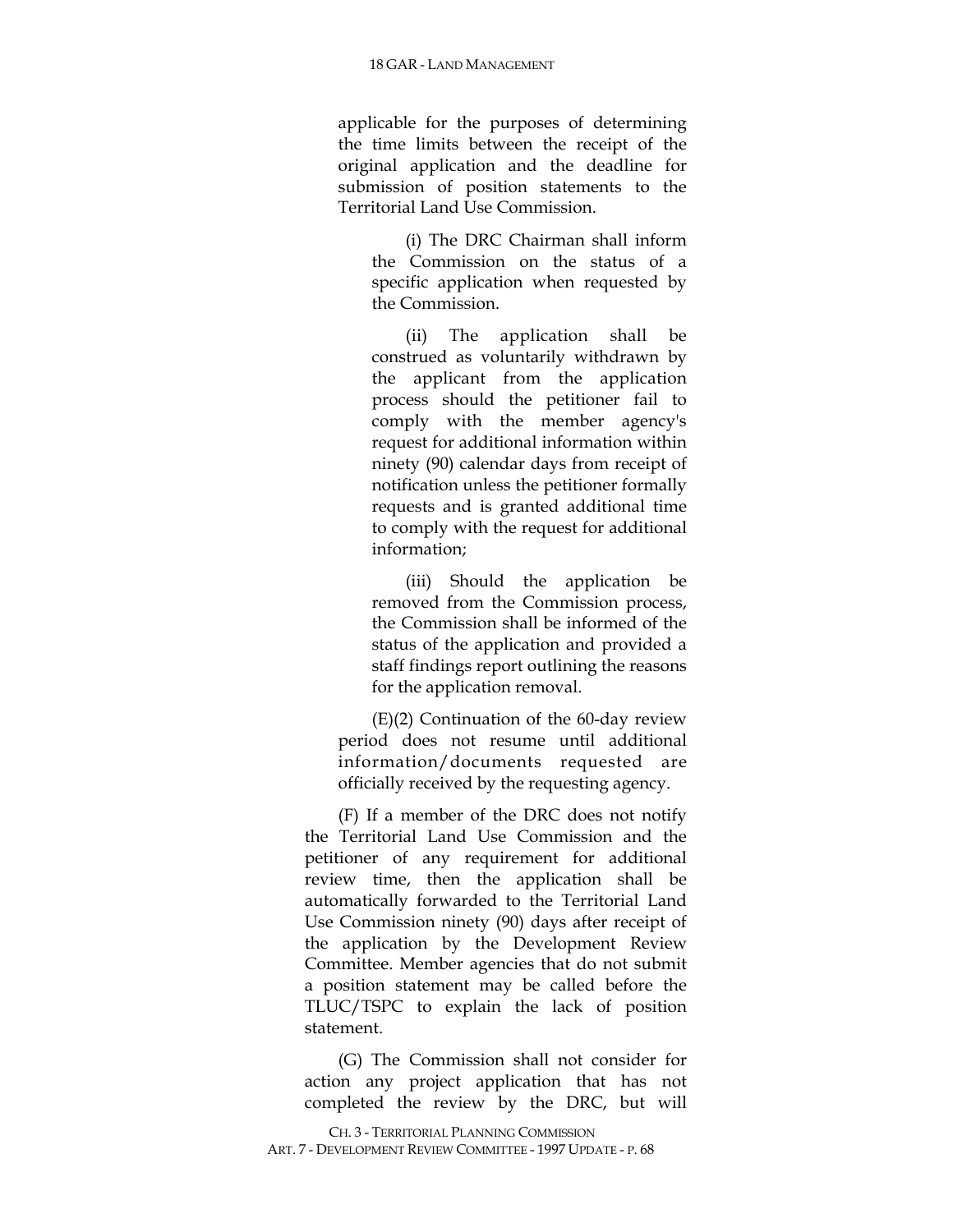applicable for the purposes of determining the time limits between the receipt of the original application and the deadline for submission of position statements to the Territorial Land Use Commission.

(i) The DRC Chairman shall inform the Commission on the status of a specific application when requested by the Commission.

(ii) The application shall be construed as voluntarily withdrawn by the applicant from the application process should the petitioner fail to comply with the member agency's request for additional information within ninety (90) calendar days from receipt of notification unless the petitioner formally requests and is granted additional time to comply with the request for additional information;

(iii) Should the application be removed from the Commission process, the Commission shall be informed of the status of the application and provided a staff findings report outlining the reasons for the application removal.

(E)(2) Continuation of the 60-day review period does not resume until additional information/documents requested are officially received by the requesting agency.

(F) If a member of the DRC does not notify the Territorial Land Use Commission and the petitioner of any requirement for additional review time, then the application shall be automatically forwarded to the Territorial Land Use Commission ninety (90) days after receipt of the application by the Development Review Committee. Member agencies that do not submit a position statement may be called before the TLUC/TSPC to explain the lack of position statement.

(G) The Commission shall not consider for action any project application that has not completed the review by the DRC, but will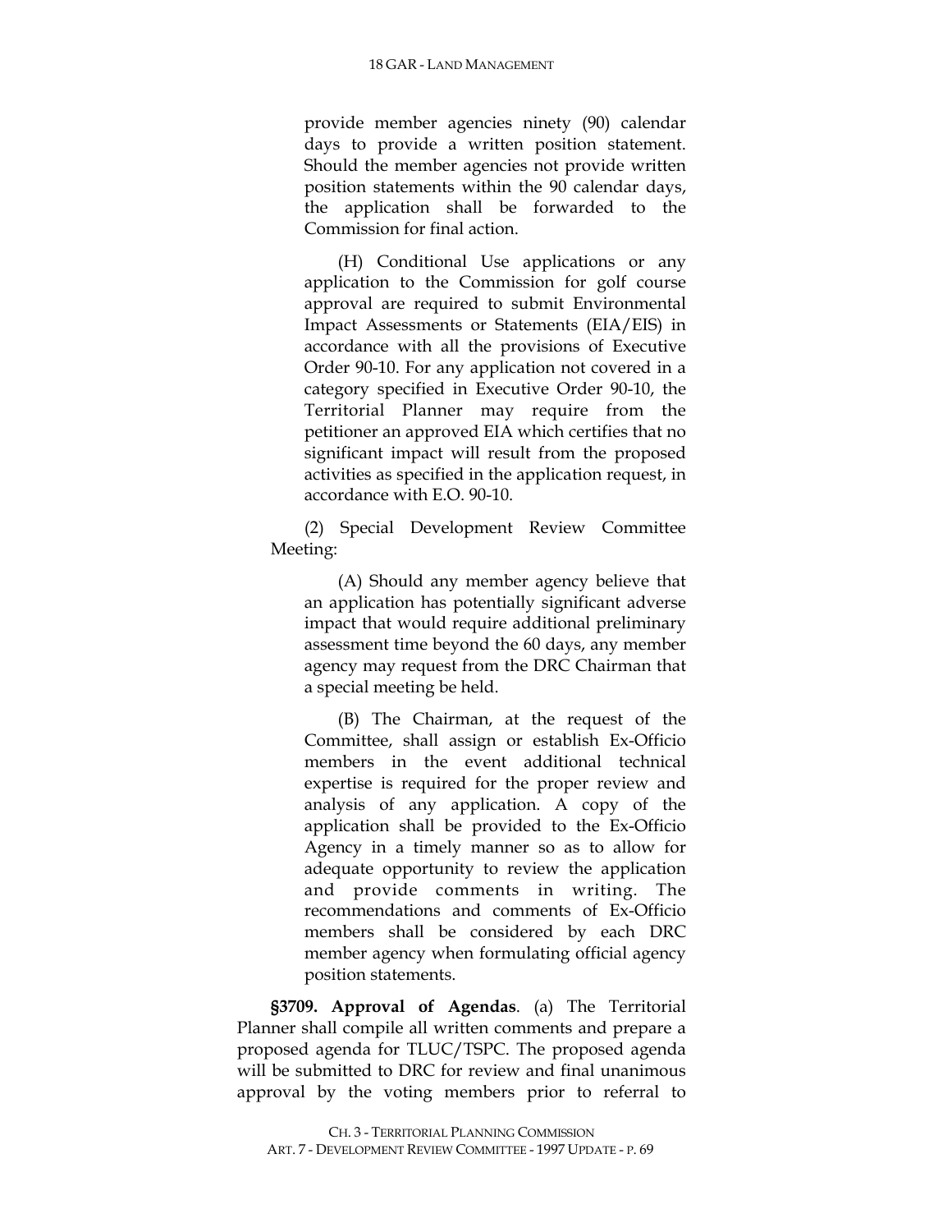provide member agencies ninety (90) calendar days to provide a written position statement. Should the member agencies not provide written position statements within the 90 calendar days, the application shall be forwarded to the Commission for final action.

(H) Conditional Use applications or any application to the Commission for golf course approval are required to submit Environmental Impact Assessments or Statements (EIA/EIS) in accordance with all the provisions of Executive Order 90-10. For any application not covered in a category specified in Executive Order 90-10, the Territorial Planner may require from the petitioner an approved EIA which certifies that no significant impact will result from the proposed activities as specified in the application request, in accordance with E.O. 90-10.

(2) Special Development Review Committee Meeting:

(A) Should any member agency believe that an application has potentially significant adverse impact that would require additional preliminary assessment time beyond the 60 days, any member agency may request from the DRC Chairman that a special meeting be held.

(B) The Chairman, at the request of the Committee, shall assign or establish Ex-Officio members in the event additional technical expertise is required for the proper review and analysis of any application. A copy of the application shall be provided to the Ex-Officio Agency in a timely manner so as to allow for adequate opportunity to review the application and provide comments in writing. The recommendations and comments of Ex-Officio members shall be considered by each DRC member agency when formulating official agency position statements.

**§3709. Approval of Agendas**. (a) The Territorial Planner shall compile all written comments and prepare a proposed agenda for TLUC/TSPC. The proposed agenda will be submitted to DRC for review and final unanimous approval by the voting members prior to referral to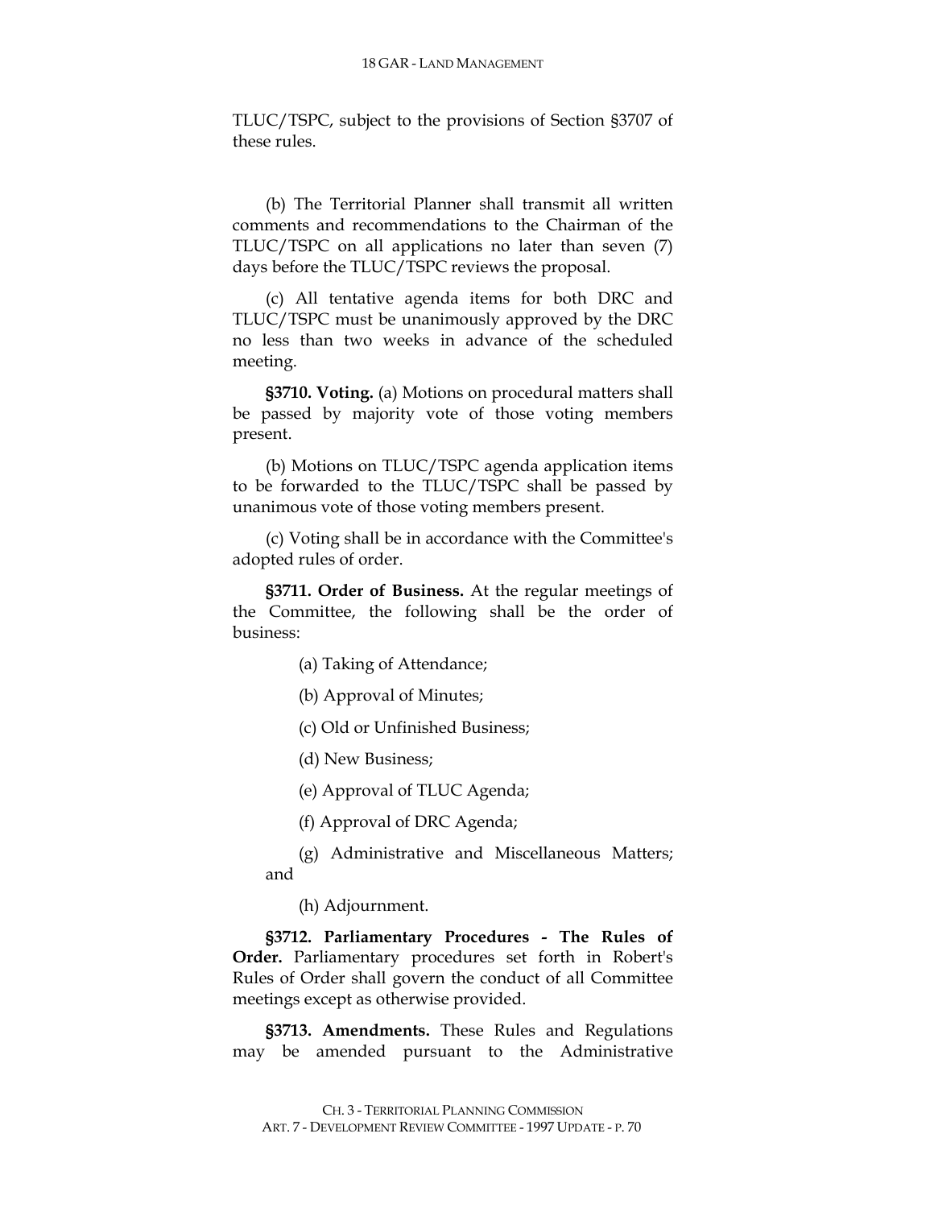TLUC/TSPC, subject to the provisions of Section §3707 of these rules.

(b) The Territorial Planner shall transmit all written comments and recommendations to the Chairman of the TLUC/TSPC on all applications no later than seven (7) days before the TLUC/TSPC reviews the proposal.

(c) All tentative agenda items for both DRC and TLUC/TSPC must be unanimously approved by the DRC no less than two weeks in advance of the scheduled meeting.

**§3710. Voting.** (a) Motions on procedural matters shall be passed by majority vote of those voting members present.

(b) Motions on TLUC/TSPC agenda application items to be forwarded to the TLUC/TSPC shall be passed by unanimous vote of those voting members present.

(c) Voting shall be in accordance with the Committee's adopted rules of order.

**§3711. Order of Business.** At the regular meetings of the Committee, the following shall be the order of business:

(a) Taking of Attendance;

(b) Approval of Minutes;

(c) Old or Unfinished Business;

(d) New Business;

(e) Approval of TLUC Agenda;

(f) Approval of DRC Agenda;

(g) Administrative and Miscellaneous Matters; and

(h) Adjournment.

**§3712. Parliamentary Procedures - The Rules of Order.** Parliamentary procedures set forth in Robert's Rules of Order shall govern the conduct of all Committee meetings except as otherwise provided.

**§3713. Amendments.** These Rules and Regulations may be amended pursuant to the Administrative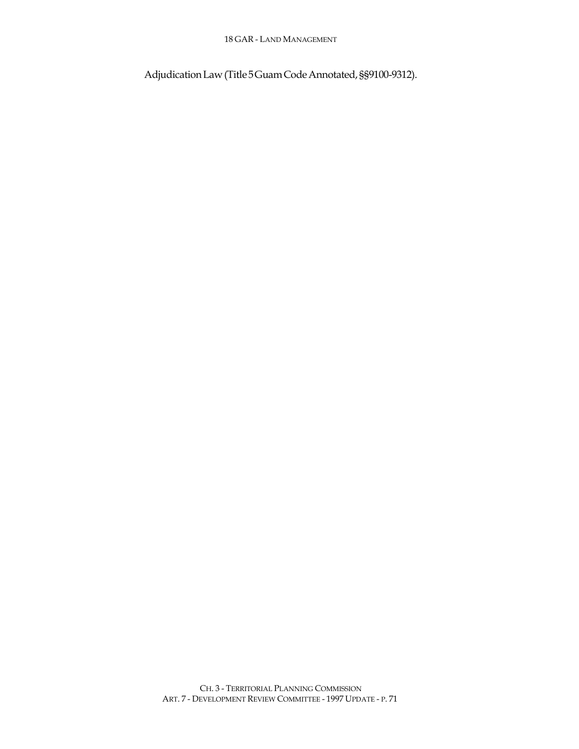Adjudication Law (Title 5 Guam Code Annotated, §§9100-9312).